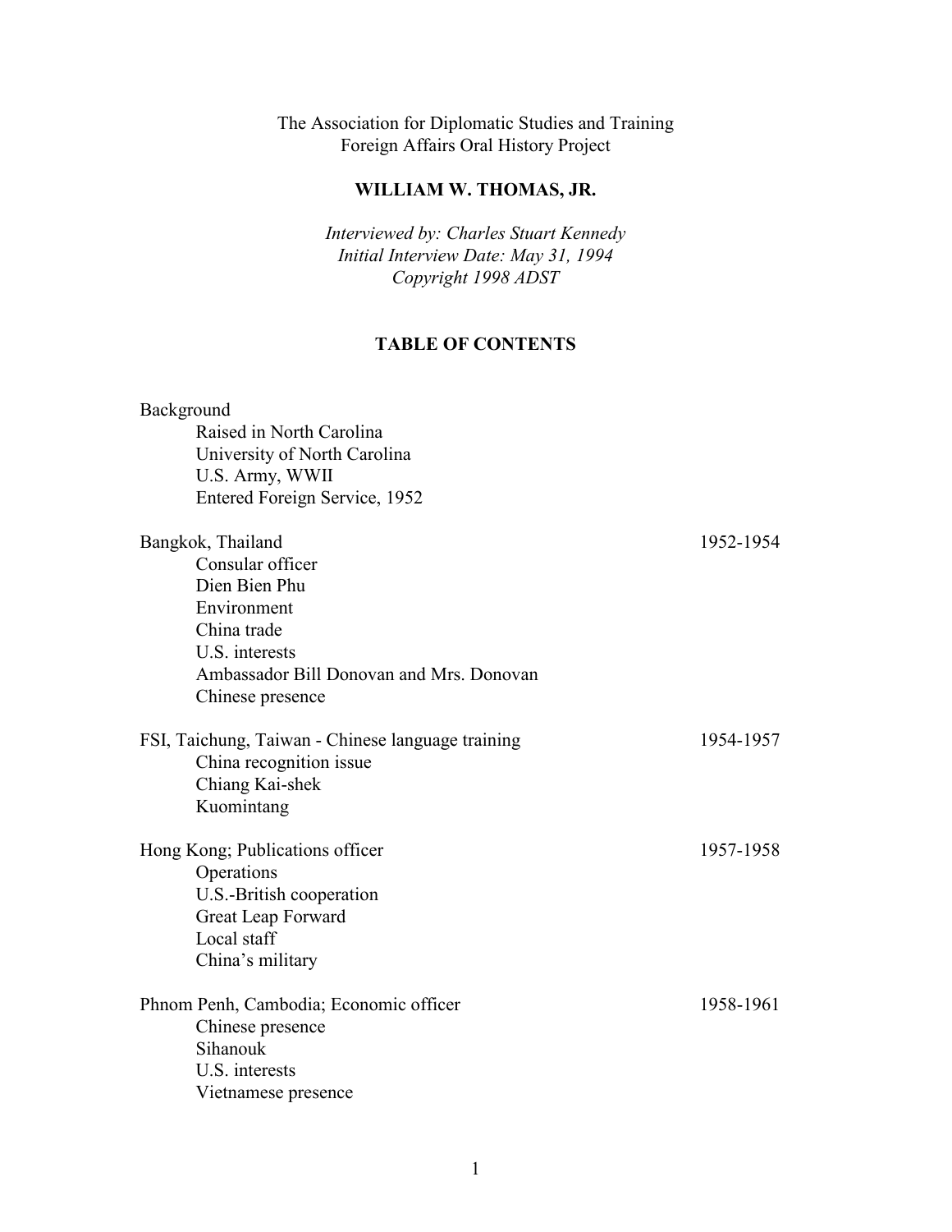The Association for Diplomatic Studies and Training
Foreign Affairs Oral History Project

# WILLIAM W. THOMAS, JR.

*Interviewed by: Charles Stuart Kennedy*
*Initial Interview Date: May 31, 1994*
*Copyright 1998 ADST*

## TABLE OF CONTENTS

Background
- Raised in North Carolina
- University of North Carolina
- U.S. Army, WWII
- Entered Foreign Service, 1952

Bangkok, Thailand — 1952-1954
- Consular officer
- Dien Bien Phu
- Environment
- China trade
- U.S. interests
- Ambassador Bill Donovan and Mrs. Donovan
- Chinese presence

FSI, Taichung, Taiwan - Chinese language training — 1954-1957
- China recognition issue
- Chiang Kai-shek
- Kuomintang

Hong Kong; Publications officer — 1957-1958
- Operations
- U.S.-British cooperation
- Great Leap Forward
- Local staff
- China's military

Phnom Penh, Cambodia; Economic officer — 1958-1961
- Chinese presence
- Sihanouk
- U.S. interests
- Vietnamese presence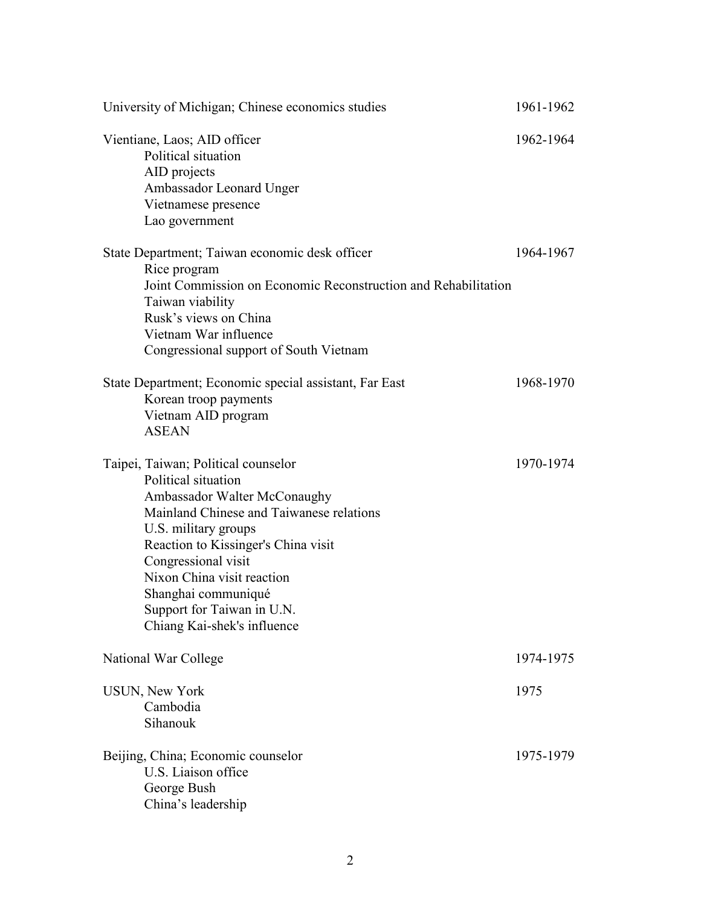University of Michigan; Chinese economics studies 1961-1962

Vientiane, Laos; AID officer 1962-1964
- Political situation
- AID projects
- Ambassador Leonard Unger
- Vietnamese presence
- Lao government

State Department; Taiwan economic desk officer 1964-1967
- Rice program
- Joint Commission on Economic Reconstruction and Rehabilitation
- Taiwan viability
- Rusk's views on China
- Vietnam War influence
- Congressional support of South Vietnam

State Department; Economic special assistant, Far East 1968-1970
- Korean troop payments
- Vietnam AID program
- ASEAN

Taipei, Taiwan; Political counselor 1970-1974
- Political situation
- Ambassador Walter McConaughy
- Mainland Chinese and Taiwanese relations
- U.S. military groups
- Reaction to Kissinger's China visit
- Congressional visit
- Nixon China visit reaction
- Shanghai communiqué
- Support for Taiwan in U.N.
- Chiang Kai-shek's influence

National War College 1974-1975

USUN, New York 1975
- Cambodia
- Sihanouk

Beijing, China; Economic counselor 1975-1979
- U.S. Liaison office
- George Bush
- China's leadership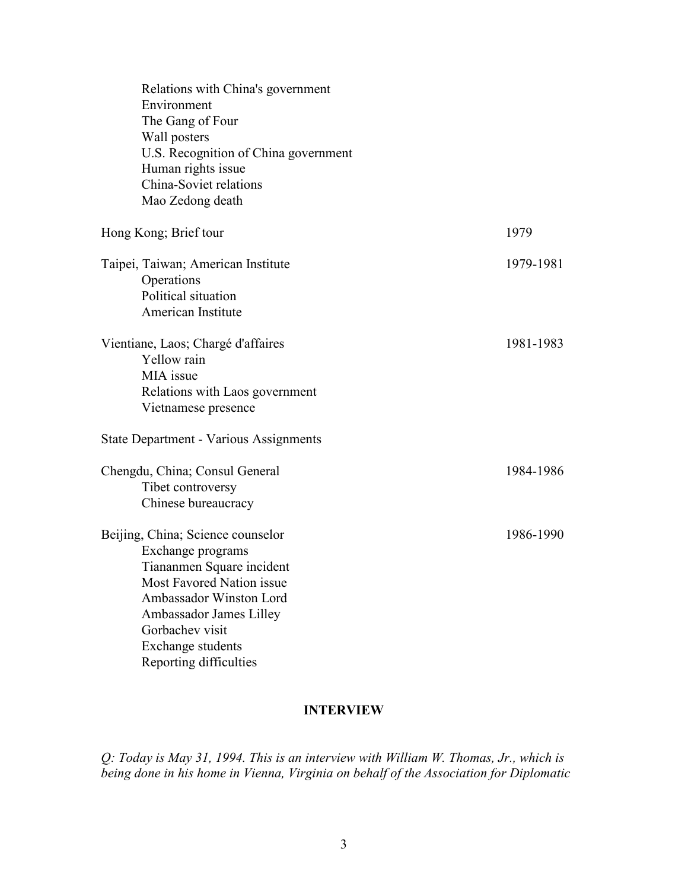Relations with China's government
Environment
The Gang of Four
Wall posters
U.S. Recognition of China government
Human rights issue
China-Soviet relations
Mao Zedong death

Hong Kong; Brief tour 1979

Taipei, Taiwan; American Institute 1979-1981
Operations
Political situation
American Institute

Vientiane, Laos; Chargé d'affaires 1981-1983
Yellow rain
MIA issue
Relations with Laos government
Vietnamese presence

State Department - Various Assignments

Chengdu, China; Consul General 1984-1986
Tibet controversy
Chinese bureaucracy

Beijing, China; Science counselor 1986-1990
Exchange programs
Tiananmen Square incident
Most Favored Nation issue
Ambassador Winston Lord
Ambassador James Lilley
Gorbachev visit
Exchange students
Reporting difficulties

## INTERVIEW

*Q: Today is May 31, 1994. This is an interview with William W. Thomas, Jr., which is being done in his home in Vienna, Virginia on behalf of the Association for Diplomatic*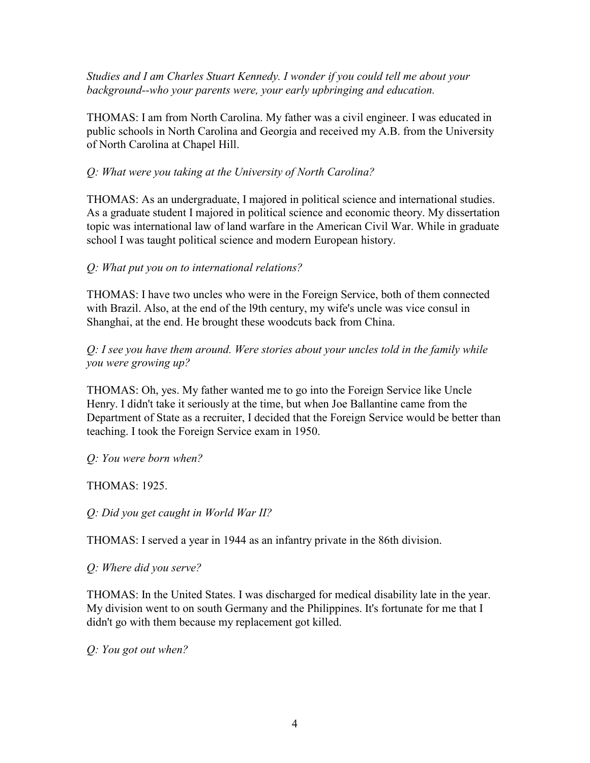*Studies and I am Charles Stuart Kennedy. I wonder if you could tell me about your background--who your parents were, your early upbringing and education.*

THOMAS: I am from North Carolina. My father was a civil engineer. I was educated in public schools in North Carolina and Georgia and received my A.B. from the University of North Carolina at Chapel Hill.

*Q: What were you taking at the University of North Carolina?*

THOMAS: As an undergraduate, I majored in political science and international studies. As a graduate student I majored in political science and economic theory. My dissertation topic was international law of land warfare in the American Civil War. While in graduate school I was taught political science and modern European history.

*Q: What put you on to international relations?*

THOMAS: I have two uncles who were in the Foreign Service, both of them connected with Brazil. Also, at the end of the l9th century, my wife's uncle was vice consul in Shanghai, at the end. He brought these woodcuts back from China.

*Q: I see you have them around. Were stories about your uncles told in the family while you were growing up?*

THOMAS: Oh, yes. My father wanted me to go into the Foreign Service like Uncle Henry. I didn't take it seriously at the time, but when Joe Ballantine came from the Department of State as a recruiter, I decided that the Foreign Service would be better than teaching. I took the Foreign Service exam in 1950.

*Q: You were born when?*

THOMAS: 1925.

*Q: Did you get caught in World War II?*

THOMAS: I served a year in 1944 as an infantry private in the 86th division.

*Q: Where did you serve?*

THOMAS: In the United States. I was discharged for medical disability late in the year. My division went to on south Germany and the Philippines. It's fortunate for me that I didn't go with them because my replacement got killed.

*Q: You got out when?*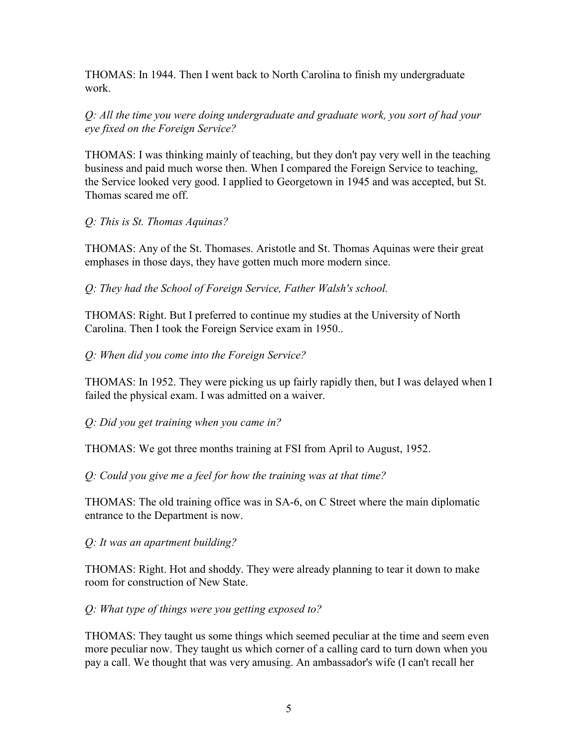THOMAS: In 1944. Then I went back to North Carolina to finish my undergraduate work.

*Q: All the time you were doing undergraduate and graduate work, you sort of had your eye fixed on the Foreign Service?*

THOMAS: I was thinking mainly of teaching, but they don't pay very well in the teaching business and paid much worse then. When I compared the Foreign Service to teaching, the Service looked very good. I applied to Georgetown in 1945 and was accepted, but St. Thomas scared me off.

*Q: This is St. Thomas Aquinas?*

THOMAS: Any of the St. Thomases. Aristotle and St. Thomas Aquinas were their great emphases in those days, they have gotten much more modern since.

*Q: They had the School of Foreign Service, Father Walsh's school.*

THOMAS: Right. But I preferred to continue my studies at the University of North Carolina. Then I took the Foreign Service exam in 1950..

*Q: When did you come into the Foreign Service?*

THOMAS: In 1952. They were picking us up fairly rapidly then, but I was delayed when I failed the physical exam. I was admitted on a waiver.

*Q: Did you get training when you came in?*

THOMAS: We got three months training at FSI from April to August, 1952.

*Q: Could you give me a feel for how the training was at that time?*

THOMAS: The old training office was in SA-6, on C Street where the main diplomatic entrance to the Department is now.

*Q: It was an apartment building?*

THOMAS: Right. Hot and shoddy. They were already planning to tear it down to make room for construction of New State.

*Q: What type of things were you getting exposed to?*

THOMAS: They taught us some things which seemed peculiar at the time and seem even more peculiar now. They taught us which corner of a calling card to turn down when you pay a call. We thought that was very amusing. An ambassador's wife (I can't recall her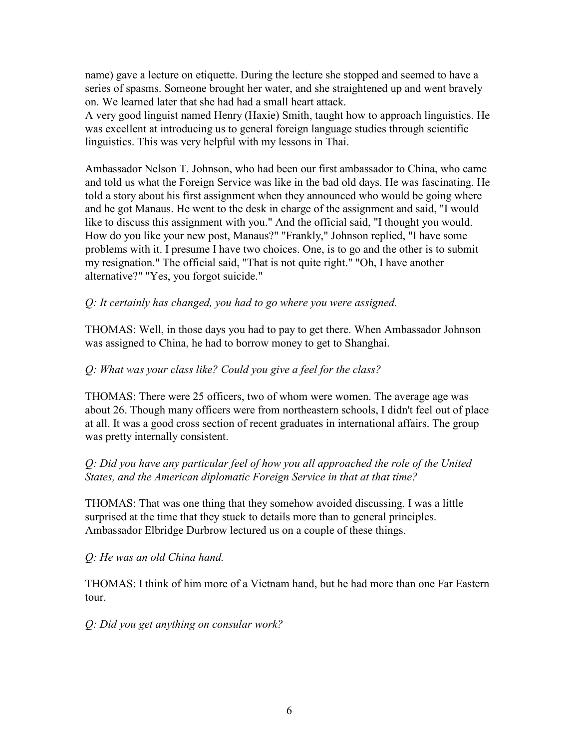name) gave a lecture on etiquette. During the lecture she stopped and seemed to have a series of spasms. Someone brought her water, and she straightened up and went bravely on. We learned later that she had had a small heart attack.
A very good linguist named Henry (Haxie) Smith, taught how to approach linguistics. He was excellent at introducing us to general foreign language studies through scientific linguistics. This was very helpful with my lessons in Thai.

Ambassador Nelson T. Johnson, who had been our first ambassador to China, who came and told us what the Foreign Service was like in the bad old days. He was fascinating. He told a story about his first assignment when they announced who would be going where and he got Manaus. He went to the desk in charge of the assignment and said, "I would like to discuss this assignment with you." And the official said, "I thought you would. How do you like your new post, Manaus?" "Frankly," Johnson replied, "I have some problems with it. I presume I have two choices. One, is to go and the other is to submit my resignation." The official said, "That is not quite right." "Oh, I have another alternative?" "Yes, you forgot suicide."

*Q: It certainly has changed, you had to go where you were assigned.*

THOMAS: Well, in those days you had to pay to get there. When Ambassador Johnson was assigned to China, he had to borrow money to get to Shanghai.

*Q: What was your class like? Could you give a feel for the class?*

THOMAS: There were 25 officers, two of whom were women. The average age was about 26. Though many officers were from northeastern schools, I didn't feel out of place at all. It was a good cross section of recent graduates in international affairs. The group was pretty internally consistent.

*Q: Did you have any particular feel of how you all approached the role of the United States, and the American diplomatic Foreign Service in that at that time?*

THOMAS: That was one thing that they somehow avoided discussing. I was a little surprised at the time that they stuck to details more than to general principles. Ambassador Elbridge Durbrow lectured us on a couple of these things.

*Q: He was an old China hand.*

THOMAS: I think of him more of a Vietnam hand, but he had more than one Far Eastern tour.

*Q: Did you get anything on consular work?*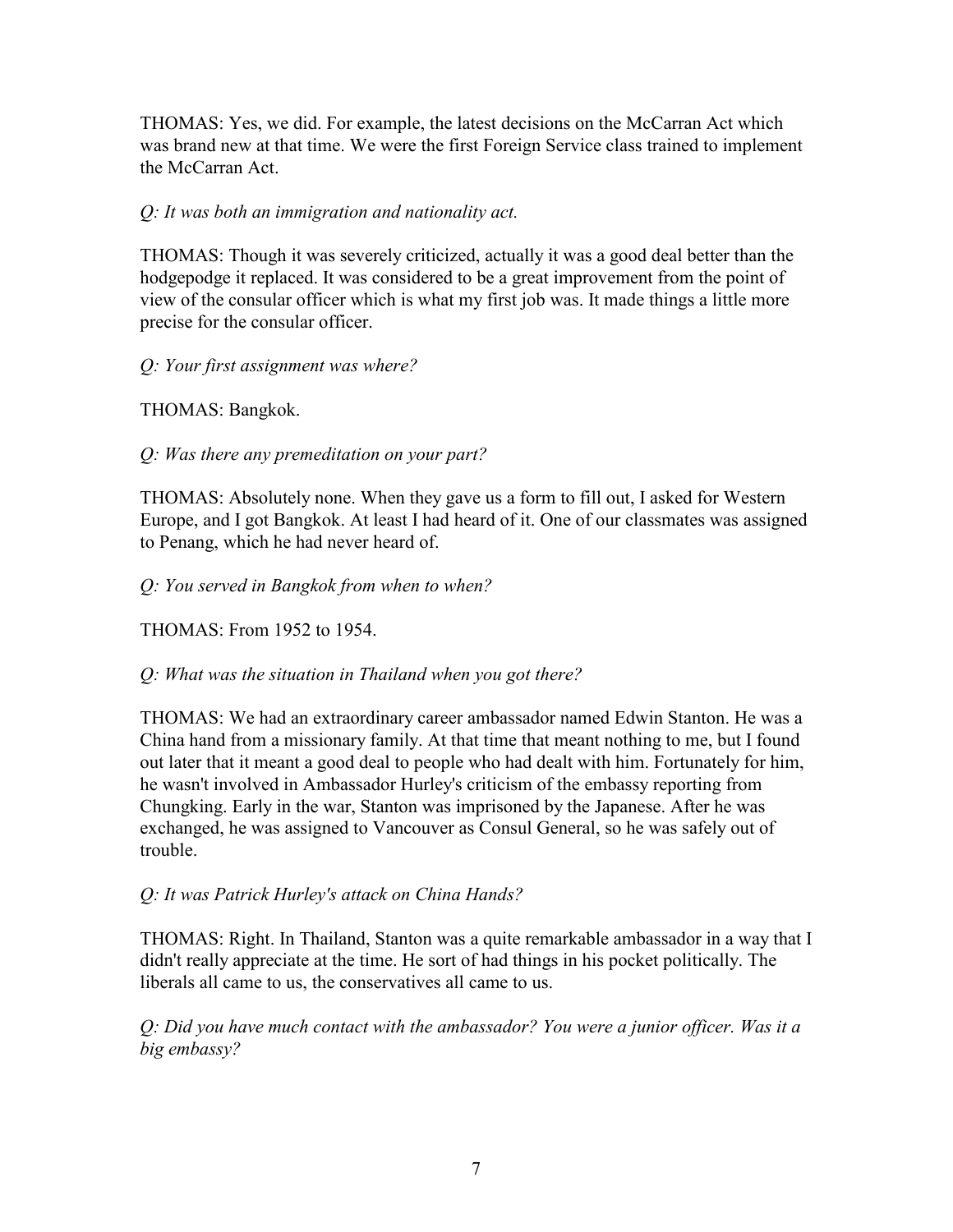THOMAS: Yes, we did. For example, the latest decisions on the McCarran Act which was brand new at that time. We were the first Foreign Service class trained to implement the McCarran Act.

*Q: It was both an immigration and nationality act.*

THOMAS: Though it was severely criticized, actually it was a good deal better than the hodgepodge it replaced. It was considered to be a great improvement from the point of view of the consular officer which is what my first job was. It made things a little more precise for the consular officer.

*Q: Your first assignment was where?*

THOMAS: Bangkok.

*Q: Was there any premeditation on your part?*

THOMAS: Absolutely none. When they gave us a form to fill out, I asked for Western Europe, and I got Bangkok. At least I had heard of it. One of our classmates was assigned to Penang, which he had never heard of.

*Q: You served in Bangkok from when to when?*

THOMAS: From 1952 to 1954.

*Q: What was the situation in Thailand when you got there?*

THOMAS: We had an extraordinary career ambassador named Edwin Stanton. He was a China hand from a missionary family. At that time that meant nothing to me, but I found out later that it meant a good deal to people who had dealt with him. Fortunately for him, he wasn't involved in Ambassador Hurley's criticism of the embassy reporting from Chungking. Early in the war, Stanton was imprisoned by the Japanese. After he was exchanged, he was assigned to Vancouver as Consul General, so he was safely out of trouble.

*Q: It was Patrick Hurley's attack on China Hands?*

THOMAS: Right. In Thailand, Stanton was a quite remarkable ambassador in a way that I didn't really appreciate at the time. He sort of had things in his pocket politically. The liberals all came to us, the conservatives all came to us.

*Q: Did you have much contact with the ambassador? You were a junior officer. Was it a big embassy?*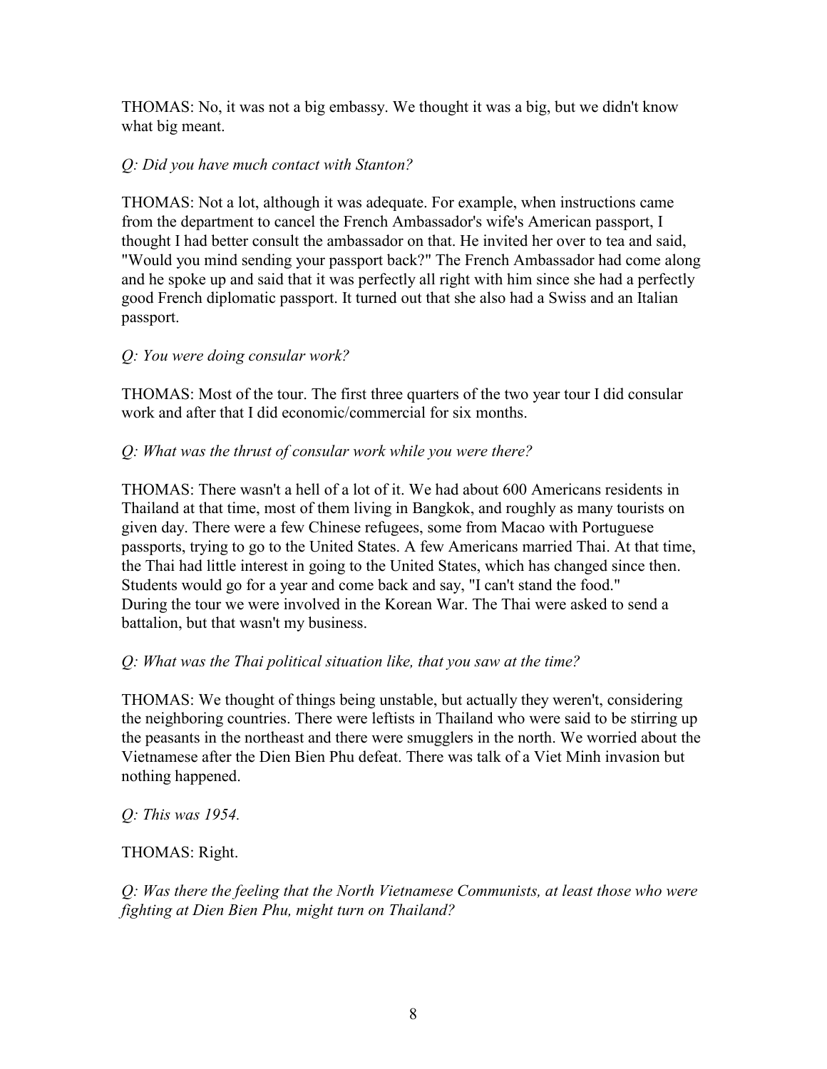THOMAS: No, it was not a big embassy. We thought it was a big, but we didn't know what big meant.

*Q: Did you have much contact with Stanton?*

THOMAS: Not a lot, although it was adequate. For example, when instructions came from the department to cancel the French Ambassador's wife's American passport, I thought I had better consult the ambassador on that. He invited her over to tea and said, "Would you mind sending your passport back?" The French Ambassador had come along and he spoke up and said that it was perfectly all right with him since she had a perfectly good French diplomatic passport. It turned out that she also had a Swiss and an Italian passport.

*Q: You were doing consular work?*

THOMAS: Most of the tour. The first three quarters of the two year tour I did consular work and after that I did economic/commercial for six months.

*Q: What was the thrust of consular work while you were there?*

THOMAS: There wasn't a hell of a lot of it. We had about 600 Americans residents in Thailand at that time, most of them living in Bangkok, and roughly as many tourists on given day. There were a few Chinese refugees, some from Macao with Portuguese passports, trying to go to the United States. A few Americans married Thai. At that time, the Thai had little interest in going to the United States, which has changed since then. Students would go for a year and come back and say, "I can't stand the food."
During the tour we were involved in the Korean War. The Thai were asked to send a battalion, but that wasn't my business.

*Q: What was the Thai political situation like, that you saw at the time?*

THOMAS: We thought of things being unstable, but actually they weren't, considering the neighboring countries. There were leftists in Thailand who were said to be stirring up the peasants in the northeast and there were smugglers in the north. We worried about the Vietnamese after the Dien Bien Phu defeat. There was talk of a Viet Minh invasion but nothing happened.

*Q: This was 1954.*

THOMAS: Right.

*Q: Was there the feeling that the North Vietnamese Communists, at least those who were fighting at Dien Bien Phu, might turn on Thailand?*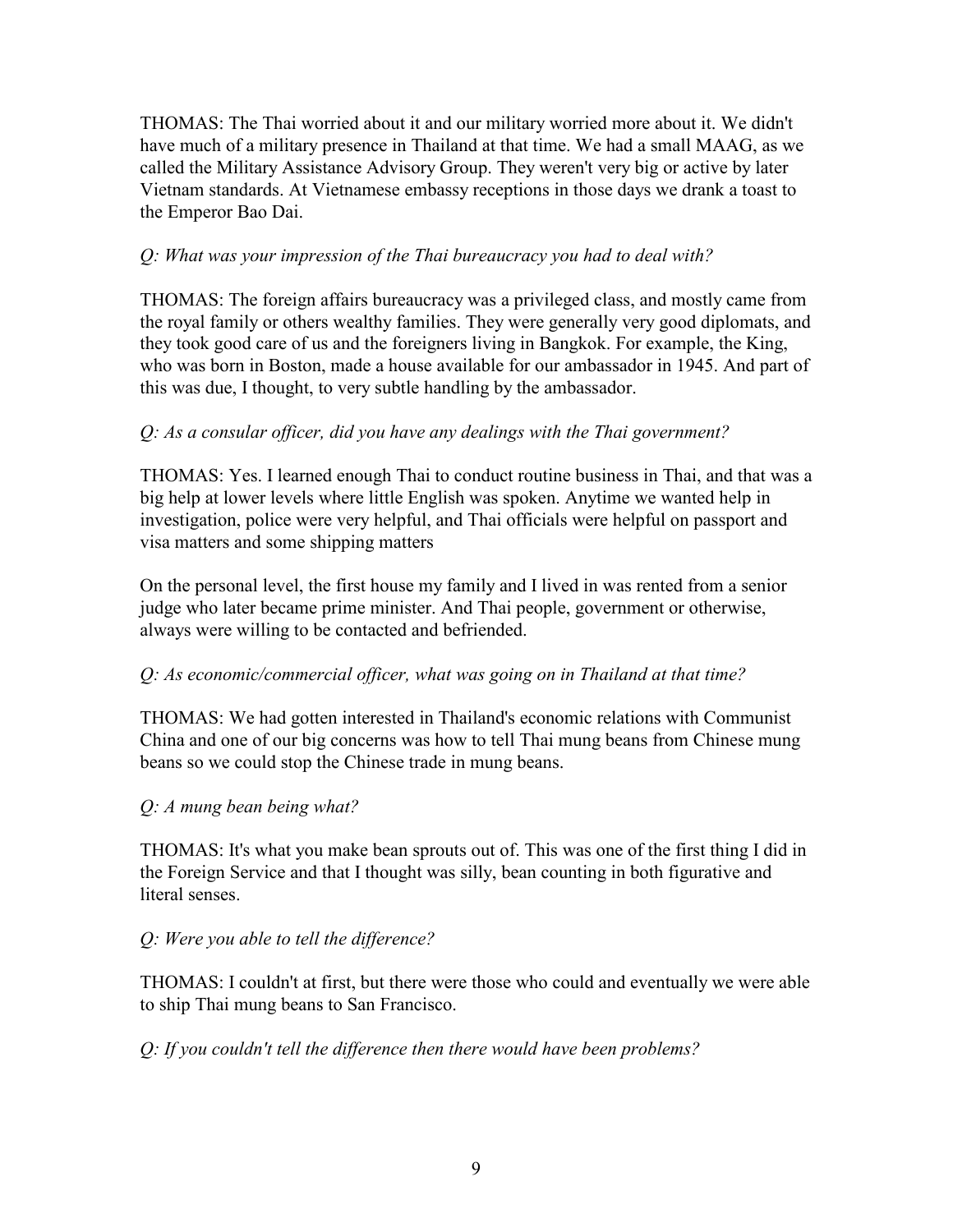THOMAS: The Thai worried about it and our military worried more about it. We didn't have much of a military presence in Thailand at that time. We had a small MAAG, as we called the Military Assistance Advisory Group. They weren't very big or active by later Vietnam standards. At Vietnamese embassy receptions in those days we drank a toast to the Emperor Bao Dai.

*Q: What was your impression of the Thai bureaucracy you had to deal with?*

THOMAS: The foreign affairs bureaucracy was a privileged class, and mostly came from the royal family or others wealthy families. They were generally very good diplomats, and they took good care of us and the foreigners living in Bangkok. For example, the King, who was born in Boston, made a house available for our ambassador in 1945. And part of this was due, I thought, to very subtle handling by the ambassador.

*Q: As a consular officer, did you have any dealings with the Thai government?*

THOMAS: Yes. I learned enough Thai to conduct routine business in Thai, and that was a big help at lower levels where little English was spoken. Anytime we wanted help in investigation, police were very helpful, and Thai officials were helpful on passport and visa matters and some shipping matters

On the personal level, the first house my family and I lived in was rented from a senior judge who later became prime minister. And Thai people, government or otherwise, always were willing to be contacted and befriended.

*Q: As economic/commercial officer, what was going on in Thailand at that time?*

THOMAS: We had gotten interested in Thailand's economic relations with Communist China and one of our big concerns was how to tell Thai mung beans from Chinese mung beans so we could stop the Chinese trade in mung beans.

*Q: A mung bean being what?*

THOMAS: It's what you make bean sprouts out of. This was one of the first thing I did in the Foreign Service and that I thought was silly, bean counting in both figurative and literal senses.

*Q: Were you able to tell the difference?*

THOMAS: I couldn't at first, but there were those who could and eventually we were able to ship Thai mung beans to San Francisco.

*Q: If you couldn't tell the difference then there would have been problems?*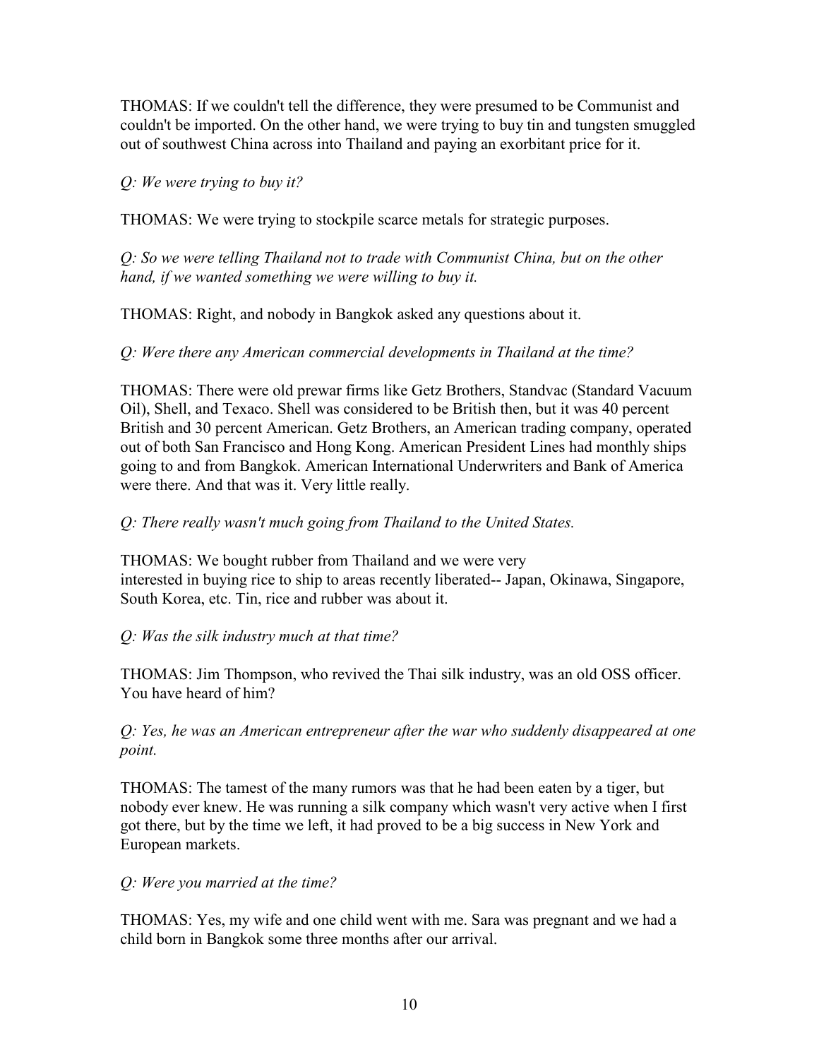THOMAS: If we couldn't tell the difference, they were presumed to be Communist and couldn't be imported. On the other hand, we were trying to buy tin and tungsten smuggled out of southwest China across into Thailand and paying an exorbitant price for it.

*Q: We were trying to buy it?*

THOMAS: We were trying to stockpile scarce metals for strategic purposes.

*Q: So we were telling Thailand not to trade with Communist China, but on the other hand, if we wanted something we were willing to buy it.*

THOMAS: Right, and nobody in Bangkok asked any questions about it.

*Q: Were there any American commercial developments in Thailand at the time?*

THOMAS: There were old prewar firms like Getz Brothers, Standvac (Standard Vacuum Oil), Shell, and Texaco. Shell was considered to be British then, but it was 40 percent British and 30 percent American. Getz Brothers, an American trading company, operated out of both San Francisco and Hong Kong. American President Lines had monthly ships going to and from Bangkok. American International Underwriters and Bank of America were there. And that was it. Very little really.

*Q: There really wasn't much going from Thailand to the United States.*

THOMAS: We bought rubber from Thailand and we were very interested in buying rice to ship to areas recently liberated-- Japan, Okinawa, Singapore, South Korea, etc. Tin, rice and rubber was about it.

*Q: Was the silk industry much at that time?*

THOMAS: Jim Thompson, who revived the Thai silk industry, was an old OSS officer. You have heard of him?

*Q: Yes, he was an American entrepreneur after the war who suddenly disappeared at one point.*

THOMAS: The tamest of the many rumors was that he had been eaten by a tiger, but nobody ever knew. He was running a silk company which wasn't very active when I first got there, but by the time we left, it had proved to be a big success in New York and European markets.

*Q: Were you married at the time?*

THOMAS: Yes, my wife and one child went with me. Sara was pregnant and we had a child born in Bangkok some three months after our arrival.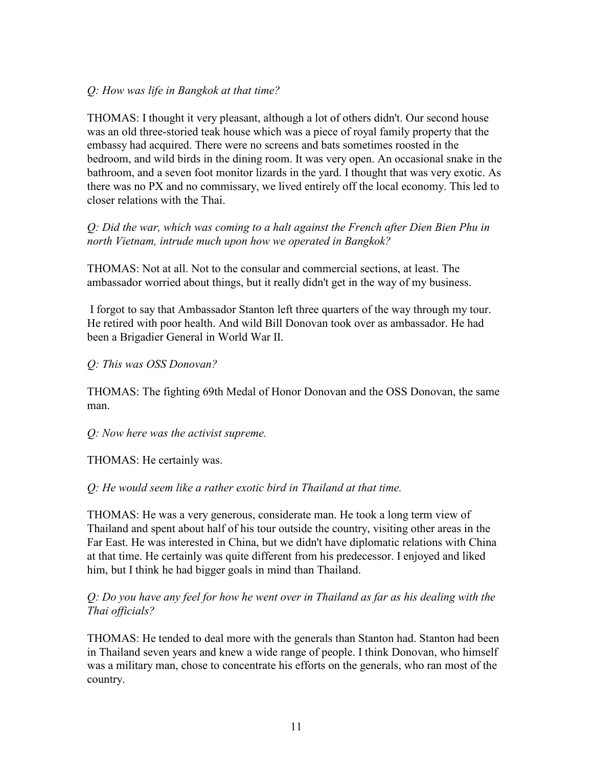*Q: How was life in Bangkok at that time?*

THOMAS: I thought it very pleasant, although a lot of others didn't. Our second house was an old three-storied teak house which was a piece of royal family property that the embassy had acquired. There were no screens and bats sometimes roosted in the bedroom, and wild birds in the dining room. It was very open. An occasional snake in the bathroom, and a seven foot monitor lizards in the yard. I thought that was very exotic. As there was no PX and no commissary, we lived entirely off the local economy. This led to closer relations with the Thai.

*Q: Did the war, which was coming to a halt against the French after Dien Bien Phu in north Vietnam, intrude much upon how we operated in Bangkok?*

THOMAS: Not at all. Not to the consular and commercial sections, at least. The ambassador worried about things, but it really didn't get in the way of my business.

I forgot to say that Ambassador Stanton left three quarters of the way through my tour. He retired with poor health. And wild Bill Donovan took over as ambassador. He had been a Brigadier General in World War II.

*Q: This was OSS Donovan?*

THOMAS: The fighting 69th Medal of Honor Donovan and the OSS Donovan, the same man.

*Q: Now here was the activist supreme.*

THOMAS: He certainly was.

*Q: He would seem like a rather exotic bird in Thailand at that time.*

THOMAS: He was a very generous, considerate man. He took a long term view of Thailand and spent about half of his tour outside the country, visiting other areas in the Far East. He was interested in China, but we didn't have diplomatic relations with China at that time. He certainly was quite different from his predecessor. I enjoyed and liked him, but I think he had bigger goals in mind than Thailand.

*Q: Do you have any feel for how he went over in Thailand as far as his dealing with the Thai officials?*

THOMAS: He tended to deal more with the generals than Stanton had. Stanton had been in Thailand seven years and knew a wide range of people. I think Donovan, who himself was a military man, chose to concentrate his efforts on the generals, who ran most of the country.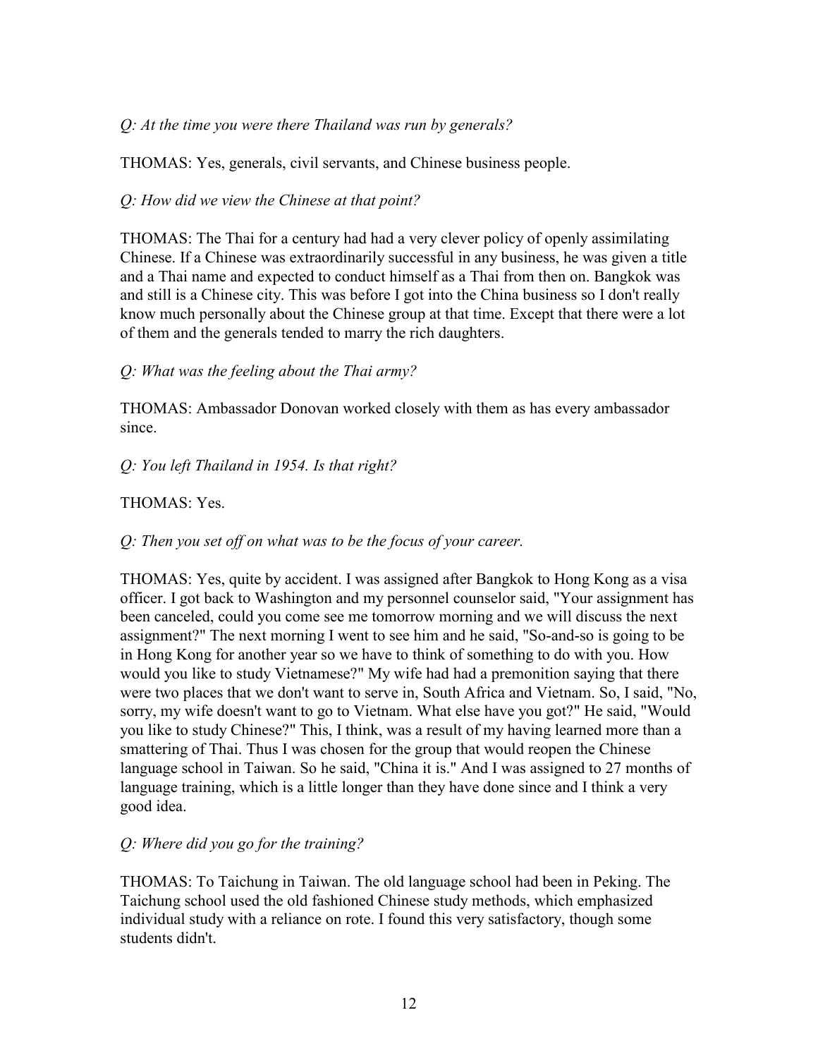*Q: At the time you were there Thailand was run by generals?*

THOMAS: Yes, generals, civil servants, and Chinese business people.

*Q: How did we view the Chinese at that point?*

THOMAS: The Thai for a century had had a very clever policy of openly assimilating Chinese. If a Chinese was extraordinarily successful in any business, he was given a title and a Thai name and expected to conduct himself as a Thai from then on. Bangkok was and still is a Chinese city. This was before I got into the China business so I don't really know much personally about the Chinese group at that time. Except that there were a lot of them and the generals tended to marry the rich daughters.

*Q: What was the feeling about the Thai army?*

THOMAS: Ambassador Donovan worked closely with them as has every ambassador since.

*Q: You left Thailand in 1954. Is that right?*

THOMAS: Yes.

*Q: Then you set off on what was to be the focus of your career.*

THOMAS: Yes, quite by accident. I was assigned after Bangkok to Hong Kong as a visa officer. I got back to Washington and my personnel counselor said, "Your assignment has been canceled, could you come see me tomorrow morning and we will discuss the next assignment?" The next morning I went to see him and he said, "So-and-so is going to be in Hong Kong for another year so we have to think of something to do with you. How would you like to study Vietnamese?" My wife had had a premonition saying that there were two places that we don't want to serve in, South Africa and Vietnam. So, I said, "No, sorry, my wife doesn't want to go to Vietnam. What else have you got?" He said, "Would you like to study Chinese?" This, I think, was a result of my having learned more than a smattering of Thai. Thus I was chosen for the group that would reopen the Chinese language school in Taiwan. So he said, "China it is." And I was assigned to 27 months of language training, which is a little longer than they have done since and I think a very good idea.

*Q: Where did you go for the training?*

THOMAS: To Taichung in Taiwan. The old language school had been in Peking. The Taichung school used the old fashioned Chinese study methods, which emphasized individual study with a reliance on rote. I found this very satisfactory, though some students didn't.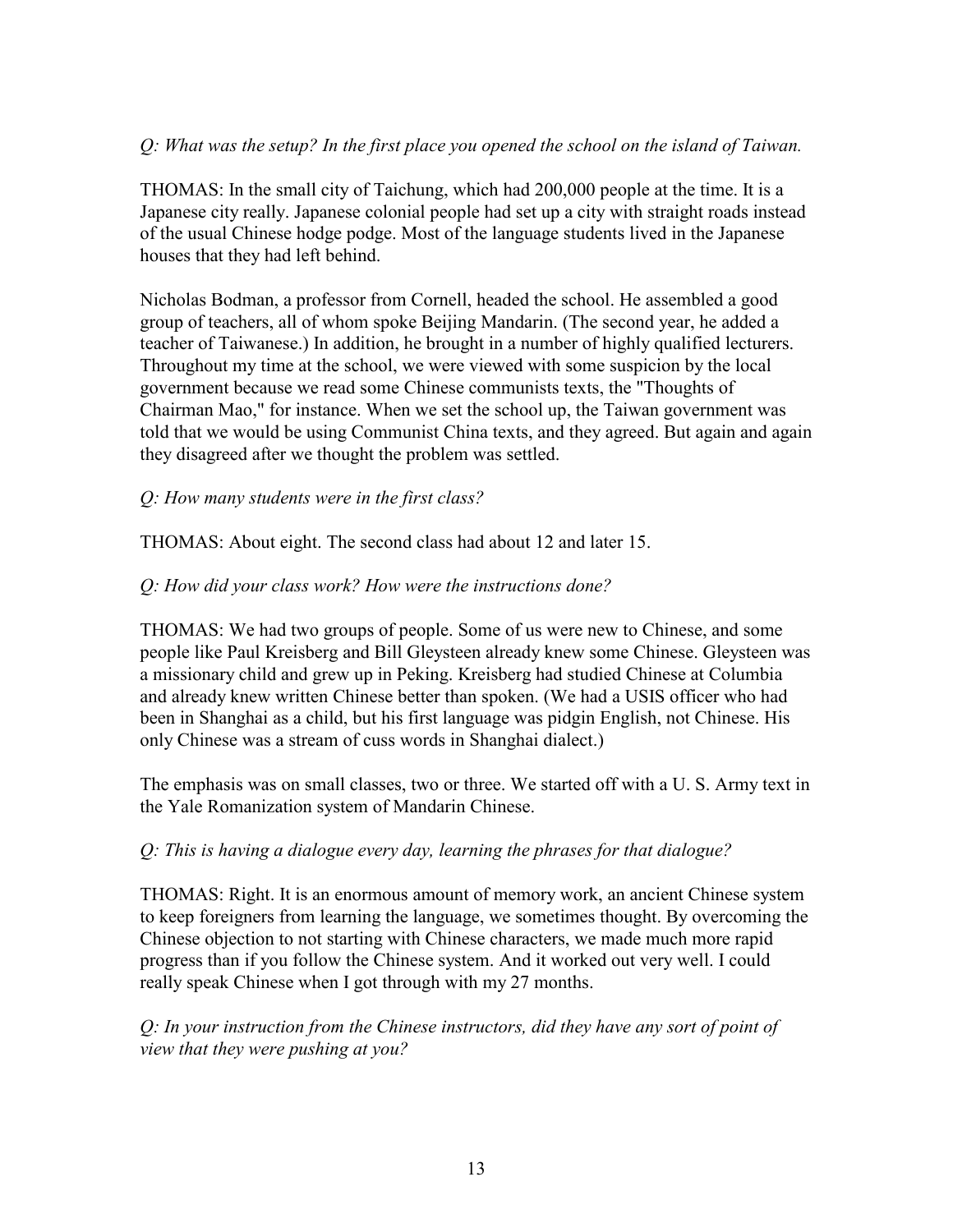*Q: What was the setup? In the first place you opened the school on the island of Taiwan.*

THOMAS: In the small city of Taichung, which had 200,000 people at the time. It is a Japanese city really. Japanese colonial people had set up a city with straight roads instead of the usual Chinese hodge podge. Most of the language students lived in the Japanese houses that they had left behind.

Nicholas Bodman, a professor from Cornell, headed the school. He assembled a good group of teachers, all of whom spoke Beijing Mandarin. (The second year, he added a teacher of Taiwanese.) In addition, he brought in a number of highly qualified lecturers. Throughout my time at the school, we were viewed with some suspicion by the local government because we read some Chinese communists texts, the "Thoughts of Chairman Mao," for instance. When we set the school up, the Taiwan government was told that we would be using Communist China texts, and they agreed. But again and again they disagreed after we thought the problem was settled.

*Q: How many students were in the first class?*

THOMAS: About eight. The second class had about 12 and later 15.

*Q: How did your class work? How were the instructions done?*

THOMAS: We had two groups of people. Some of us were new to Chinese, and some people like Paul Kreisberg and Bill Gleysteen already knew some Chinese. Gleysteen was a missionary child and grew up in Peking. Kreisberg had studied Chinese at Columbia and already knew written Chinese better than spoken. (We had a USIS officer who had been in Shanghai as a child, but his first language was pidgin English, not Chinese. His only Chinese was a stream of cuss words in Shanghai dialect.)

The emphasis was on small classes, two or three. We started off with a U. S. Army text in the Yale Romanization system of Mandarin Chinese.

*Q: This is having a dialogue every day, learning the phrases for that dialogue?*

THOMAS: Right. It is an enormous amount of memory work, an ancient Chinese system to keep foreigners from learning the language, we sometimes thought. By overcoming the Chinese objection to not starting with Chinese characters, we made much more rapid progress than if you follow the Chinese system. And it worked out very well. I could really speak Chinese when I got through with my 27 months.

*Q: In your instruction from the Chinese instructors, did they have any sort of point of view that they were pushing at you?*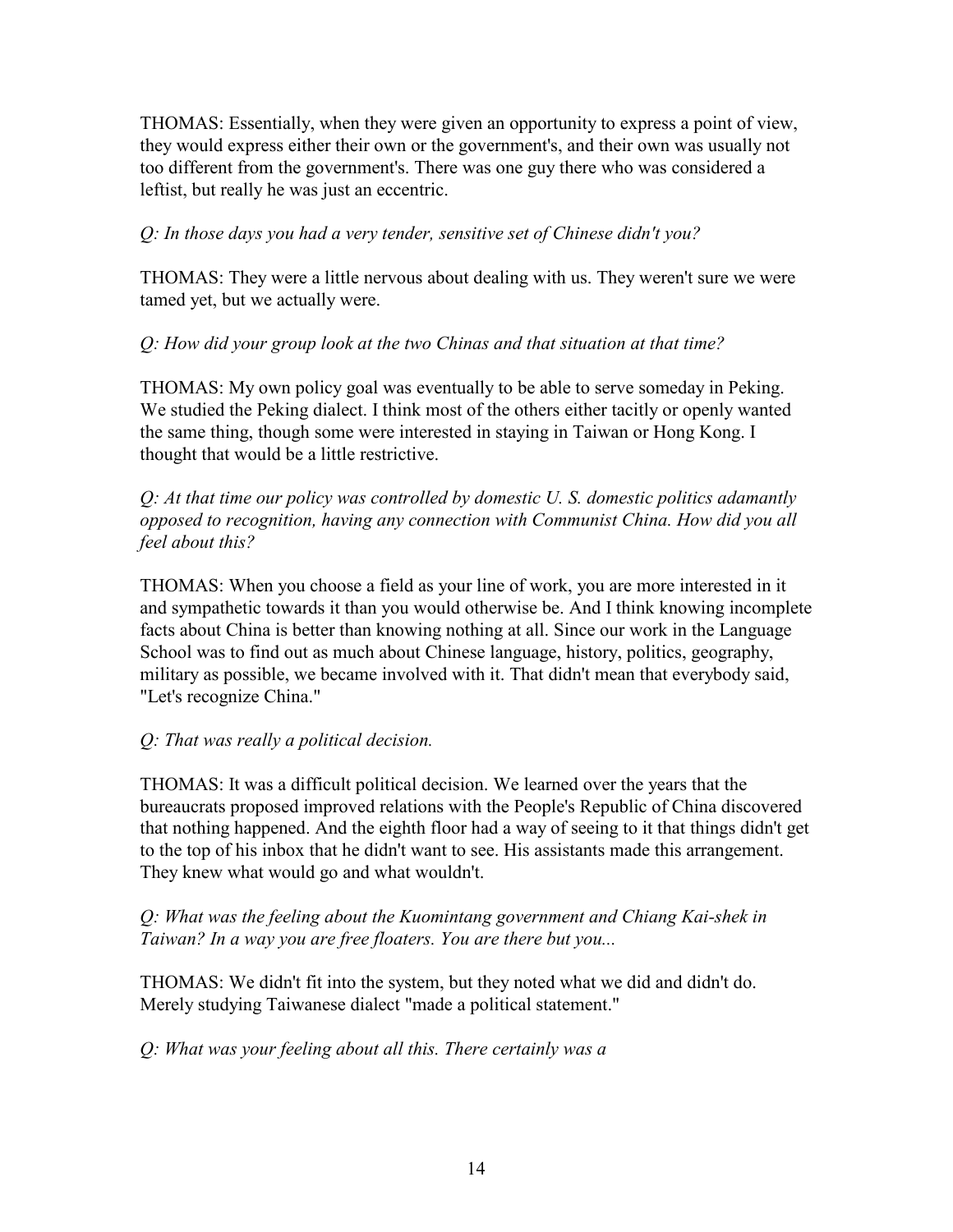THOMAS: Essentially, when they were given an opportunity to express a point of view, they would express either their own or the government's, and their own was usually not too different from the government's. There was one guy there who was considered a leftist, but really he was just an eccentric.

*Q: In those days you had a very tender, sensitive set of Chinese didn't you?*

THOMAS: They were a little nervous about dealing with us. They weren't sure we were tamed yet, but we actually were.

*Q: How did your group look at the two Chinas and that situation at that time?*

THOMAS: My own policy goal was eventually to be able to serve someday in Peking. We studied the Peking dialect. I think most of the others either tacitly or openly wanted the same thing, though some were interested in staying in Taiwan or Hong Kong. I thought that would be a little restrictive.

*Q: At that time our policy was controlled by domestic U. S. domestic politics adamantly opposed to recognition, having any connection with Communist China. How did you all feel about this?*

THOMAS: When you choose a field as your line of work, you are more interested in it and sympathetic towards it than you would otherwise be. And I think knowing incomplete facts about China is better than knowing nothing at all. Since our work in the Language School was to find out as much about Chinese language, history, politics, geography, military as possible, we became involved with it. That didn't mean that everybody said, "Let's recognize China."

*Q: That was really a political decision.*

THOMAS: It was a difficult political decision. We learned over the years that the bureaucrats proposed improved relations with the People's Republic of China discovered that nothing happened. And the eighth floor had a way of seeing to it that things didn't get to the top of his inbox that he didn't want to see. His assistants made this arrangement. They knew what would go and what wouldn't.

*Q: What was the feeling about the Kuomintang government and Chiang Kai-shek in Taiwan? In a way you are free floaters. You are there but you...*

THOMAS: We didn't fit into the system, but they noted what we did and didn't do. Merely studying Taiwanese dialect "made a political statement."

*Q: What was your feeling about all this. There certainly was a*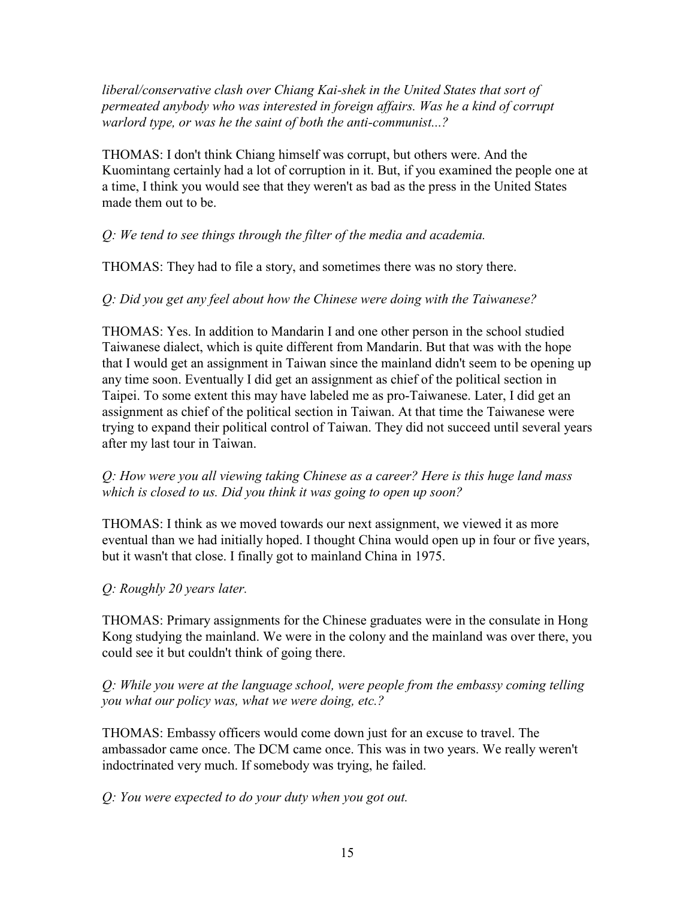*liberal/conservative clash over Chiang Kai-shek in the United States that sort of permeated anybody who was interested in foreign affairs. Was he a kind of corrupt warlord type, or was he the saint of both the anti-communist...?*

THOMAS: I don't think Chiang himself was corrupt, but others were. And the Kuomintang certainly had a lot of corruption in it. But, if you examined the people one at a time, I think you would see that they weren't as bad as the press in the United States made them out to be.

*Q: We tend to see things through the filter of the media and academia.*

THOMAS: They had to file a story, and sometimes there was no story there.

*Q: Did you get any feel about how the Chinese were doing with the Taiwanese?*

THOMAS: Yes. In addition to Mandarin I and one other person in the school studied Taiwanese dialect, which is quite different from Mandarin. But that was with the hope that I would get an assignment in Taiwan since the mainland didn't seem to be opening up any time soon. Eventually I did get an assignment as chief of the political section in Taipei. To some extent this may have labeled me as pro-Taiwanese. Later, I did get an assignment as chief of the political section in Taiwan. At that time the Taiwanese were trying to expand their political control of Taiwan. They did not succeed until several years after my last tour in Taiwan.

*Q: How were you all viewing taking Chinese as a career? Here is this huge land mass which is closed to us. Did you think it was going to open up soon?*

THOMAS: I think as we moved towards our next assignment, we viewed it as more eventual than we had initially hoped. I thought China would open up in four or five years, but it wasn't that close. I finally got to mainland China in 1975.

*Q: Roughly 20 years later.*

THOMAS: Primary assignments for the Chinese graduates were in the consulate in Hong Kong studying the mainland. We were in the colony and the mainland was over there, you could see it but couldn't think of going there.

*Q: While you were at the language school, were people from the embassy coming telling you what our policy was, what we were doing, etc.?*

THOMAS: Embassy officers would come down just for an excuse to travel. The ambassador came once. The DCM came once. This was in two years. We really weren't indoctrinated very much. If somebody was trying, he failed.

*Q: You were expected to do your duty when you got out.*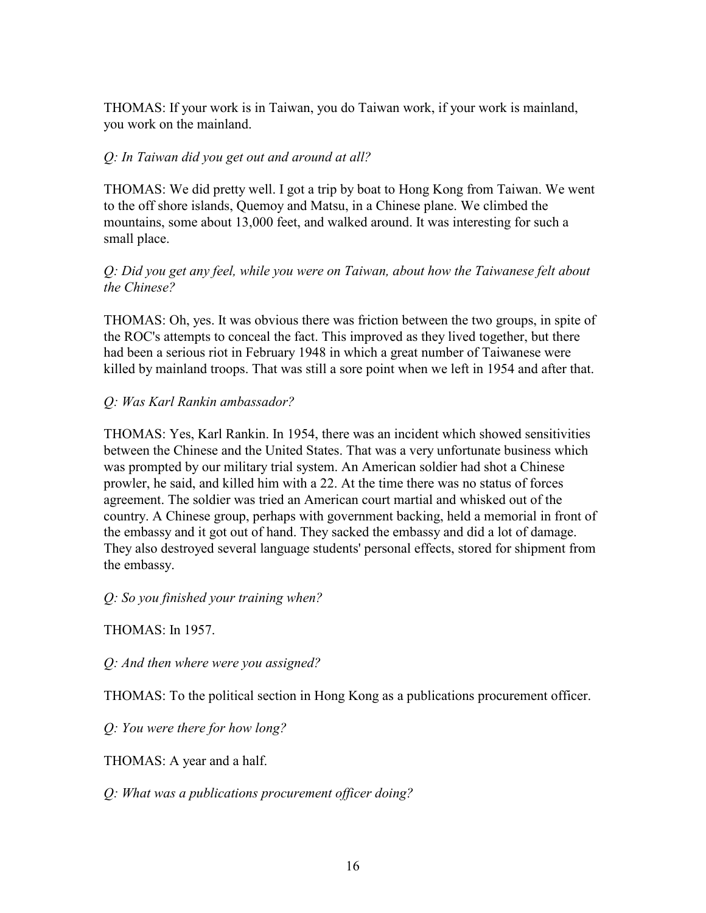THOMAS: If your work is in Taiwan, you do Taiwan work, if your work is mainland, you work on the mainland.

*Q: In Taiwan did you get out and around at all?*

THOMAS: We did pretty well. I got a trip by boat to Hong Kong from Taiwan. We went to the off shore islands, Quemoy and Matsu, in a Chinese plane. We climbed the mountains, some about 13,000 feet, and walked around. It was interesting for such a small place.

*Q: Did you get any feel, while you were on Taiwan, about how the Taiwanese felt about the Chinese?*

THOMAS: Oh, yes. It was obvious there was friction between the two groups, in spite of the ROC's attempts to conceal the fact. This improved as they lived together, but there had been a serious riot in February 1948 in which a great number of Taiwanese were killed by mainland troops. That was still a sore point when we left in 1954 and after that.

*Q: Was Karl Rankin ambassador?*

THOMAS: Yes, Karl Rankin. In 1954, there was an incident which showed sensitivities between the Chinese and the United States. That was a very unfortunate business which was prompted by our military trial system. An American soldier had shot a Chinese prowler, he said, and killed him with a 22. At the time there was no status of forces agreement. The soldier was tried an American court martial and whisked out of the country. A Chinese group, perhaps with government backing, held a memorial in front of the embassy and it got out of hand. They sacked the embassy and did a lot of damage. They also destroyed several language students' personal effects, stored for shipment from the embassy.

*Q: So you finished your training when?*

THOMAS: In 1957.

*Q: And then where were you assigned?*

THOMAS: To the political section in Hong Kong as a publications procurement officer.

*Q: You were there for how long?*

THOMAS: A year and a half.

*Q: What was a publications procurement officer doing?*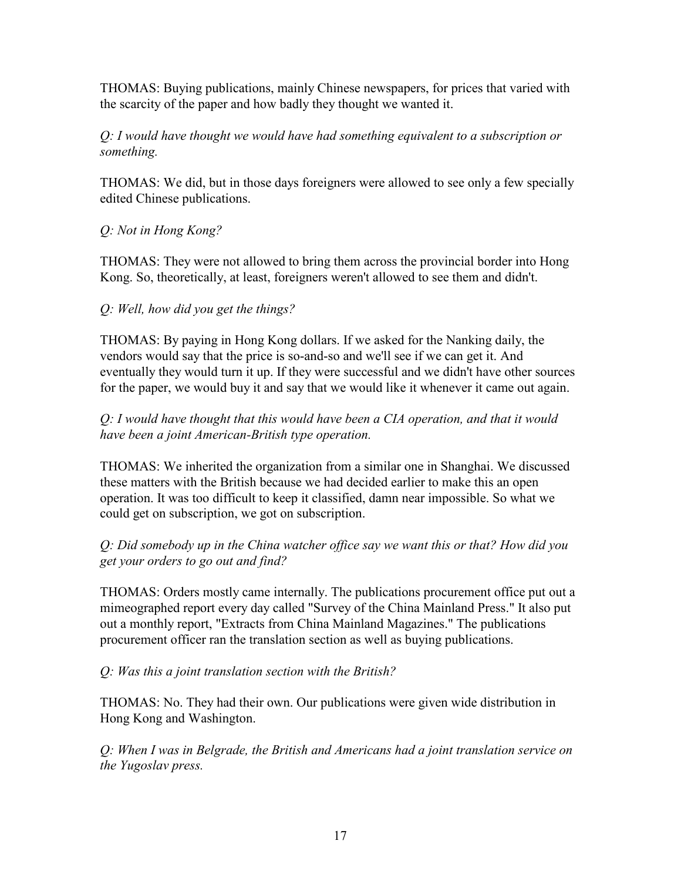THOMAS: Buying publications, mainly Chinese newspapers, for prices that varied with the scarcity of the paper and how badly they thought we wanted it.

*Q: I would have thought we would have had something equivalent to a subscription or something.*

THOMAS: We did, but in those days foreigners were allowed to see only a few specially edited Chinese publications.

*Q: Not in Hong Kong?*

THOMAS: They were not allowed to bring them across the provincial border into Hong Kong. So, theoretically, at least, foreigners weren't allowed to see them and didn't.

*Q: Well, how did you get the things?*

THOMAS: By paying in Hong Kong dollars. If we asked for the Nanking daily, the vendors would say that the price is so-and-so and we'll see if we can get it. And eventually they would turn it up. If they were successful and we didn't have other sources for the paper, we would buy it and say that we would like it whenever it came out again.

*Q: I would have thought that this would have been a CIA operation, and that it would have been a joint American-British type operation.*

THOMAS: We inherited the organization from a similar one in Shanghai. We discussed these matters with the British because we had decided earlier to make this an open operation. It was too difficult to keep it classified, damn near impossible. So what we could get on subscription, we got on subscription.

*Q: Did somebody up in the China watcher office say we want this or that? How did you get your orders to go out and find?*

THOMAS: Orders mostly came internally. The publications procurement office put out a mimeographed report every day called "Survey of the China Mainland Press." It also put out a monthly report, "Extracts from China Mainland Magazines." The publications procurement officer ran the translation section as well as buying publications.

*Q: Was this a joint translation section with the British?*

THOMAS: No. They had their own. Our publications were given wide distribution in Hong Kong and Washington.

*Q: When I was in Belgrade, the British and Americans had a joint translation service on the Yugoslav press.*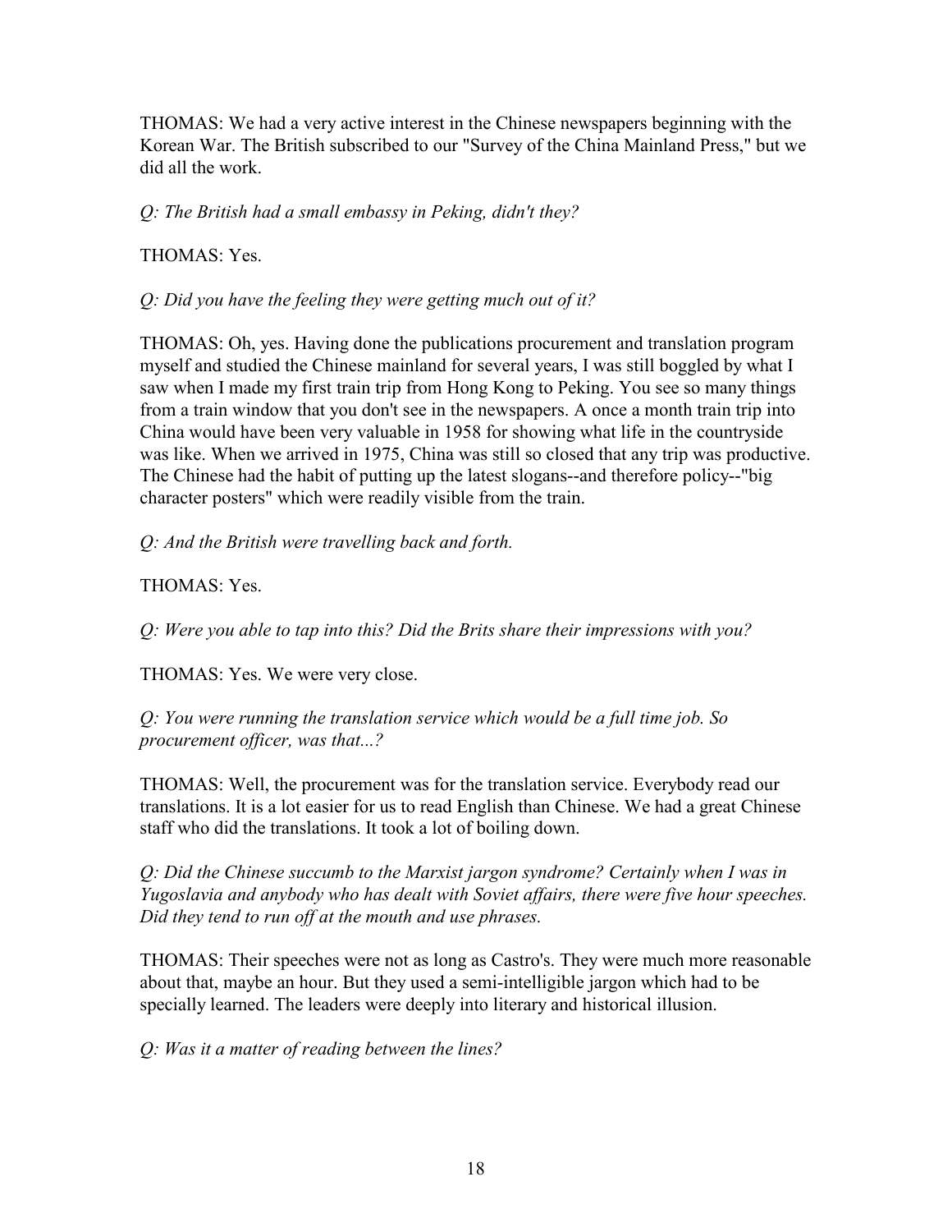THOMAS: We had a very active interest in the Chinese newspapers beginning with the Korean War. The British subscribed to our "Survey of the China Mainland Press," but we did all the work.

*Q: The British had a small embassy in Peking, didn't they?*

THOMAS: Yes.

*Q: Did you have the feeling they were getting much out of it?*

THOMAS: Oh, yes. Having done the publications procurement and translation program myself and studied the Chinese mainland for several years, I was still boggled by what I saw when I made my first train trip from Hong Kong to Peking. You see so many things from a train window that you don't see in the newspapers. A once a month train trip into China would have been very valuable in 1958 for showing what life in the countryside was like. When we arrived in 1975, China was still so closed that any trip was productive. The Chinese had the habit of putting up the latest slogans--and therefore policy--"big character posters" which were readily visible from the train.

*Q: And the British were travelling back and forth.*

THOMAS: Yes.

*Q: Were you able to tap into this? Did the Brits share their impressions with you?*

THOMAS: Yes. We were very close.

*Q: You were running the translation service which would be a full time job. So procurement officer, was that...?*

THOMAS: Well, the procurement was for the translation service. Everybody read our translations. It is a lot easier for us to read English than Chinese. We had a great Chinese staff who did the translations. It took a lot of boiling down.

*Q: Did the Chinese succumb to the Marxist jargon syndrome? Certainly when I was in Yugoslavia and anybody who has dealt with Soviet affairs, there were five hour speeches. Did they tend to run off at the mouth and use phrases.*

THOMAS: Their speeches were not as long as Castro's. They were much more reasonable about that, maybe an hour. But they used a semi-intelligible jargon which had to be specially learned. The leaders were deeply into literary and historical illusion.

*Q: Was it a matter of reading between the lines?*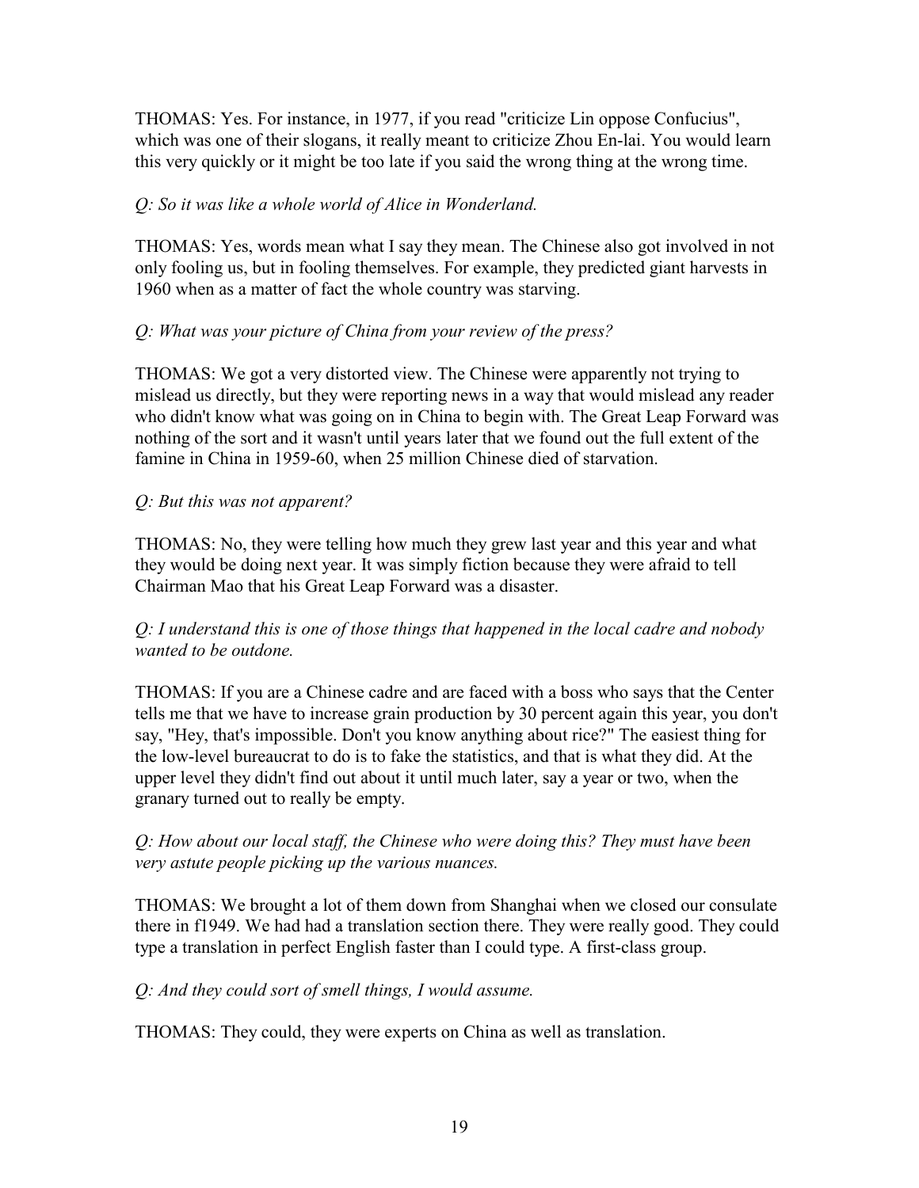THOMAS: Yes. For instance, in 1977, if you read "criticize Lin oppose Confucius", which was one of their slogans, it really meant to criticize Zhou En-lai. You would learn this very quickly or it might be too late if you said the wrong thing at the wrong time.

*Q: So it was like a whole world of Alice in Wonderland.*

THOMAS: Yes, words mean what I say they mean. The Chinese also got involved in not only fooling us, but in fooling themselves. For example, they predicted giant harvests in 1960 when as a matter of fact the whole country was starving.

*Q: What was your picture of China from your review of the press?*

THOMAS: We got a very distorted view. The Chinese were apparently not trying to mislead us directly, but they were reporting news in a way that would mislead any reader who didn't know what was going on in China to begin with. The Great Leap Forward was nothing of the sort and it wasn't until years later that we found out the full extent of the famine in China in 1959-60, when 25 million Chinese died of starvation.

*Q: But this was not apparent?*

THOMAS: No, they were telling how much they grew last year and this year and what they would be doing next year. It was simply fiction because they were afraid to tell Chairman Mao that his Great Leap Forward was a disaster.

*Q: I understand this is one of those things that happened in the local cadre and nobody wanted to be outdone.*

THOMAS: If you are a Chinese cadre and are faced with a boss who says that the Center tells me that we have to increase grain production by 30 percent again this year, you don't say, "Hey, that's impossible. Don't you know anything about rice?" The easiest thing for the low-level bureaucrat to do is to fake the statistics, and that is what they did. At the upper level they didn't find out about it until much later, say a year or two, when the granary turned out to really be empty.

*Q: How about our local staff, the Chinese who were doing this? They must have been very astute people picking up the various nuances.*

THOMAS: We brought a lot of them down from Shanghai when we closed our consulate there in f1949. We had had a translation section there. They were really good. They could type a translation in perfect English faster than I could type. A first-class group.

*Q: And they could sort of smell things, I would assume.*

THOMAS: They could, they were experts on China as well as translation.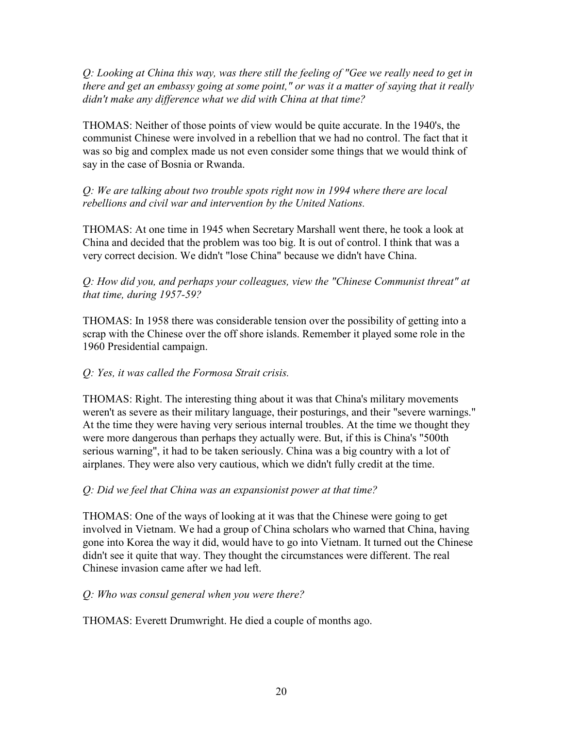*Q: Looking at China this way, was there still the feeling of "Gee we really need to get in there and get an embassy going at some point," or was it a matter of saying that it really didn't make any difference what we did with China at that time?*

THOMAS: Neither of those points of view would be quite accurate. In the 1940's, the communist Chinese were involved in a rebellion that we had no control. The fact that it was so big and complex made us not even consider some things that we would think of say in the case of Bosnia or Rwanda.

*Q: We are talking about two trouble spots right now in 1994 where there are local rebellions and civil war and intervention by the United Nations.*

THOMAS: At one time in 1945 when Secretary Marshall went there, he took a look at China and decided that the problem was too big. It is out of control. I think that was a very correct decision. We didn't "lose China" because we didn't have China.

*Q: How did you, and perhaps your colleagues, view the "Chinese Communist threat" at that time, during 1957-59?*

THOMAS: In 1958 there was considerable tension over the possibility of getting into a scrap with the Chinese over the off shore islands. Remember it played some role in the 1960 Presidential campaign.

*Q: Yes, it was called the Formosa Strait crisis.*

THOMAS: Right. The interesting thing about it was that China's military movements weren't as severe as their military language, their posturings, and their "severe warnings." At the time they were having very serious internal troubles. At the time we thought they were more dangerous than perhaps they actually were. But, if this is China's "500th serious warning", it had to be taken seriously. China was a big country with a lot of airplanes. They were also very cautious, which we didn't fully credit at the time.

*Q: Did we feel that China was an expansionist power at that time?*

THOMAS: One of the ways of looking at it was that the Chinese were going to get involved in Vietnam. We had a group of China scholars who warned that China, having gone into Korea the way it did, would have to go into Vietnam. It turned out the Chinese didn't see it quite that way. They thought the circumstances were different. The real Chinese invasion came after we had left.

*Q: Who was consul general when you were there?*

THOMAS: Everett Drumwright. He died a couple of months ago.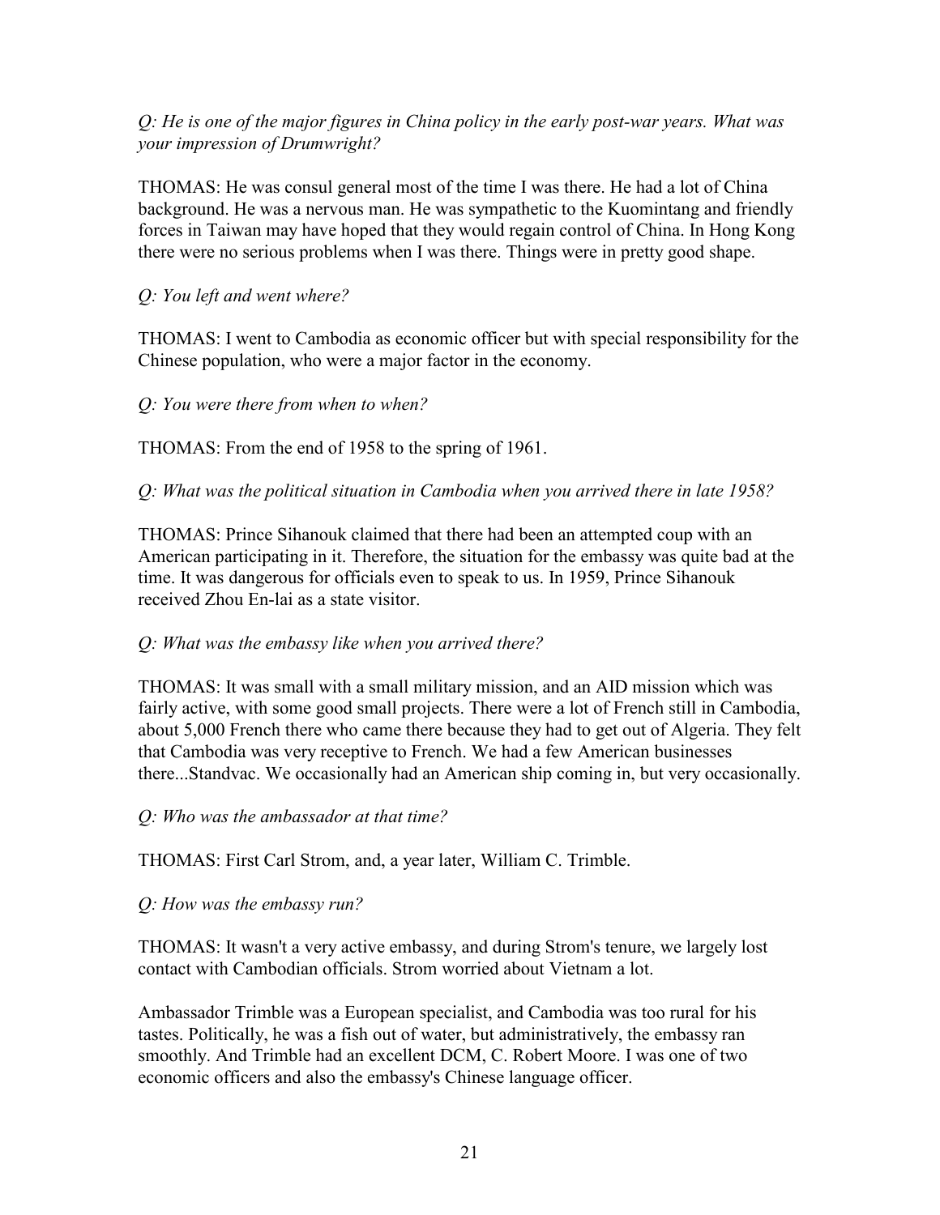*Q: He is one of the major figures in China policy in the early post-war years. What was your impression of Drumwright?*

THOMAS: He was consul general most of the time I was there. He had a lot of China background. He was a nervous man. He was sympathetic to the Kuomintang and friendly forces in Taiwan may have hoped that they would regain control of China. In Hong Kong there were no serious problems when I was there. Things were in pretty good shape.

*Q: You left and went where?*

THOMAS: I went to Cambodia as economic officer but with special responsibility for the Chinese population, who were a major factor in the economy.

*Q: You were there from when to when?*

THOMAS: From the end of 1958 to the spring of 1961.

*Q: What was the political situation in Cambodia when you arrived there in late 1958?*

THOMAS: Prince Sihanouk claimed that there had been an attempted coup with an American participating in it. Therefore, the situation for the embassy was quite bad at the time. It was dangerous for officials even to speak to us. In 1959, Prince Sihanouk received Zhou En-lai as a state visitor.

*Q: What was the embassy like when you arrived there?*

THOMAS: It was small with a small military mission, and an AID mission which was fairly active, with some good small projects. There were a lot of French still in Cambodia, about 5,000 French there who came there because they had to get out of Algeria. They felt that Cambodia was very receptive to French. We had a few American businesses there...Standvac. We occasionally had an American ship coming in, but very occasionally.

*Q: Who was the ambassador at that time?*

THOMAS: First Carl Strom, and, a year later, William C. Trimble.

*Q: How was the embassy run?*

THOMAS: It wasn't a very active embassy, and during Strom's tenure, we largely lost contact with Cambodian officials. Strom worried about Vietnam a lot.

Ambassador Trimble was a European specialist, and Cambodia was too rural for his tastes. Politically, he was a fish out of water, but administratively, the embassy ran smoothly. And Trimble had an excellent DCM, C. Robert Moore. I was one of two economic officers and also the embassy's Chinese language officer.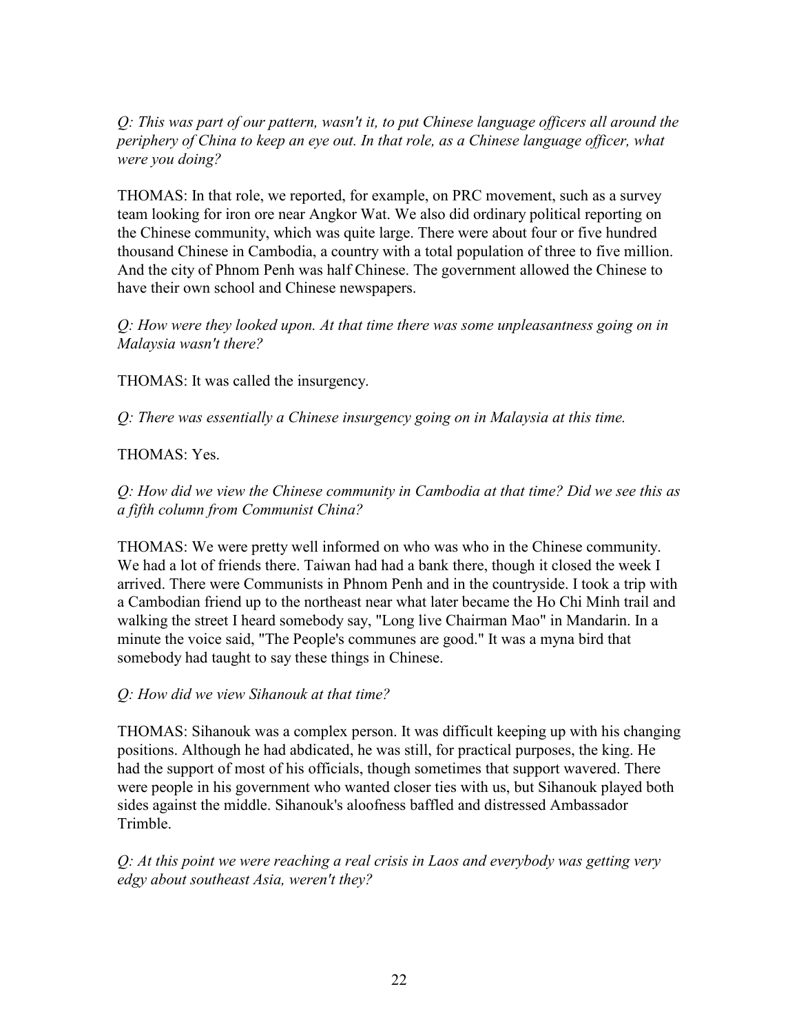*Q: This was part of our pattern, wasn't it, to put Chinese language officers all around the periphery of China to keep an eye out. In that role, as a Chinese language officer, what were you doing?*

THOMAS: In that role, we reported, for example, on PRC movement, such as a survey team looking for iron ore near Angkor Wat. We also did ordinary political reporting on the Chinese community, which was quite large. There were about four or five hundred thousand Chinese in Cambodia, a country with a total population of three to five million. And the city of Phnom Penh was half Chinese. The government allowed the Chinese to have their own school and Chinese newspapers.

*Q: How were they looked upon. At that time there was some unpleasantness going on in Malaysia wasn't there?*

THOMAS: It was called the insurgency.

*Q: There was essentially a Chinese insurgency going on in Malaysia at this time.*

THOMAS: Yes.

*Q: How did we view the Chinese community in Cambodia at that time? Did we see this as a fifth column from Communist China?*

THOMAS: We were pretty well informed on who was who in the Chinese community. We had a lot of friends there. Taiwan had had a bank there, though it closed the week I arrived. There were Communists in Phnom Penh and in the countryside. I took a trip with a Cambodian friend up to the northeast near what later became the Ho Chi Minh trail and walking the street I heard somebody say, "Long live Chairman Mao" in Mandarin. In a minute the voice said, "The People's communes are good." It was a myna bird that somebody had taught to say these things in Chinese.

*Q: How did we view Sihanouk at that time?*

THOMAS: Sihanouk was a complex person. It was difficult keeping up with his changing positions. Although he had abdicated, he was still, for practical purposes, the king. He had the support of most of his officials, though sometimes that support wavered. There were people in his government who wanted closer ties with us, but Sihanouk played both sides against the middle. Sihanouk's aloofness baffled and distressed Ambassador Trimble.

*Q: At this point we were reaching a real crisis in Laos and everybody was getting very edgy about southeast Asia, weren't they?*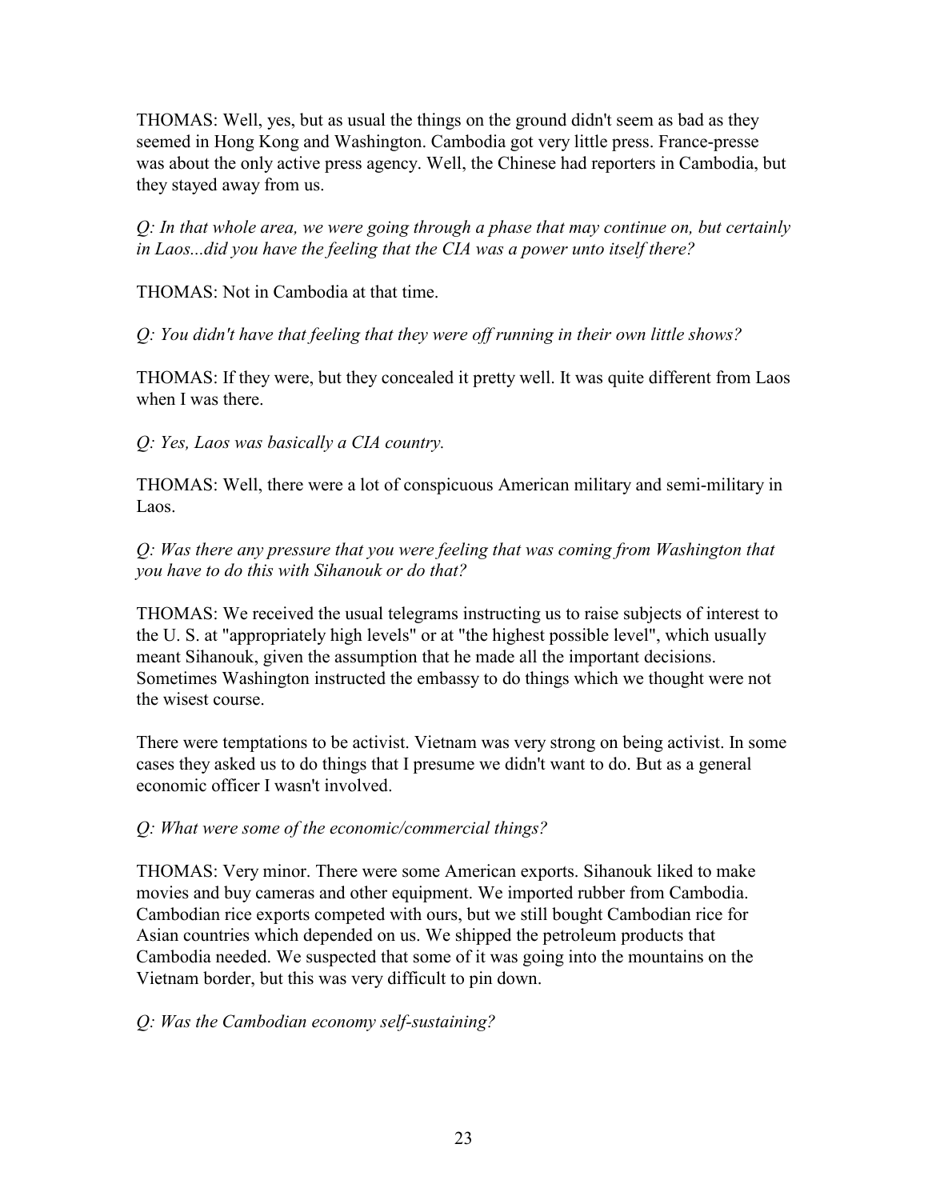THOMAS: Well, yes, but as usual the things on the ground didn't seem as bad as they seemed in Hong Kong and Washington. Cambodia got very little press. France-presse was about the only active press agency. Well, the Chinese had reporters in Cambodia, but they stayed away from us.

*Q: In that whole area, we were going through a phase that may continue on, but certainly in Laos...did you have the feeling that the CIA was a power unto itself there?*

THOMAS: Not in Cambodia at that time.

*Q: You didn't have that feeling that they were off running in their own little shows?*

THOMAS: If they were, but they concealed it pretty well. It was quite different from Laos when I was there.

*Q: Yes, Laos was basically a CIA country.*

THOMAS: Well, there were a lot of conspicuous American military and semi-military in Laos.

*Q: Was there any pressure that you were feeling that was coming from Washington that you have to do this with Sihanouk or do that?*

THOMAS: We received the usual telegrams instructing us to raise subjects of interest to the U. S. at "appropriately high levels" or at "the highest possible level", which usually meant Sihanouk, given the assumption that he made all the important decisions. Sometimes Washington instructed the embassy to do things which we thought were not the wisest course.

There were temptations to be activist. Vietnam was very strong on being activist. In some cases they asked us to do things that I presume we didn't want to do. But as a general economic officer I wasn't involved.

*Q: What were some of the economic/commercial things?*

THOMAS: Very minor. There were some American exports. Sihanouk liked to make movies and buy cameras and other equipment. We imported rubber from Cambodia. Cambodian rice exports competed with ours, but we still bought Cambodian rice for Asian countries which depended on us. We shipped the petroleum products that Cambodia needed. We suspected that some of it was going into the mountains on the Vietnam border, but this was very difficult to pin down.

*Q: Was the Cambodian economy self-sustaining?*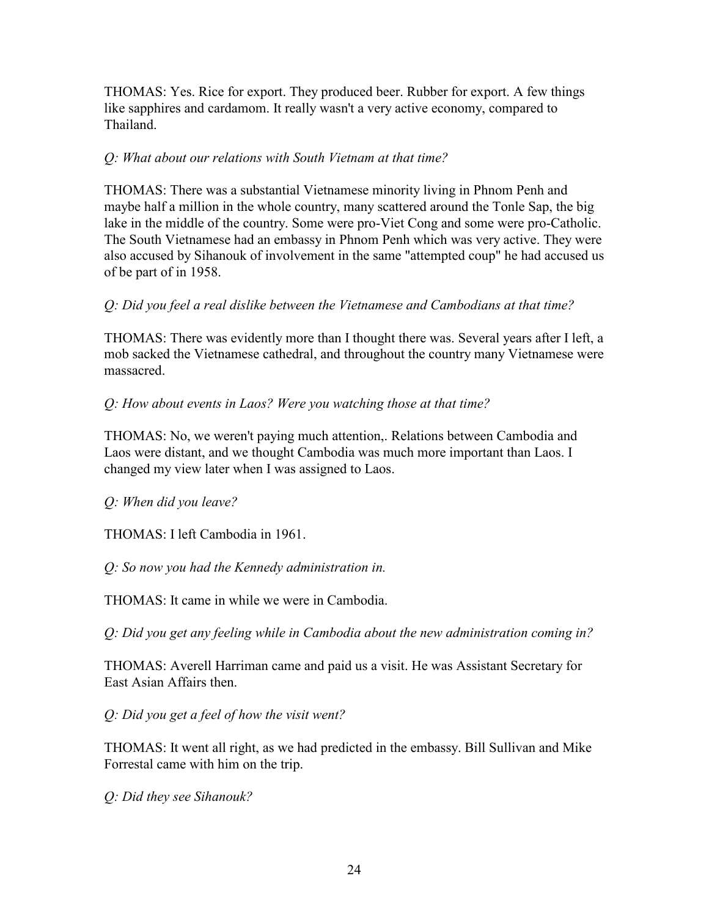THOMAS: Yes. Rice for export. They produced beer. Rubber for export. A few things like sapphires and cardamom. It really wasn't a very active economy, compared to Thailand.

*Q: What about our relations with South Vietnam at that time?*

THOMAS: There was a substantial Vietnamese minority living in Phnom Penh and maybe half a million in the whole country, many scattered around the Tonle Sap, the big lake in the middle of the country. Some were pro-Viet Cong and some were pro-Catholic. The South Vietnamese had an embassy in Phnom Penh which was very active. They were also accused by Sihanouk of involvement in the same "attempted coup" he had accused us of be part of in 1958.

*Q: Did you feel a real dislike between the Vietnamese and Cambodians at that time?*

THOMAS: There was evidently more than I thought there was. Several years after I left, a mob sacked the Vietnamese cathedral, and throughout the country many Vietnamese were massacred.

*Q: How about events in Laos? Were you watching those at that time?*

THOMAS: No, we weren't paying much attention,. Relations between Cambodia and Laos were distant, and we thought Cambodia was much more important than Laos. I changed my view later when I was assigned to Laos.

*Q: When did you leave?*

THOMAS: I left Cambodia in 1961.

*Q: So now you had the Kennedy administration in.*

THOMAS: It came in while we were in Cambodia.

*Q: Did you get any feeling while in Cambodia about the new administration coming in?*

THOMAS: Averell Harriman came and paid us a visit. He was Assistant Secretary for East Asian Affairs then.

*Q: Did you get a feel of how the visit went?*

THOMAS: It went all right, as we had predicted in the embassy. Bill Sullivan and Mike Forrestal came with him on the trip.

*Q: Did they see Sihanouk?*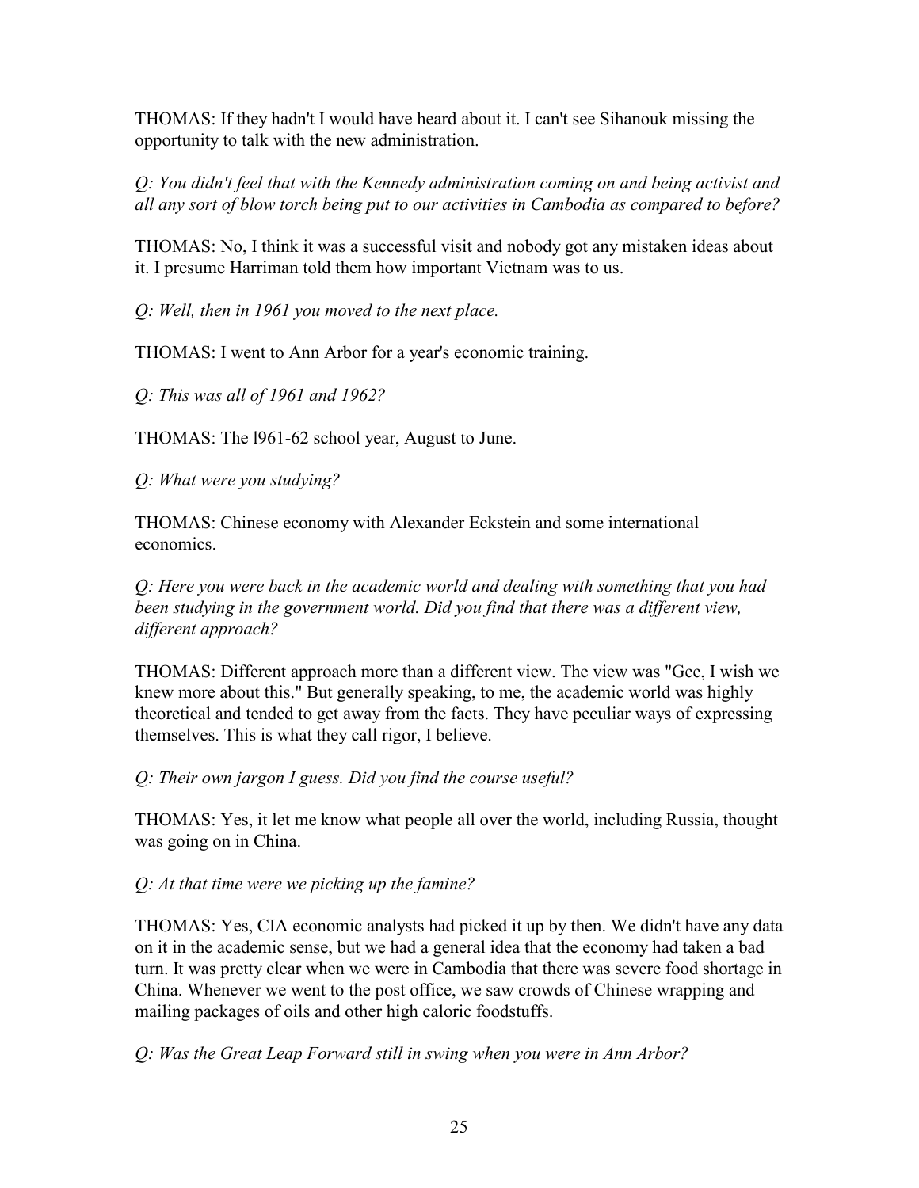THOMAS: If they hadn't I would have heard about it. I can't see Sihanouk missing the opportunity to talk with the new administration.

*Q: You didn't feel that with the Kennedy administration coming on and being activist and all any sort of blow torch being put to our activities in Cambodia as compared to before?*

THOMAS: No, I think it was a successful visit and nobody got any mistaken ideas about it. I presume Harriman told them how important Vietnam was to us.

*Q: Well, then in 1961 you moved to the next place.*

THOMAS: I went to Ann Arbor for a year's economic training.

*Q: This was all of 1961 and 1962?*

THOMAS: The l961-62 school year, August to June.

*Q: What were you studying?*

THOMAS: Chinese economy with Alexander Eckstein and some international economics.

*Q: Here you were back in the academic world and dealing with something that you had been studying in the government world. Did you find that there was a different view, different approach?*

THOMAS: Different approach more than a different view. The view was "Gee, I wish we knew more about this." But generally speaking, to me, the academic world was highly theoretical and tended to get away from the facts. They have peculiar ways of expressing themselves. This is what they call rigor, I believe.

*Q: Their own jargon I guess. Did you find the course useful?*

THOMAS: Yes, it let me know what people all over the world, including Russia, thought was going on in China.

*Q: At that time were we picking up the famine?*

THOMAS: Yes, CIA economic analysts had picked it up by then. We didn't have any data on it in the academic sense, but we had a general idea that the economy had taken a bad turn. It was pretty clear when we were in Cambodia that there was severe food shortage in China. Whenever we went to the post office, we saw crowds of Chinese wrapping and mailing packages of oils and other high caloric foodstuffs.

*Q: Was the Great Leap Forward still in swing when you were in Ann Arbor?*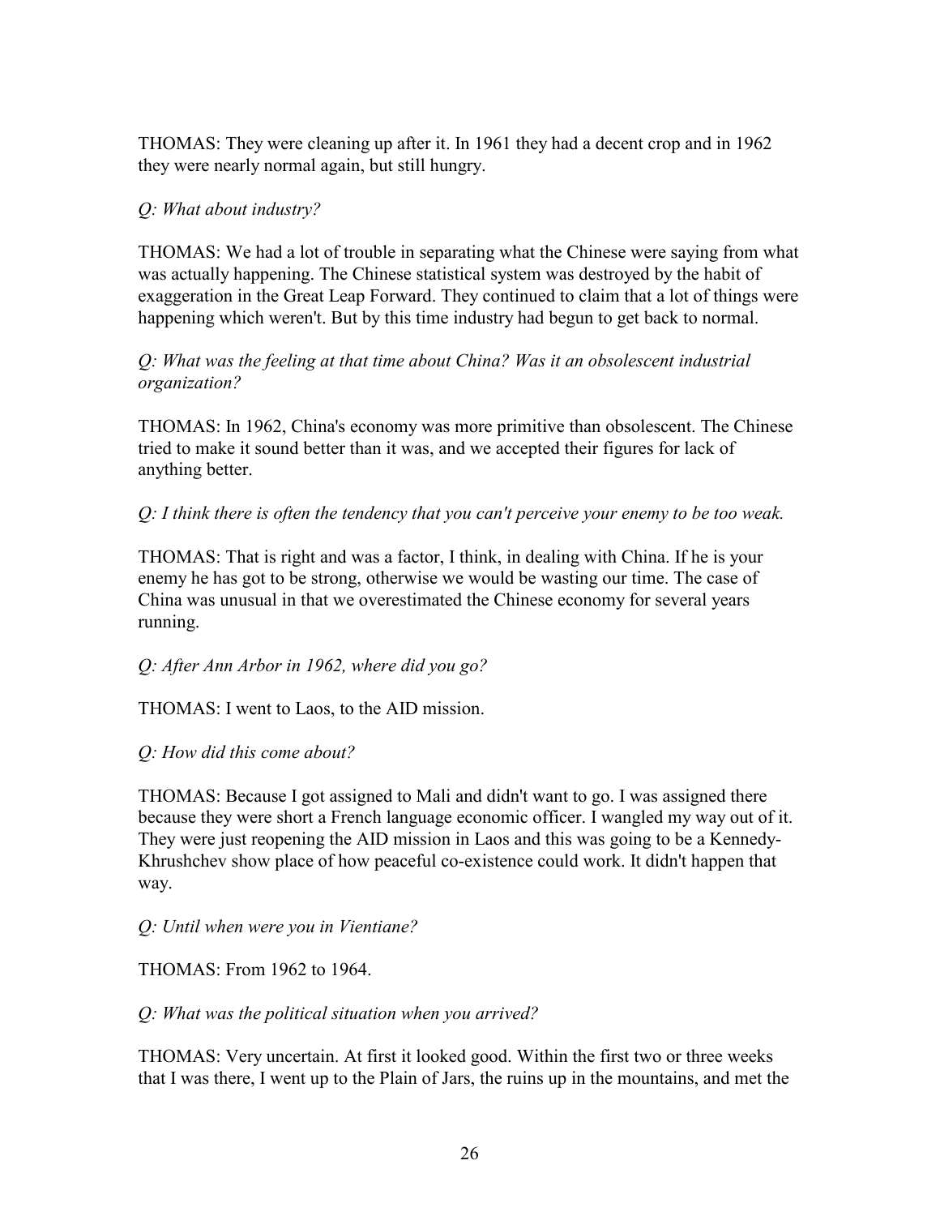THOMAS: They were cleaning up after it. In 1961 they had a decent crop and in 1962 they were nearly normal again, but still hungry.

*Q: What about industry?*

THOMAS: We had a lot of trouble in separating what the Chinese were saying from what was actually happening. The Chinese statistical system was destroyed by the habit of exaggeration in the Great Leap Forward. They continued to claim that a lot of things were happening which weren't. But by this time industry had begun to get back to normal.

*Q: What was the feeling at that time about China? Was it an obsolescent industrial organization?*

THOMAS: In 1962, China's economy was more primitive than obsolescent. The Chinese tried to make it sound better than it was, and we accepted their figures for lack of anything better.

*Q: I think there is often the tendency that you can't perceive your enemy to be too weak.*

THOMAS: That is right and was a factor, I think, in dealing with China. If he is your enemy he has got to be strong, otherwise we would be wasting our time. The case of China was unusual in that we overestimated the Chinese economy for several years running.

*Q: After Ann Arbor in 1962, where did you go?*

THOMAS: I went to Laos, to the AID mission.

*Q: How did this come about?*

THOMAS: Because I got assigned to Mali and didn't want to go. I was assigned there because they were short a French language economic officer. I wangled my way out of it. They were just reopening the AID mission in Laos and this was going to be a Kennedy-Khrushchev show place of how peaceful co-existence could work. It didn't happen that way.

*Q: Until when were you in Vientiane?*

THOMAS: From 1962 to 1964.

*Q: What was the political situation when you arrived?*

THOMAS: Very uncertain. At first it looked good. Within the first two or three weeks that I was there, I went up to the Plain of Jars, the ruins up in the mountains, and met the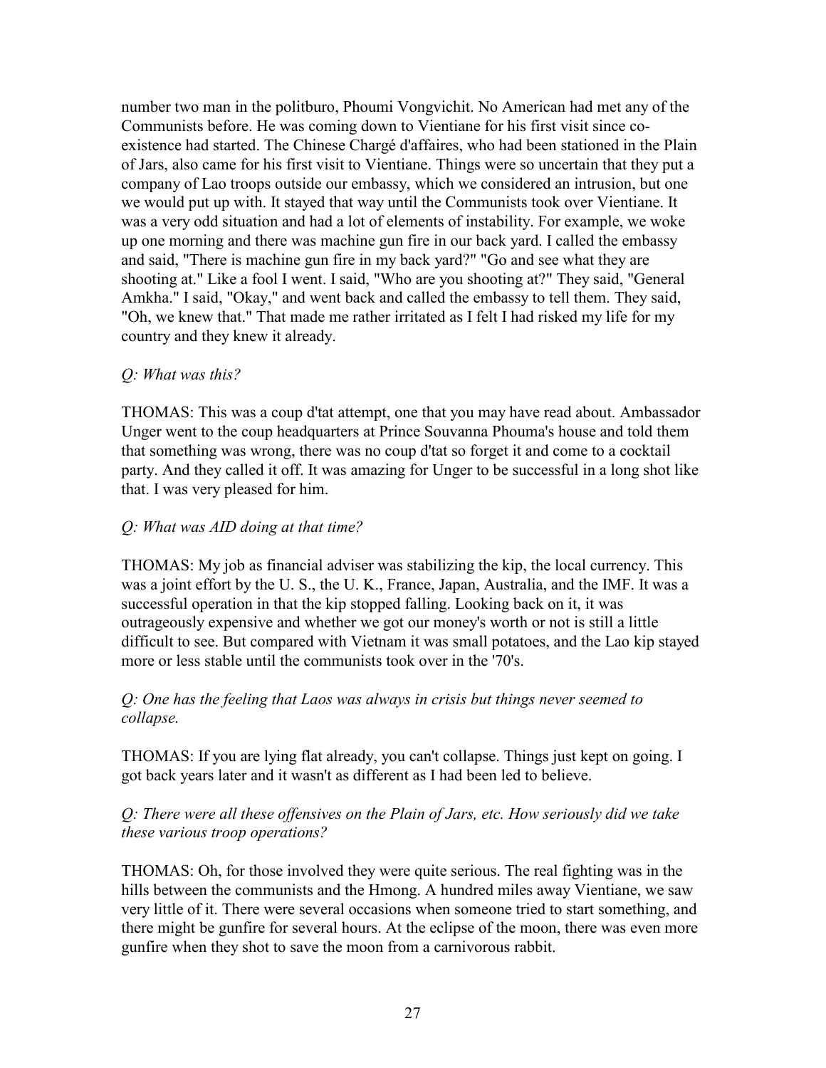number two man in the politburo, Phoumi Vongvichit. No American had met any of the Communists before. He was coming down to Vientiane for his first visit since co-existence had started. The Chinese Chargé d'affaires, who had been stationed in the Plain of Jars, also came for his first visit to Vientiane. Things were so uncertain that they put a company of Lao troops outside our embassy, which we considered an intrusion, but one we would put up with. It stayed that way until the Communists took over Vientiane. It was a very odd situation and had a lot of elements of instability. For example, we woke up one morning and there was machine gun fire in our back yard. I called the embassy and said, "There is machine gun fire in my back yard?" "Go and see what they are shooting at." Like a fool I went. I said, "Who are you shooting at?" They said, "General Amkha." I said, "Okay," and went back and called the embassy to tell them. They said, "Oh, we knew that." That made me rather irritated as I felt I had risked my life for my country and they knew it already.

*Q: What was this?*

THOMAS: This was a coup d'tat attempt, one that you may have read about. Ambassador Unger went to the coup headquarters at Prince Souvanna Phouma's house and told them that something was wrong, there was no coup d'tat so forget it and come to a cocktail party. And they called it off. It was amazing for Unger to be successful in a long shot like that. I was very pleased for him.

*Q: What was AID doing at that time?*

THOMAS: My job as financial adviser was stabilizing the kip, the local currency. This was a joint effort by the U. S., the U. K., France, Japan, Australia, and the IMF. It was a successful operation in that the kip stopped falling. Looking back on it, it was outrageously expensive and whether we got our money's worth or not is still a little difficult to see. But compared with Vietnam it was small potatoes, and the Lao kip stayed more or less stable until the communists took over in the '70's.

*Q: One has the feeling that Laos was always in crisis but things never seemed to collapse.*

THOMAS: If you are lying flat already, you can't collapse. Things just kept on going. I got back years later and it wasn't as different as I had been led to believe.

*Q: There were all these offensives on the Plain of Jars, etc. How seriously did we take these various troop operations?*

THOMAS: Oh, for those involved they were quite serious. The real fighting was in the hills between the communists and the Hmong. A hundred miles away Vientiane, we saw very little of it. There were several occasions when someone tried to start something, and there might be gunfire for several hours. At the eclipse of the moon, there was even more gunfire when they shot to save the moon from a carnivorous rabbit.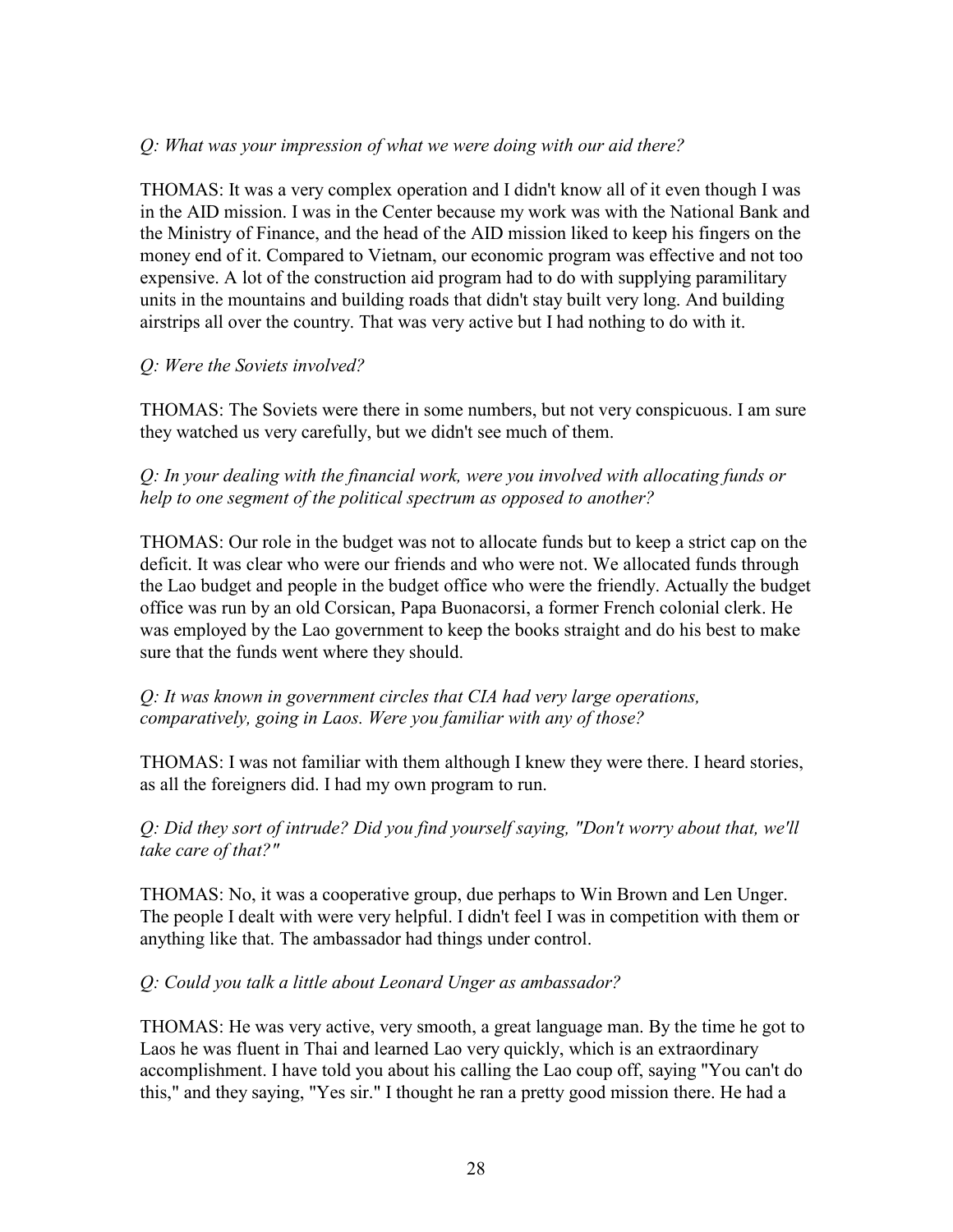*Q: What was your impression of what we were doing with our aid there?*

THOMAS: It was a very complex operation and I didn't know all of it even though I was in the AID mission. I was in the Center because my work was with the National Bank and the Ministry of Finance, and the head of the AID mission liked to keep his fingers on the money end of it. Compared to Vietnam, our economic program was effective and not too expensive. A lot of the construction aid program had to do with supplying paramilitary units in the mountains and building roads that didn't stay built very long. And building airstrips all over the country. That was very active but I had nothing to do with it.

*Q: Were the Soviets involved?*

THOMAS: The Soviets were there in some numbers, but not very conspicuous. I am sure they watched us very carefully, but we didn't see much of them.

*Q: In your dealing with the financial work, were you involved with allocating funds or help to one segment of the political spectrum as opposed to another?*

THOMAS: Our role in the budget was not to allocate funds but to keep a strict cap on the deficit. It was clear who were our friends and who were not. We allocated funds through the Lao budget and people in the budget office who were the friendly. Actually the budget office was run by an old Corsican, Papa Buonacorsi, a former French colonial clerk. He was employed by the Lao government to keep the books straight and do his best to make sure that the funds went where they should.

*Q: It was known in government circles that CIA had very large operations, comparatively, going in Laos. Were you familiar with any of those?*

THOMAS: I was not familiar with them although I knew they were there. I heard stories, as all the foreigners did. I had my own program to run.

*Q: Did they sort of intrude? Did you find yourself saying, "Don't worry about that, we'll take care of that?"*

THOMAS: No, it was a cooperative group, due perhaps to Win Brown and Len Unger. The people I dealt with were very helpful. I didn't feel I was in competition with them or anything like that. The ambassador had things under control.

*Q: Could you talk a little about Leonard Unger as ambassador?*

THOMAS: He was very active, very smooth, a great language man. By the time he got to Laos he was fluent in Thai and learned Lao very quickly, which is an extraordinary accomplishment. I have told you about his calling the Lao coup off, saying "You can't do this," and they saying, "Yes sir." I thought he ran a pretty good mission there. He had a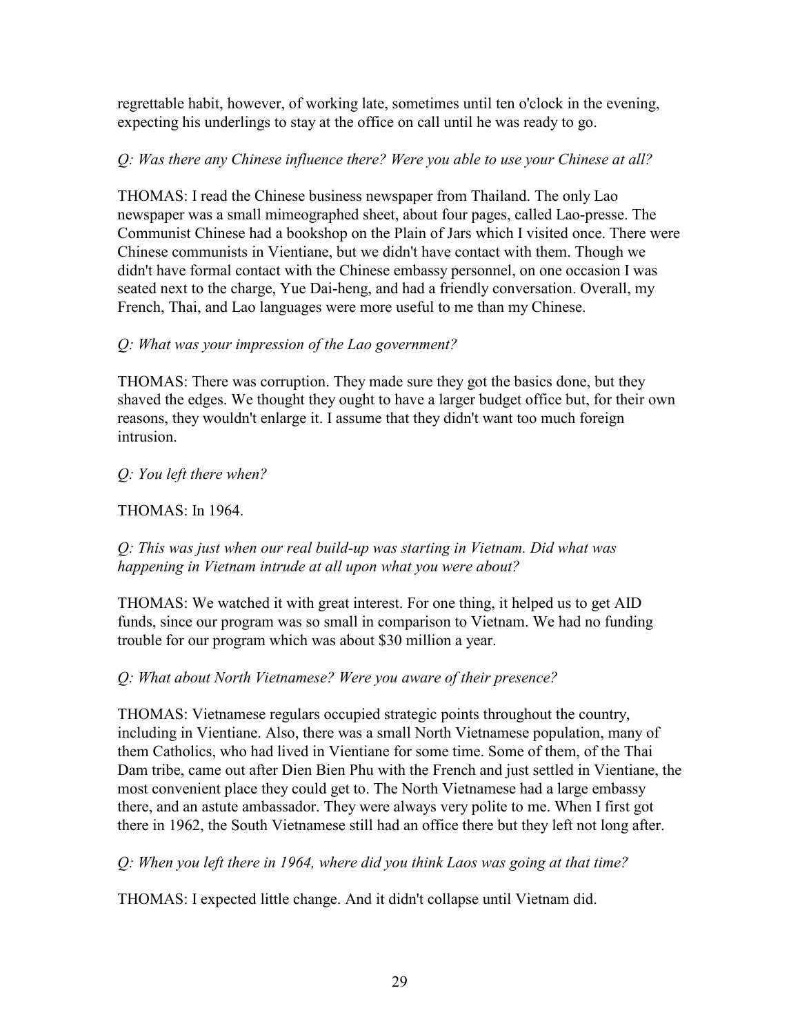regrettable habit, however, of working late, sometimes until ten o'clock in the evening, expecting his underlings to stay at the office on call until he was ready to go.

*Q: Was there any Chinese influence there? Were you able to use your Chinese at all?*

THOMAS: I read the Chinese business newspaper from Thailand. The only Lao newspaper was a small mimeographed sheet, about four pages, called Lao-presse. The Communist Chinese had a bookshop on the Plain of Jars which I visited once. There were Chinese communists in Vientiane, but we didn't have contact with them. Though we didn't have formal contact with the Chinese embassy personnel, on one occasion I was seated next to the charge, Yue Dai-heng, and had a friendly conversation. Overall, my French, Thai, and Lao languages were more useful to me than my Chinese.

*Q: What was your impression of the Lao government?*

THOMAS: There was corruption. They made sure they got the basics done, but they shaved the edges. We thought they ought to have a larger budget office but, for their own reasons, they wouldn't enlarge it. I assume that they didn't want too much foreign intrusion.

*Q: You left there when?*

THOMAS: In 1964.

*Q: This was just when our real build-up was starting in Vietnam. Did what was happening in Vietnam intrude at all upon what you were about?*

THOMAS: We watched it with great interest. For one thing, it helped us to get AID funds, since our program was so small in comparison to Vietnam. We had no funding trouble for our program which was about $30 million a year.

*Q: What about North Vietnamese? Were you aware of their presence?*

THOMAS: Vietnamese regulars occupied strategic points throughout the country, including in Vientiane. Also, there was a small North Vietnamese population, many of them Catholics, who had lived in Vientiane for some time. Some of them, of the Thai Dam tribe, came out after Dien Bien Phu with the French and just settled in Vientiane, the most convenient place they could get to. The North Vietnamese had a large embassy there, and an astute ambassador. They were always very polite to me. When I first got there in 1962, the South Vietnamese still had an office there but they left not long after.

*Q: When you left there in 1964, where did you think Laos was going at that time?*

THOMAS: I expected little change. And it didn't collapse until Vietnam did.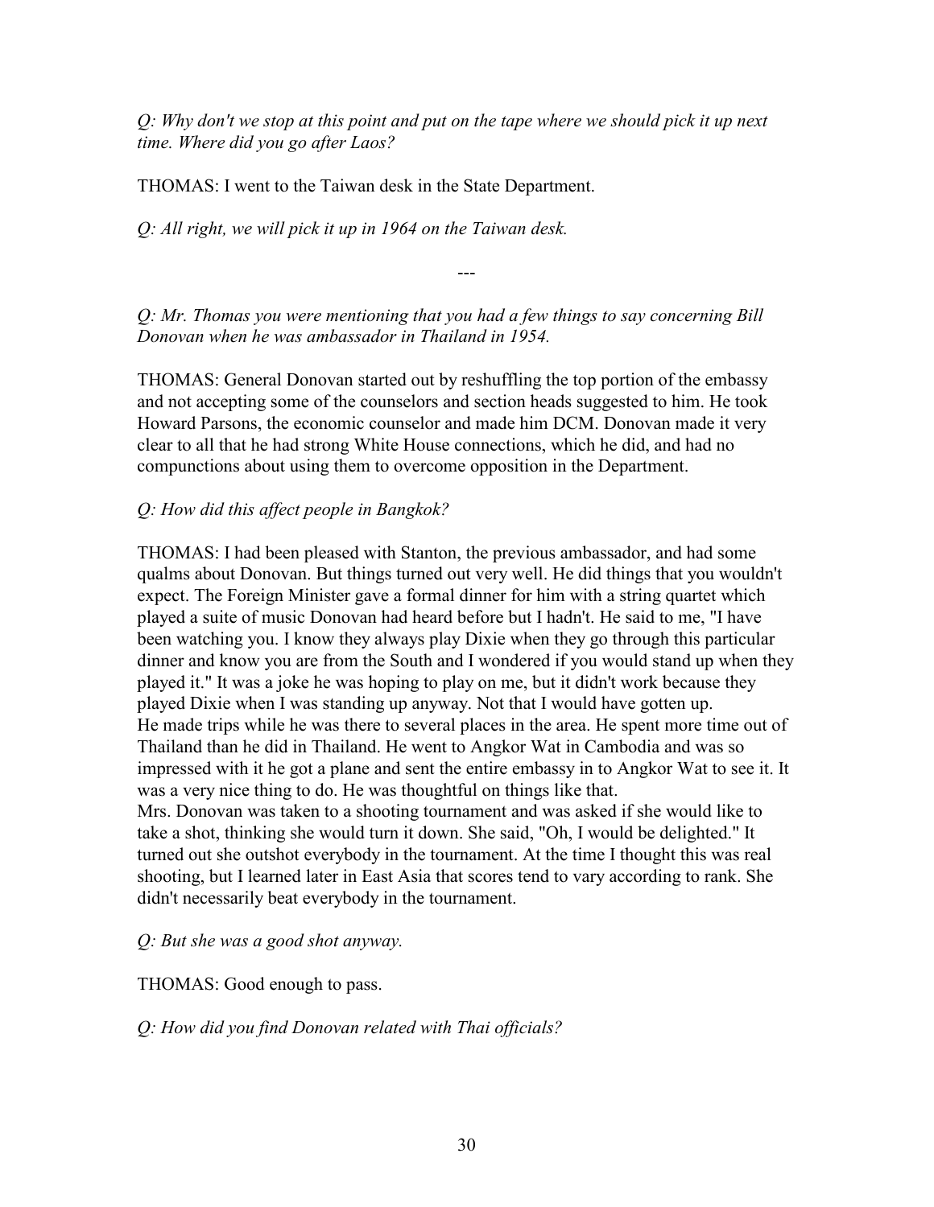*Q: Why don't we stop at this point and put on the tape where we should pick it up next time. Where did you go after Laos?*

THOMAS: I went to the Taiwan desk in the State Department.

*Q: All right, we will pick it up in 1964 on the Taiwan desk.*

---

*Q: Mr. Thomas you were mentioning that you had a few things to say concerning Bill Donovan when he was ambassador in Thailand in 1954.*

THOMAS: General Donovan started out by reshuffling the top portion of the embassy and not accepting some of the counselors and section heads suggested to him. He took Howard Parsons, the economic counselor and made him DCM. Donovan made it very clear to all that he had strong White House connections, which he did, and had no compunctions about using them to overcome opposition in the Department.

*Q: How did this affect people in Bangkok?*

THOMAS: I had been pleased with Stanton, the previous ambassador, and had some qualms about Donovan. But things turned out very well. He did things that you wouldn't expect. The Foreign Minister gave a formal dinner for him with a string quartet which played a suite of music Donovan had heard before but I hadn't. He said to me, "I have been watching you. I know they always play Dixie when they go through this particular dinner and know you are from the South and I wondered if you would stand up when they played it." It was a joke he was hoping to play on me, but it didn't work because they played Dixie when I was standing up anyway. Not that I would have gotten up.
He made trips while he was there to several places in the area. He spent more time out of Thailand than he did in Thailand. He went to Angkor Wat in Cambodia and was so impressed with it he got a plane and sent the entire embassy in to Angkor Wat to see it. It was a very nice thing to do. He was thoughtful on things like that.
Mrs. Donovan was taken to a shooting tournament and was asked if she would like to take a shot, thinking she would turn it down. She said, "Oh, I would be delighted." It turned out she outshot everybody in the tournament. At the time I thought this was real shooting, but I learned later in East Asia that scores tend to vary according to rank. She didn't necessarily beat everybody in the tournament.

*Q: But she was a good shot anyway.*

THOMAS: Good enough to pass.

*Q: How did you find Donovan related with Thai officials?*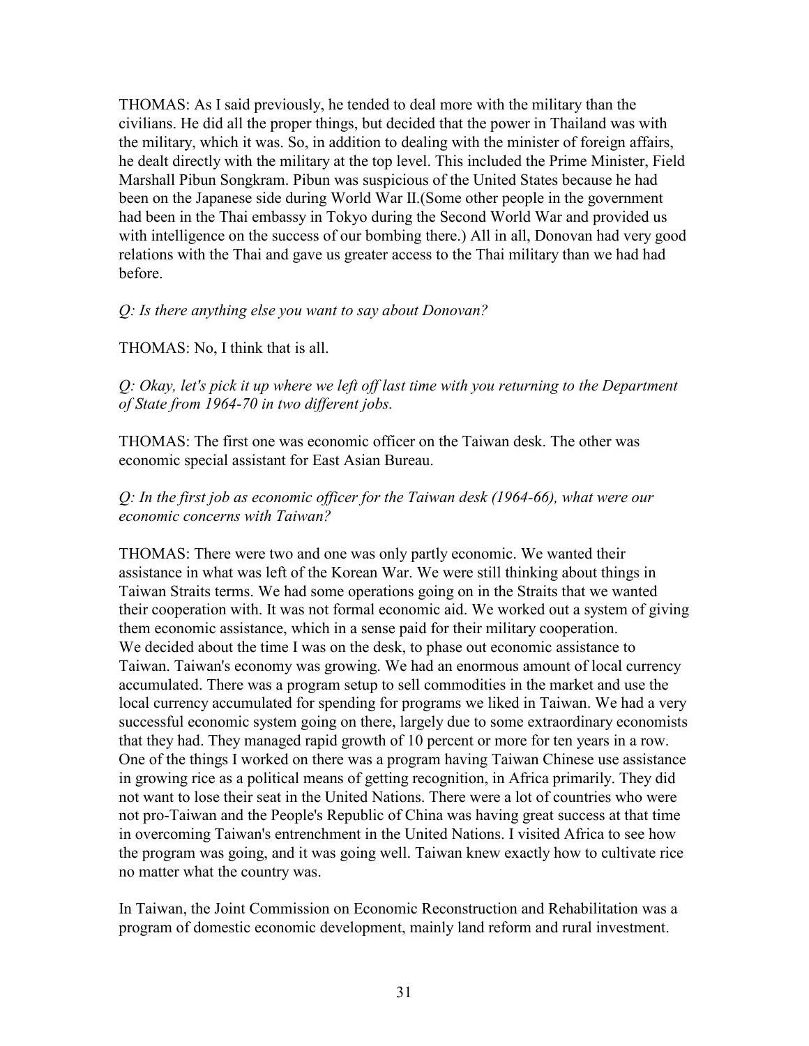THOMAS: As I said previously, he tended to deal more with the military than the civilians. He did all the proper things, but decided that the power in Thailand was with the military, which it was. So, in addition to dealing with the minister of foreign affairs, he dealt directly with the military at the top level. This included the Prime Minister, Field Marshall Pibun Songkram. Pibun was suspicious of the United States because he had been on the Japanese side during World War II.(Some other people in the government had been in the Thai embassy in Tokyo during the Second World War and provided us with intelligence on the success of our bombing there.) All in all, Donovan had very good relations with the Thai and gave us greater access to the Thai military than we had had before.

*Q: Is there anything else you want to say about Donovan?*

THOMAS: No, I think that is all.

*Q: Okay, let's pick it up where we left off last time with you returning to the Department of State from 1964-70 in two different jobs.*

THOMAS: The first one was economic officer on the Taiwan desk. The other was economic special assistant for East Asian Bureau.

*Q: In the first job as economic officer for the Taiwan desk (1964-66), what were our economic concerns with Taiwan?*

THOMAS: There were two and one was only partly economic. We wanted their assistance in what was left of the Korean War. We were still thinking about things in Taiwan Straits terms. We had some operations going on in the Straits that we wanted their cooperation with. It was not formal economic aid. We worked out a system of giving them economic assistance, which in a sense paid for their military cooperation.
We decided about the time I was on the desk, to phase out economic assistance to Taiwan. Taiwan's economy was growing. We had an enormous amount of local currency accumulated. There was a program setup to sell commodities in the market and use the local currency accumulated for spending for programs we liked in Taiwan. We had a very successful economic system going on there, largely due to some extraordinary economists that they had. They managed rapid growth of 10 percent or more for ten years in a row. One of the things I worked on there was a program having Taiwan Chinese use assistance in growing rice as a political means of getting recognition, in Africa primarily. They did not want to lose their seat in the United Nations. There were a lot of countries who were not pro-Taiwan and the People's Republic of China was having great success at that time in overcoming Taiwan's entrenchment in the United Nations. I visited Africa to see how the program was going, and it was going well. Taiwan knew exactly how to cultivate rice no matter what the country was.

In Taiwan, the Joint Commission on Economic Reconstruction and Rehabilitation was a program of domestic economic development, mainly land reform and rural investment.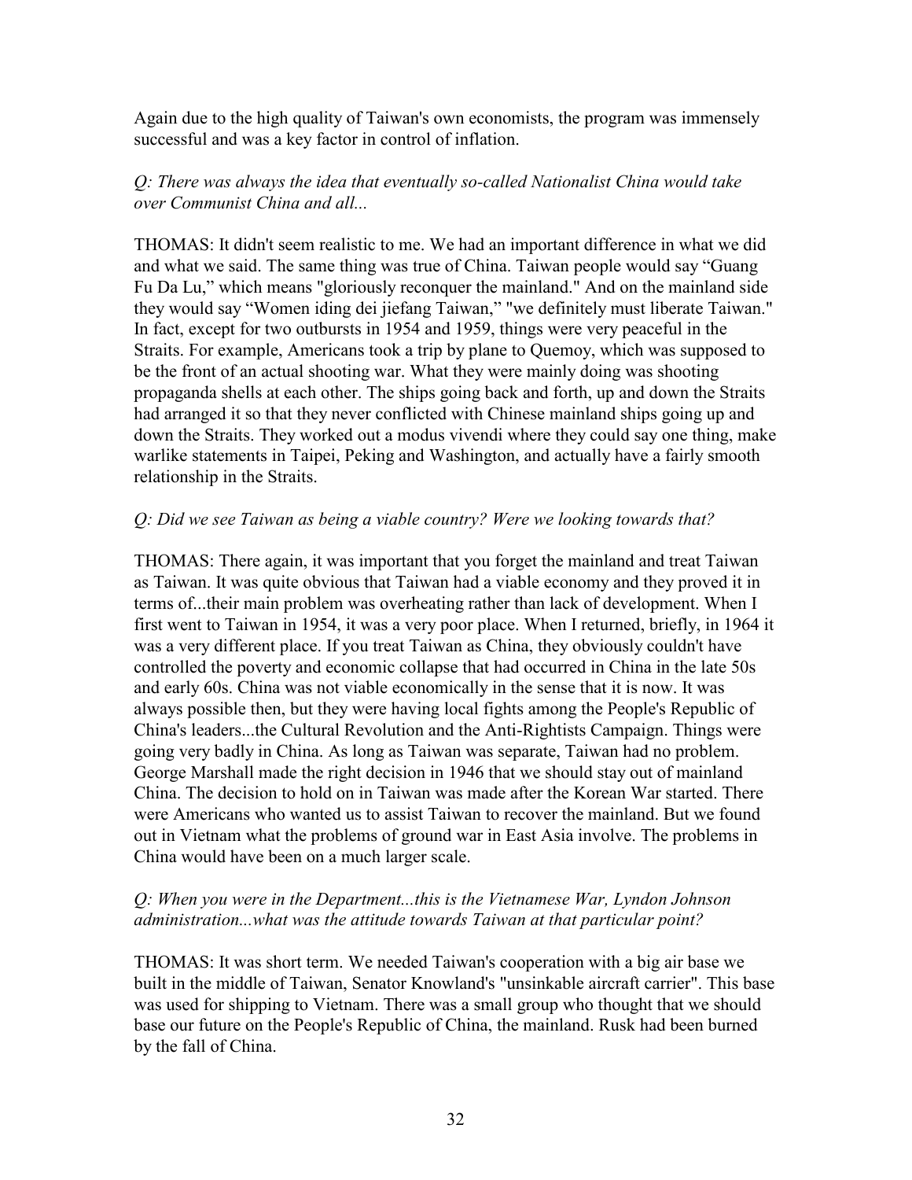Again due to the high quality of Taiwan's own economists, the program was immensely successful and was a key factor in control of inflation.

*Q: There was always the idea that eventually so-called Nationalist China would take over Communist China and all...*

THOMAS: It didn't seem realistic to me. We had an important difference in what we did and what we said. The same thing was true of China. Taiwan people would say "Guang Fu Da Lu," which means "gloriously reconquer the mainland." And on the mainland side they would say "Women iding dei jiefang Taiwan," "we definitely must liberate Taiwan." In fact, except for two outbursts in 1954 and 1959, things were very peaceful in the Straits. For example, Americans took a trip by plane to Quemoy, which was supposed to be the front of an actual shooting war. What they were mainly doing was shooting propaganda shells at each other. The ships going back and forth, up and down the Straits had arranged it so that they never conflicted with Chinese mainland ships going up and down the Straits. They worked out a modus vivendi where they could say one thing, make warlike statements in Taipei, Peking and Washington, and actually have a fairly smooth relationship in the Straits.

*Q: Did we see Taiwan as being a viable country? Were we looking towards that?*

THOMAS: There again, it was important that you forget the mainland and treat Taiwan as Taiwan. It was quite obvious that Taiwan had a viable economy and they proved it in terms of...their main problem was overheating rather than lack of development. When I first went to Taiwan in 1954, it was a very poor place. When I returned, briefly, in 1964 it was a very different place. If you treat Taiwan as China, they obviously couldn't have controlled the poverty and economic collapse that had occurred in China in the late 50s and early 60s. China was not viable economically in the sense that it is now. It was always possible then, but they were having local fights among the People's Republic of China's leaders...the Cultural Revolution and the Anti-Rightists Campaign. Things were going very badly in China. As long as Taiwan was separate, Taiwan had no problem. George Marshall made the right decision in 1946 that we should stay out of mainland China. The decision to hold on in Taiwan was made after the Korean War started. There were Americans who wanted us to assist Taiwan to recover the mainland. But we found out in Vietnam what the problems of ground war in East Asia involve. The problems in China would have been on a much larger scale.

*Q: When you were in the Department...this is the Vietnamese War, Lyndon Johnson administration...what was the attitude towards Taiwan at that particular point?*

THOMAS: It was short term. We needed Taiwan's cooperation with a big air base we built in the middle of Taiwan, Senator Knowland's "unsinkable aircraft carrier". This base was used for shipping to Vietnam. There was a small group who thought that we should base our future on the People's Republic of China, the mainland. Rusk had been burned by the fall of China.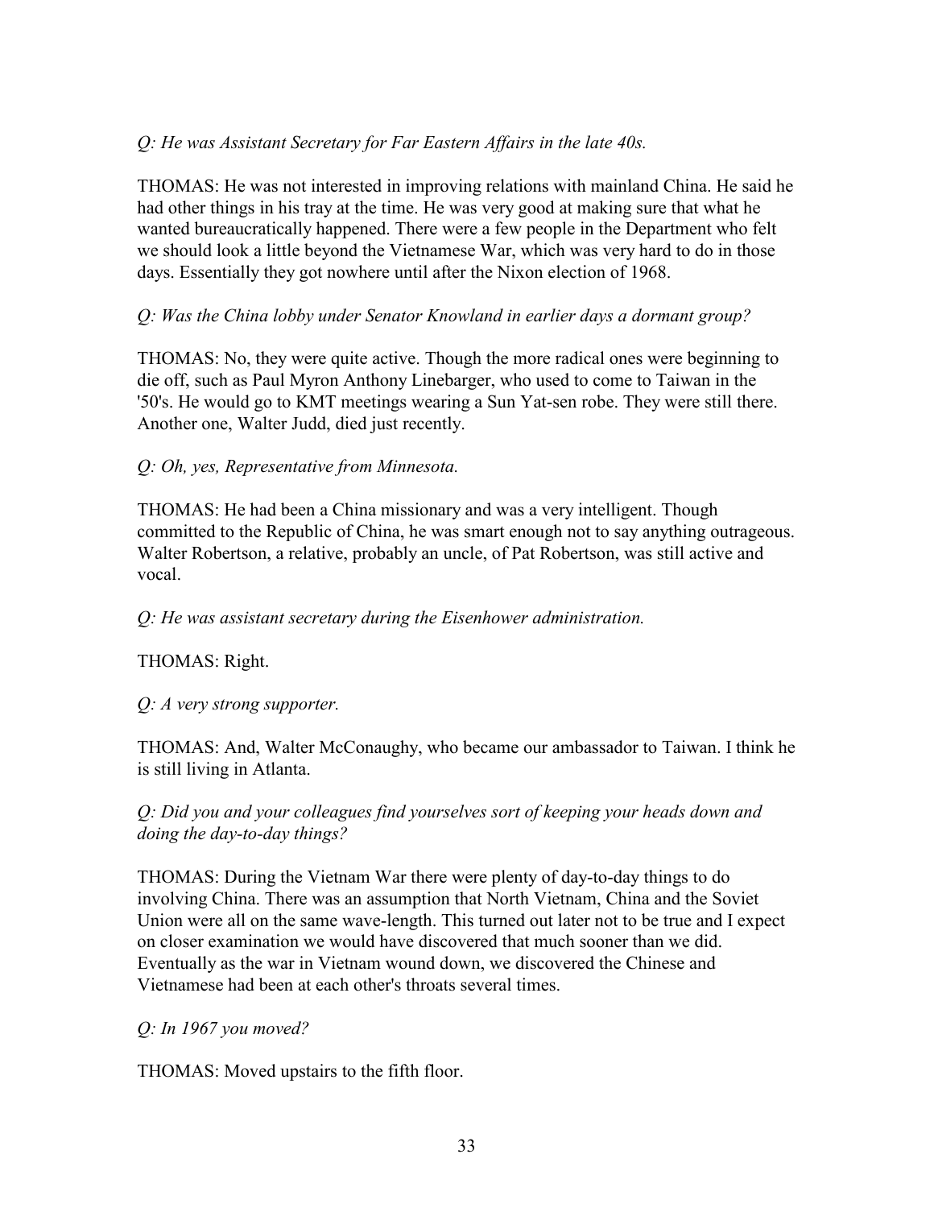*Q: He was Assistant Secretary for Far Eastern Affairs in the late 40s.*

THOMAS: He was not interested in improving relations with mainland China. He said he had other things in his tray at the time. He was very good at making sure that what he wanted bureaucratically happened. There were a few people in the Department who felt we should look a little beyond the Vietnamese War, which was very hard to do in those days. Essentially they got nowhere until after the Nixon election of 1968.

*Q: Was the China lobby under Senator Knowland in earlier days a dormant group?*

THOMAS: No, they were quite active. Though the more radical ones were beginning to die off, such as Paul Myron Anthony Linebarger, who used to come to Taiwan in the '50's. He would go to KMT meetings wearing a Sun Yat-sen robe. They were still there. Another one, Walter Judd, died just recently.

*Q: Oh, yes, Representative from Minnesota.*

THOMAS: He had been a China missionary and was a very intelligent. Though committed to the Republic of China, he was smart enough not to say anything outrageous. Walter Robertson, a relative, probably an uncle, of Pat Robertson, was still active and vocal.

*Q: He was assistant secretary during the Eisenhower administration.*

THOMAS: Right.

*Q: A very strong supporter.*

THOMAS: And, Walter McConaughy, who became our ambassador to Taiwan. I think he is still living in Atlanta.

*Q: Did you and your colleagues find yourselves sort of keeping your heads down and doing the day-to-day things?*

THOMAS: During the Vietnam War there were plenty of day-to-day things to do involving China. There was an assumption that North Vietnam, China and the Soviet Union were all on the same wave-length. This turned out later not to be true and I expect on closer examination we would have discovered that much sooner than we did. Eventually as the war in Vietnam wound down, we discovered the Chinese and Vietnamese had been at each other's throats several times.

*Q: In 1967 you moved?*

THOMAS: Moved upstairs to the fifth floor.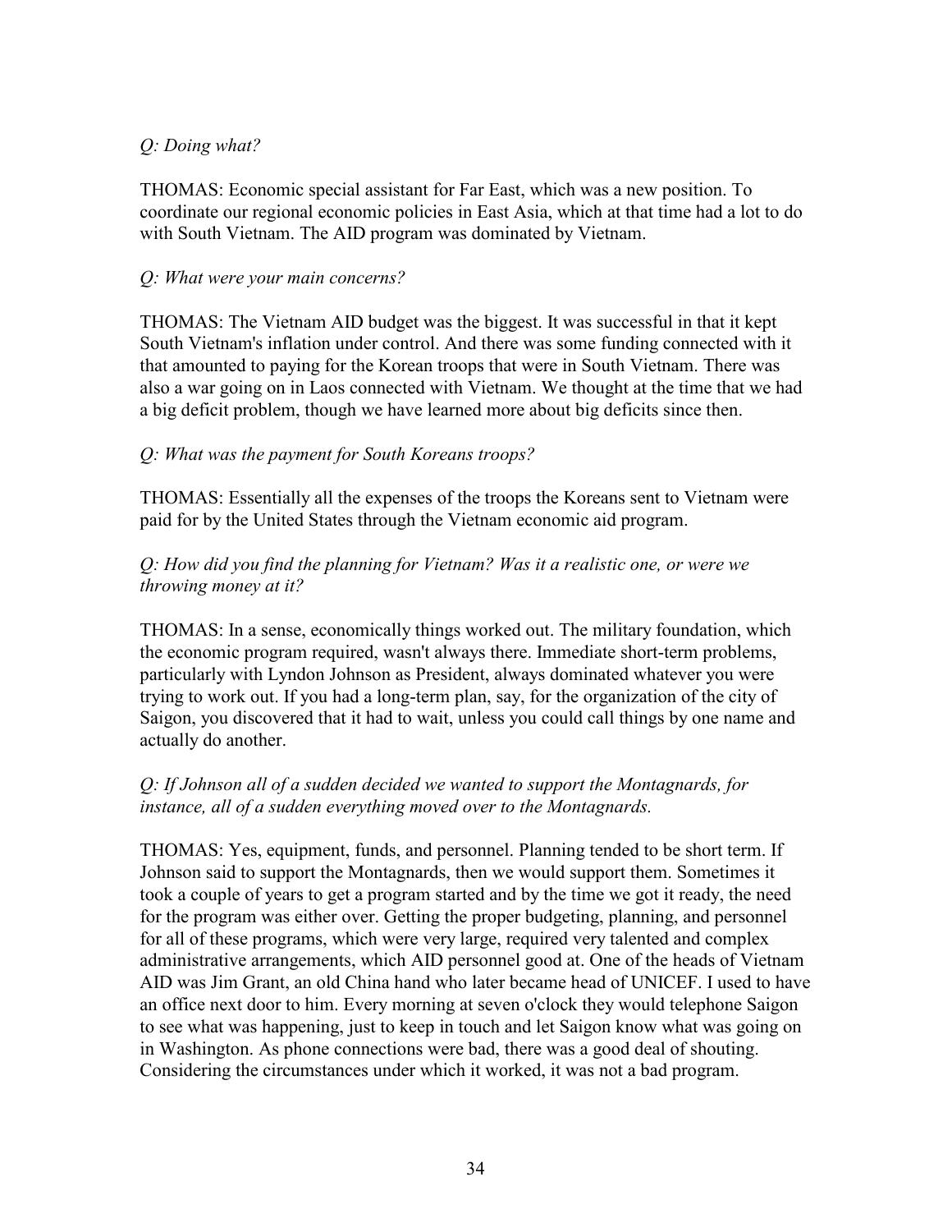*Q: Doing what?*

THOMAS: Economic special assistant for Far East, which was a new position. To coordinate our regional economic policies in East Asia, which at that time had a lot to do with South Vietnam. The AID program was dominated by Vietnam.

*Q: What were your main concerns?*

THOMAS: The Vietnam AID budget was the biggest. It was successful in that it kept South Vietnam's inflation under control. And there was some funding connected with it that amounted to paying for the Korean troops that were in South Vietnam. There was also a war going on in Laos connected with Vietnam. We thought at the time that we had a big deficit problem, though we have learned more about big deficits since then.

*Q: What was the payment for South Koreans troops?*

THOMAS: Essentially all the expenses of the troops the Koreans sent to Vietnam were paid for by the United States through the Vietnam economic aid program.

*Q: How did you find the planning for Vietnam? Was it a realistic one, or were we throwing money at it?*

THOMAS: In a sense, economically things worked out. The military foundation, which the economic program required, wasn't always there. Immediate short-term problems, particularly with Lyndon Johnson as President, always dominated whatever you were trying to work out. If you had a long-term plan, say, for the organization of the city of Saigon, you discovered that it had to wait, unless you could call things by one name and actually do another.

*Q: If Johnson all of a sudden decided we wanted to support the Montagnards, for instance, all of a sudden everything moved over to the Montagnards.*

THOMAS: Yes, equipment, funds, and personnel. Planning tended to be short term. If Johnson said to support the Montagnards, then we would support them. Sometimes it took a couple of years to get a program started and by the time we got it ready, the need for the program was either over. Getting the proper budgeting, planning, and personnel for all of these programs, which were very large, required very talented and complex administrative arrangements, which AID personnel good at. One of the heads of Vietnam AID was Jim Grant, an old China hand who later became head of UNICEF. I used to have an office next door to him. Every morning at seven o'clock they would telephone Saigon to see what was happening, just to keep in touch and let Saigon know what was going on in Washington. As phone connections were bad, there was a good deal of shouting. Considering the circumstances under which it worked, it was not a bad program.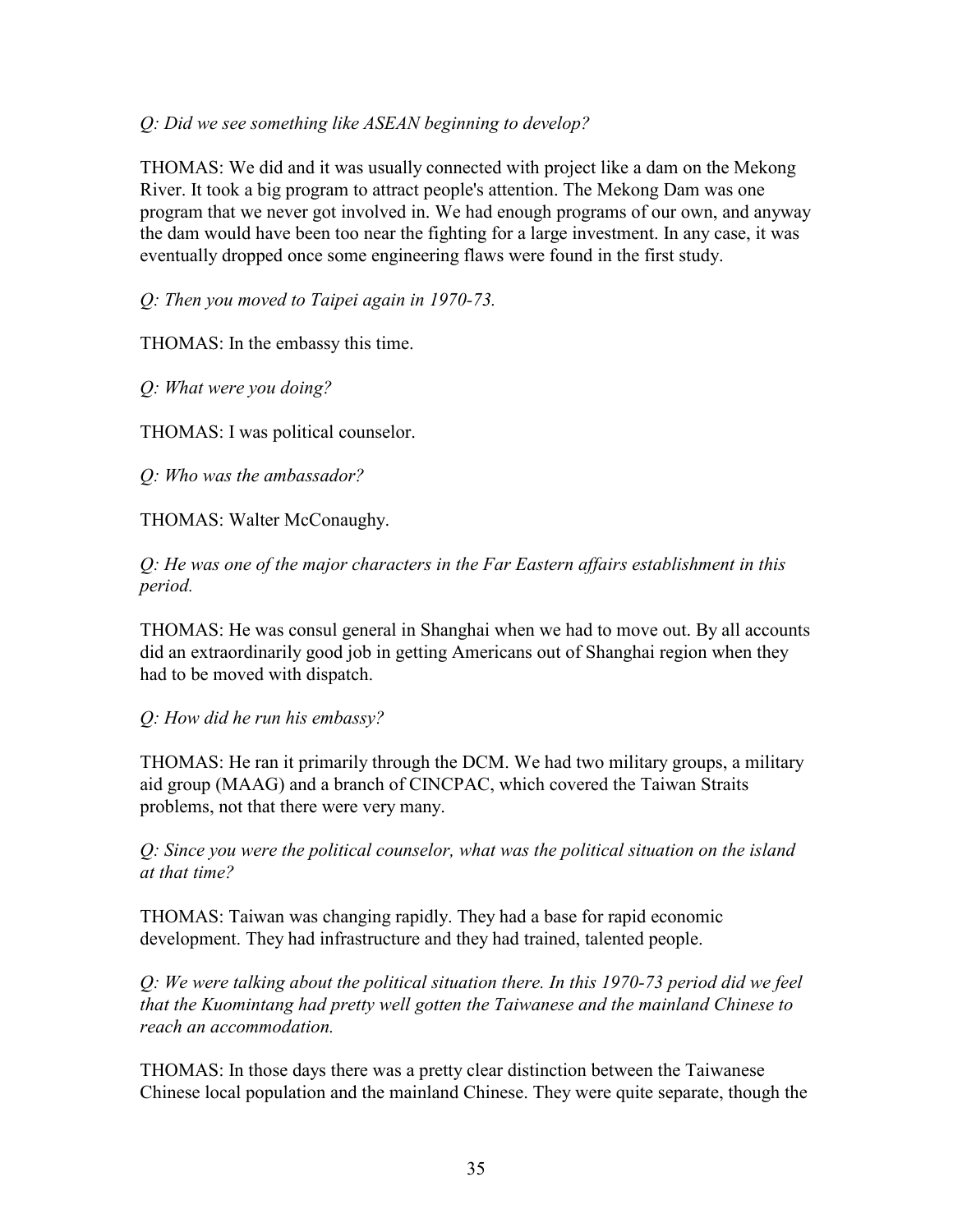*Q: Did we see something like ASEAN beginning to develop?*

THOMAS: We did and it was usually connected with project like a dam on the Mekong River. It took a big program to attract people's attention. The Mekong Dam was one program that we never got involved in. We had enough programs of our own, and anyway the dam would have been too near the fighting for a large investment. In any case, it was eventually dropped once some engineering flaws were found in the first study.

*Q: Then you moved to Taipei again in 1970-73.*

THOMAS: In the embassy this time.

*Q: What were you doing?*

THOMAS: I was political counselor.

*Q: Who was the ambassador?*

THOMAS: Walter McConaughy.

*Q: He was one of the major characters in the Far Eastern affairs establishment in this period.*

THOMAS: He was consul general in Shanghai when we had to move out. By all accounts did an extraordinarily good job in getting Americans out of Shanghai region when they had to be moved with dispatch.

*Q: How did he run his embassy?*

THOMAS: He ran it primarily through the DCM. We had two military groups, a military aid group (MAAG) and a branch of CINCPAC, which covered the Taiwan Straits problems, not that there were very many.

*Q: Since you were the political counselor, what was the political situation on the island at that time?*

THOMAS: Taiwan was changing rapidly. They had a base for rapid economic development. They had infrastructure and they had trained, talented people.

*Q: We were talking about the political situation there. In this 1970-73 period did we feel that the Kuomintang had pretty well gotten the Taiwanese and the mainland Chinese to reach an accommodation.*

THOMAS: In those days there was a pretty clear distinction between the Taiwanese Chinese local population and the mainland Chinese. They were quite separate, though the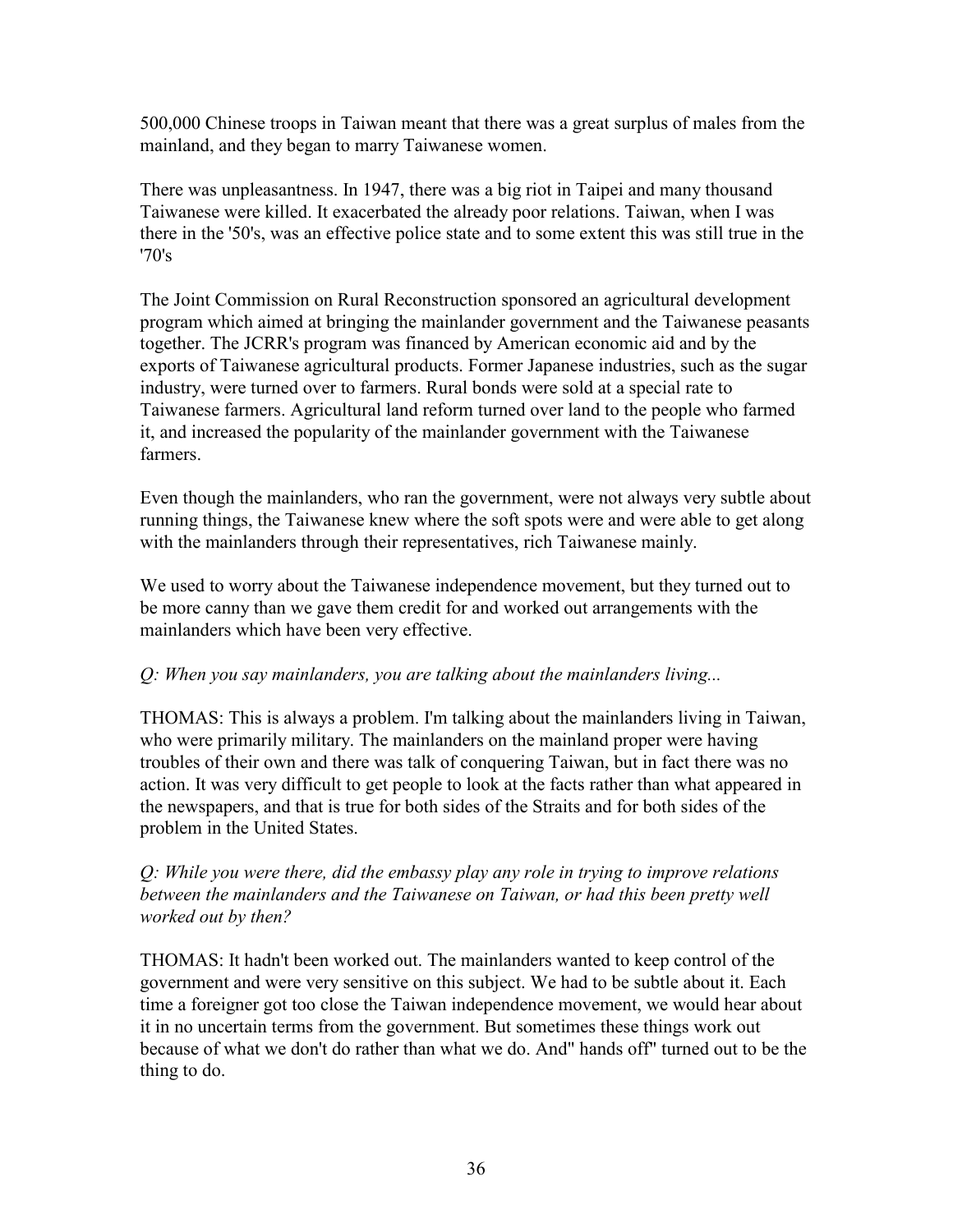500,000 Chinese troops in Taiwan meant that there was a great surplus of males from the mainland, and they began to marry Taiwanese women.

There was unpleasantness. In 1947, there was a big riot in Taipei and many thousand Taiwanese were killed. It exacerbated the already poor relations. Taiwan, when I was there in the '50's, was an effective police state and to some extent this was still true in the '70's

The Joint Commission on Rural Reconstruction sponsored an agricultural development program which aimed at bringing the mainlander government and the Taiwanese peasants together. The JCRR's program was financed by American economic aid and by the exports of Taiwanese agricultural products. Former Japanese industries, such as the sugar industry, were turned over to farmers. Rural bonds were sold at a special rate to Taiwanese farmers. Agricultural land reform turned over land to the people who farmed it, and increased the popularity of the mainlander government with the Taiwanese farmers.

Even though the mainlanders, who ran the government, were not always very subtle about running things, the Taiwanese knew where the soft spots were and were able to get along with the mainlanders through their representatives, rich Taiwanese mainly.

We used to worry about the Taiwanese independence movement, but they turned out to be more canny than we gave them credit for and worked out arrangements with the mainlanders which have been very effective.

*Q: When you say mainlanders, you are talking about the mainlanders living...*

THOMAS: This is always a problem. I'm talking about the mainlanders living in Taiwan, who were primarily military. The mainlanders on the mainland proper were having troubles of their own and there was talk of conquering Taiwan, but in fact there was no action. It was very difficult to get people to look at the facts rather than what appeared in the newspapers, and that is true for both sides of the Straits and for both sides of the problem in the United States.

*Q: While you were there, did the embassy play any role in trying to improve relations between the mainlanders and the Taiwanese on Taiwan, or had this been pretty well worked out by then?*

THOMAS: It hadn't been worked out. The mainlanders wanted to keep control of the government and were very sensitive on this subject. We had to be subtle about it. Each time a foreigner got too close the Taiwan independence movement, we would hear about it in no uncertain terms from the government. But sometimes these things work out because of what we don't do rather than what we do. And" hands off" turned out to be the thing to do.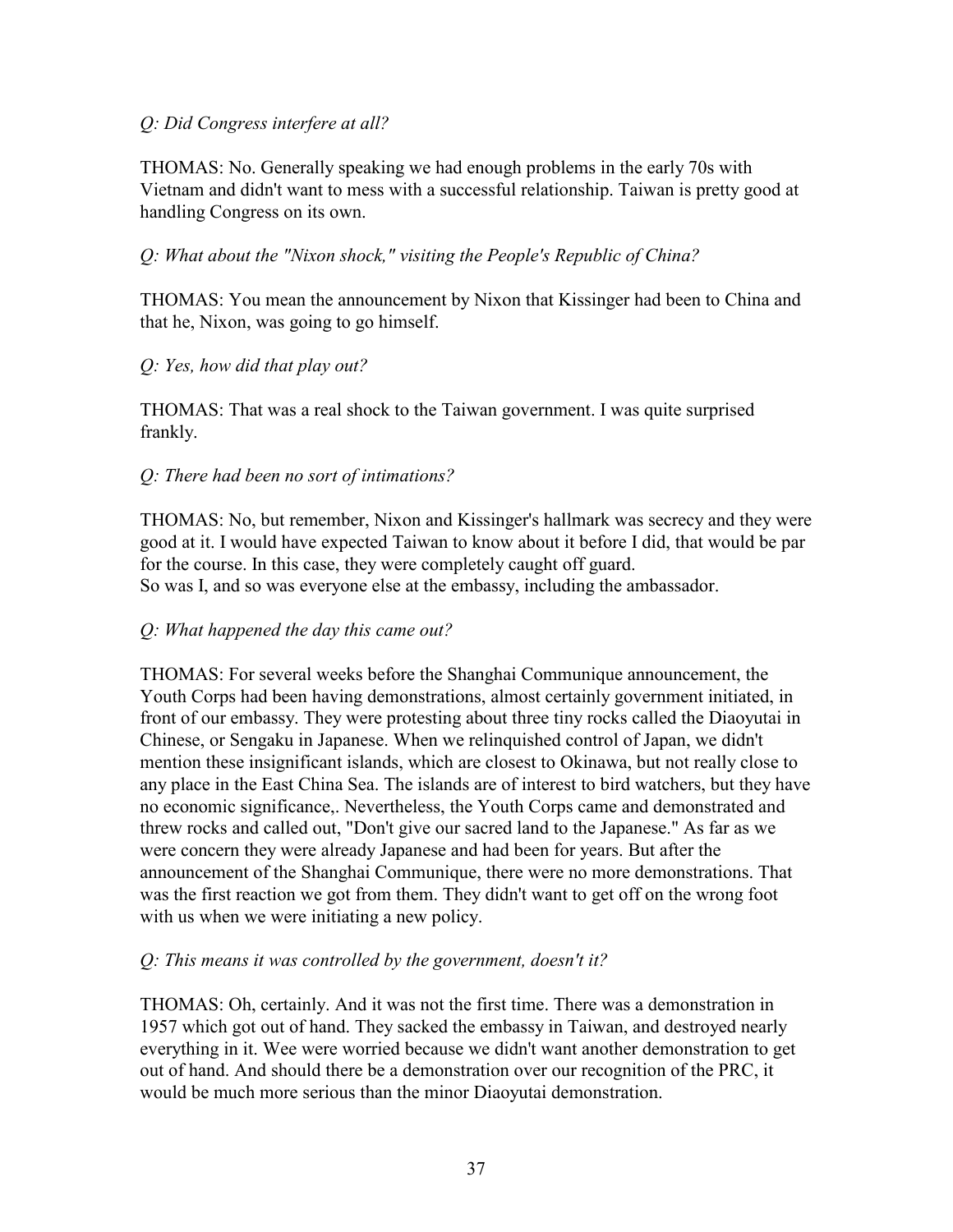*Q: Did Congress interfere at all?*

THOMAS: No. Generally speaking we had enough problems in the early 70s with Vietnam and didn't want to mess with a successful relationship. Taiwan is pretty good at handling Congress on its own.

*Q: What about the "Nixon shock," visiting the People's Republic of China?*

THOMAS: You mean the announcement by Nixon that Kissinger had been to China and that he, Nixon, was going to go himself.

*Q: Yes, how did that play out?*

THOMAS: That was a real shock to the Taiwan government. I was quite surprised frankly.

*Q: There had been no sort of intimations?*

THOMAS: No, but remember, Nixon and Kissinger's hallmark was secrecy and they were good at it. I would have expected Taiwan to know about it before I did, that would be par for the course. In this case, they were completely caught off guard.
So was I, and so was everyone else at the embassy, including the ambassador.

*Q: What happened the day this came out?*

THOMAS: For several weeks before the Shanghai Communique announcement, the Youth Corps had been having demonstrations, almost certainly government initiated, in front of our embassy. They were protesting about three tiny rocks called the Diaoyutai in Chinese, or Sengaku in Japanese. When we relinquished control of Japan, we didn't mention these insignificant islands, which are closest to Okinawa, but not really close to any place in the East China Sea. The islands are of interest to bird watchers, but they have no economic significance,. Nevertheless, the Youth Corps came and demonstrated and threw rocks and called out, "Don't give our sacred land to the Japanese." As far as we were concern they were already Japanese and had been for years. But after the announcement of the Shanghai Communique, there were no more demonstrations. That was the first reaction we got from them. They didn't want to get off on the wrong foot with us when we were initiating a new policy.

*Q: This means it was controlled by the government, doesn't it?*

THOMAS: Oh, certainly. And it was not the first time. There was a demonstration in 1957 which got out of hand. They sacked the embassy in Taiwan, and destroyed nearly everything in it. Wee were worried because we didn't want another demonstration to get out of hand. And should there be a demonstration over our recognition of the PRC, it would be much more serious than the minor Diaoyutai demonstration.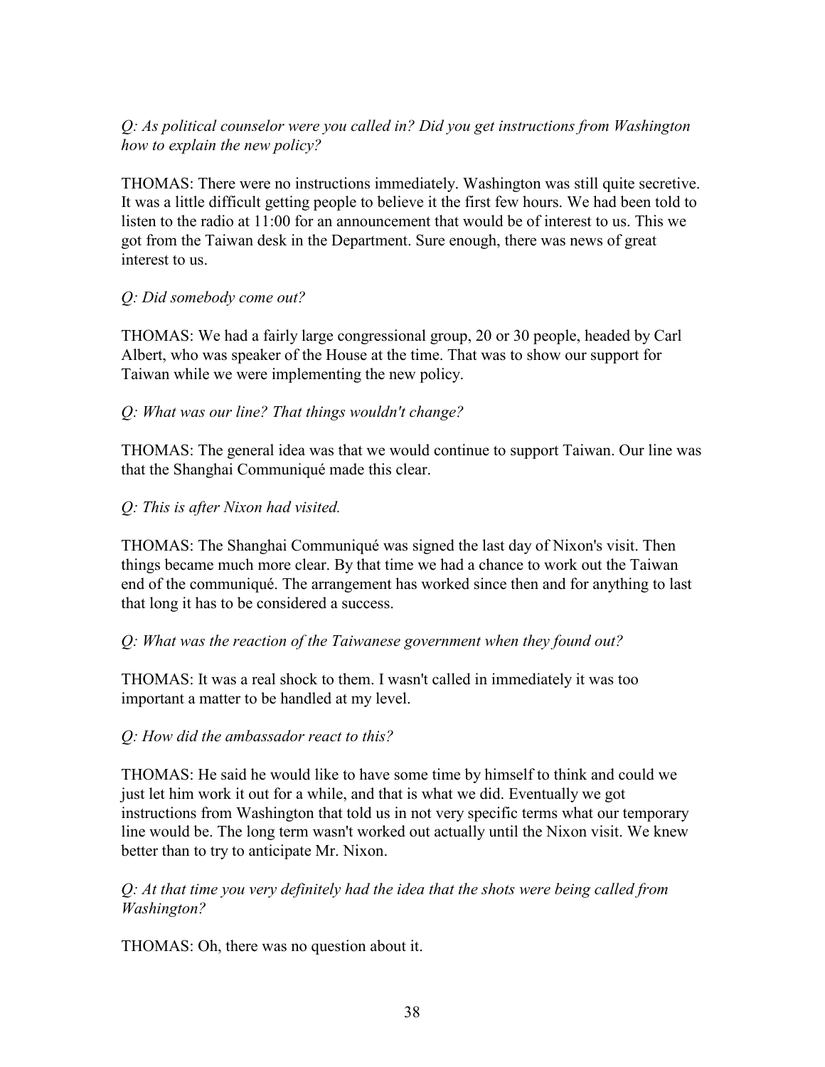*Q: As political counselor were you called in? Did you get instructions from Washington how to explain the new policy?*

THOMAS: There were no instructions immediately. Washington was still quite secretive. It was a little difficult getting people to believe it the first few hours. We had been told to listen to the radio at 11:00 for an announcement that would be of interest to us. This we got from the Taiwan desk in the Department. Sure enough, there was news of great interest to us.

*Q: Did somebody come out?*

THOMAS: We had a fairly large congressional group, 20 or 30 people, headed by Carl Albert, who was speaker of the House at the time. That was to show our support for Taiwan while we were implementing the new policy.

*Q: What was our line? That things wouldn't change?*

THOMAS: The general idea was that we would continue to support Taiwan. Our line was that the Shanghai Communiqué made this clear.

*Q: This is after Nixon had visited.*

THOMAS: The Shanghai Communiqué was signed the last day of Nixon's visit. Then things became much more clear. By that time we had a chance to work out the Taiwan end of the communiqué. The arrangement has worked since then and for anything to last that long it has to be considered a success.

*Q: What was the reaction of the Taiwanese government when they found out?*

THOMAS: It was a real shock to them. I wasn't called in immediately it was too important a matter to be handled at my level.

*Q: How did the ambassador react to this?*

THOMAS: He said he would like to have some time by himself to think and could we just let him work it out for a while, and that is what we did. Eventually we got instructions from Washington that told us in not very specific terms what our temporary line would be. The long term wasn't worked out actually until the Nixon visit. We knew better than to try to anticipate Mr. Nixon.

*Q: At that time you very definitely had the idea that the shots were being called from Washington?*

THOMAS: Oh, there was no question about it.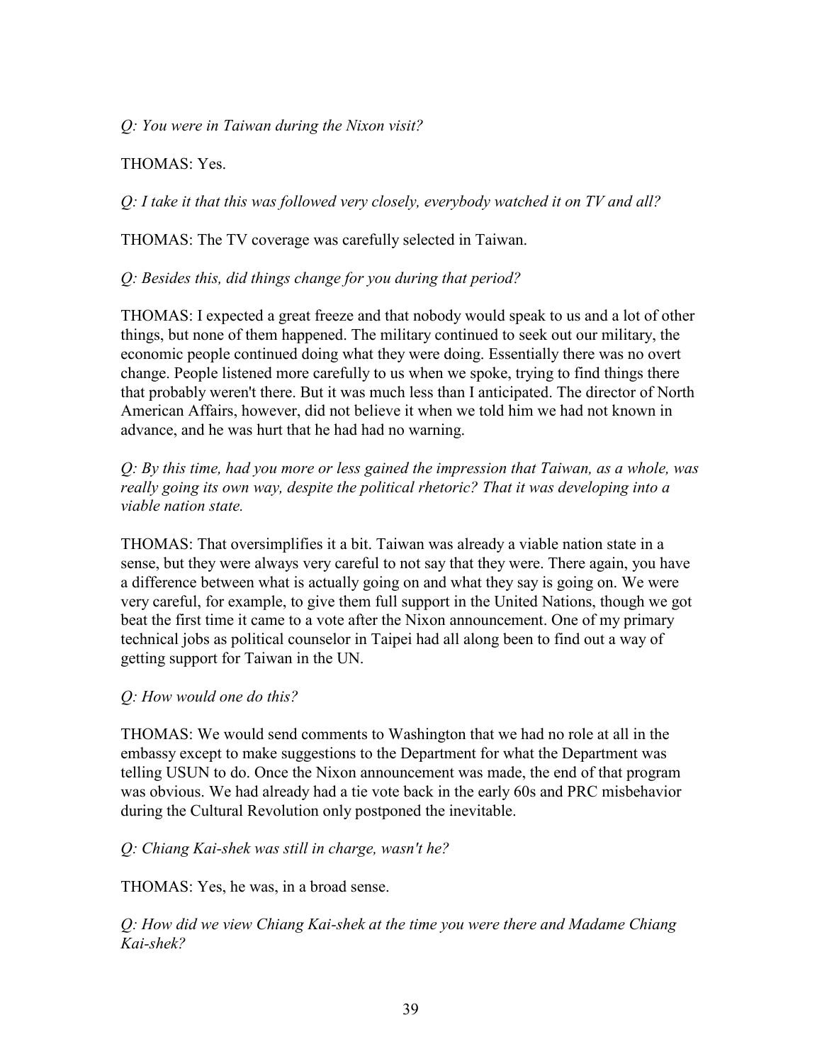*Q: You were in Taiwan during the Nixon visit?*

THOMAS: Yes.

*Q: I take it that this was followed very closely, everybody watched it on TV and all?*

THOMAS: The TV coverage was carefully selected in Taiwan.

*Q: Besides this, did things change for you during that period?*

THOMAS: I expected a great freeze and that nobody would speak to us and a lot of other things, but none of them happened. The military continued to seek out our military, the economic people continued doing what they were doing. Essentially there was no overt change. People listened more carefully to us when we spoke, trying to find things there that probably weren't there. But it was much less than I anticipated. The director of North American Affairs, however, did not believe it when we told him we had not known in advance, and he was hurt that he had had no warning.

*Q: By this time, had you more or less gained the impression that Taiwan, as a whole, was really going its own way, despite the political rhetoric? That it was developing into a viable nation state.*

THOMAS: That oversimplifies it a bit. Taiwan was already a viable nation state in a sense, but they were always very careful to not say that they were. There again, you have a difference between what is actually going on and what they say is going on. We were very careful, for example, to give them full support in the United Nations, though we got beat the first time it came to a vote after the Nixon announcement. One of my primary technical jobs as political counselor in Taipei had all along been to find out a way of getting support for Taiwan in the UN.

*Q: How would one do this?*

THOMAS: We would send comments to Washington that we had no role at all in the embassy except to make suggestions to the Department for what the Department was telling USUN to do. Once the Nixon announcement was made, the end of that program was obvious. We had already had a tie vote back in the early 60s and PRC misbehavior during the Cultural Revolution only postponed the inevitable.

*Q: Chiang Kai-shek was still in charge, wasn't he?*

THOMAS: Yes, he was, in a broad sense.

*Q: How did we view Chiang Kai-shek at the time you were there and Madame Chiang Kai-shek?*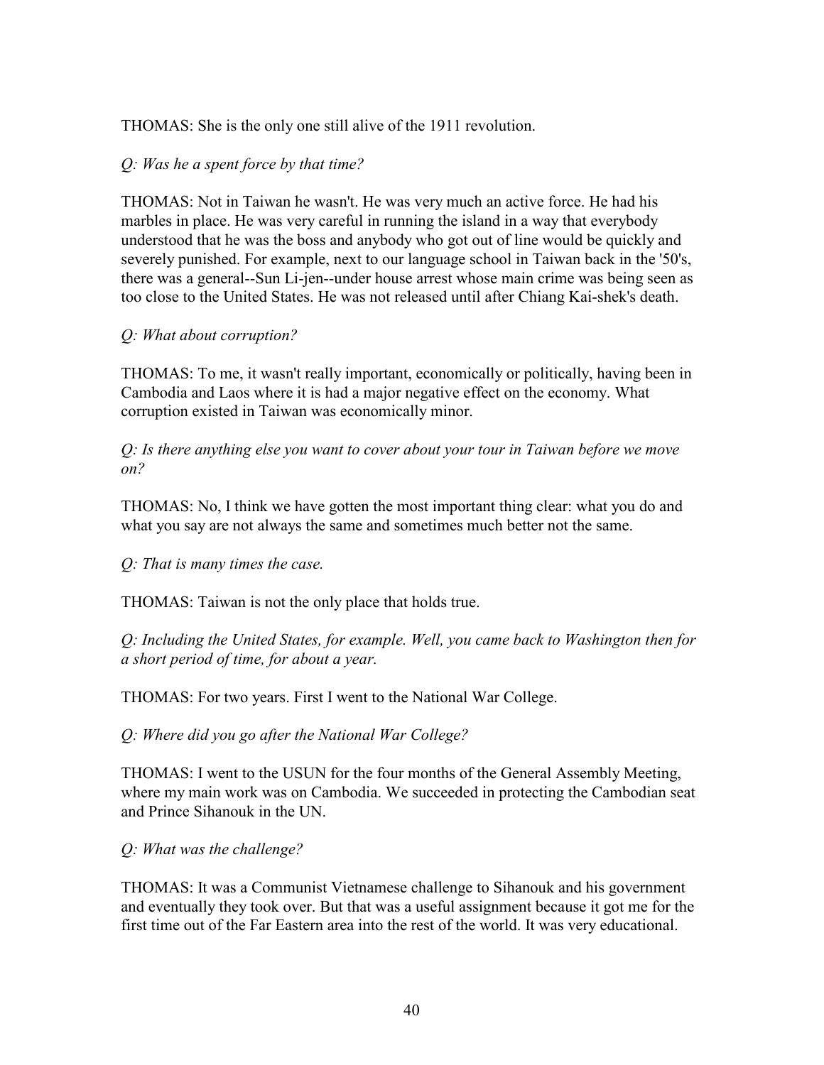THOMAS: She is the only one still alive of the 1911 revolution.

*Q: Was he a spent force by that time?*

THOMAS: Not in Taiwan he wasn't. He was very much an active force. He had his marbles in place. He was very careful in running the island in a way that everybody understood that he was the boss and anybody who got out of line would be quickly and severely punished. For example, next to our language school in Taiwan back in the '50's, there was a general--Sun Li-jen--under house arrest whose main crime was being seen as too close to the United States. He was not released until after Chiang Kai-shek's death.

*Q: What about corruption?*

THOMAS: To me, it wasn't really important, economically or politically, having been in Cambodia and Laos where it is had a major negative effect on the economy. What corruption existed in Taiwan was economically minor.

*Q: Is there anything else you want to cover about your tour in Taiwan before we move on?*

THOMAS: No, I think we have gotten the most important thing clear: what you do and what you say are not always the same and sometimes much better not the same.

*Q: That is many times the case.*

THOMAS: Taiwan is not the only place that holds true.

*Q: Including the United States, for example. Well, you came back to Washington then for a short period of time, for about a year.*

THOMAS: For two years. First I went to the National War College.

*Q: Where did you go after the National War College?*

THOMAS: I went to the USUN for the four months of the General Assembly Meeting, where my main work was on Cambodia. We succeeded in protecting the Cambodian seat and Prince Sihanouk in the UN.

*Q: What was the challenge?*

THOMAS: It was a Communist Vietnamese challenge to Sihanouk and his government and eventually they took over. But that was a useful assignment because it got me for the first time out of the Far Eastern area into the rest of the world. It was very educational.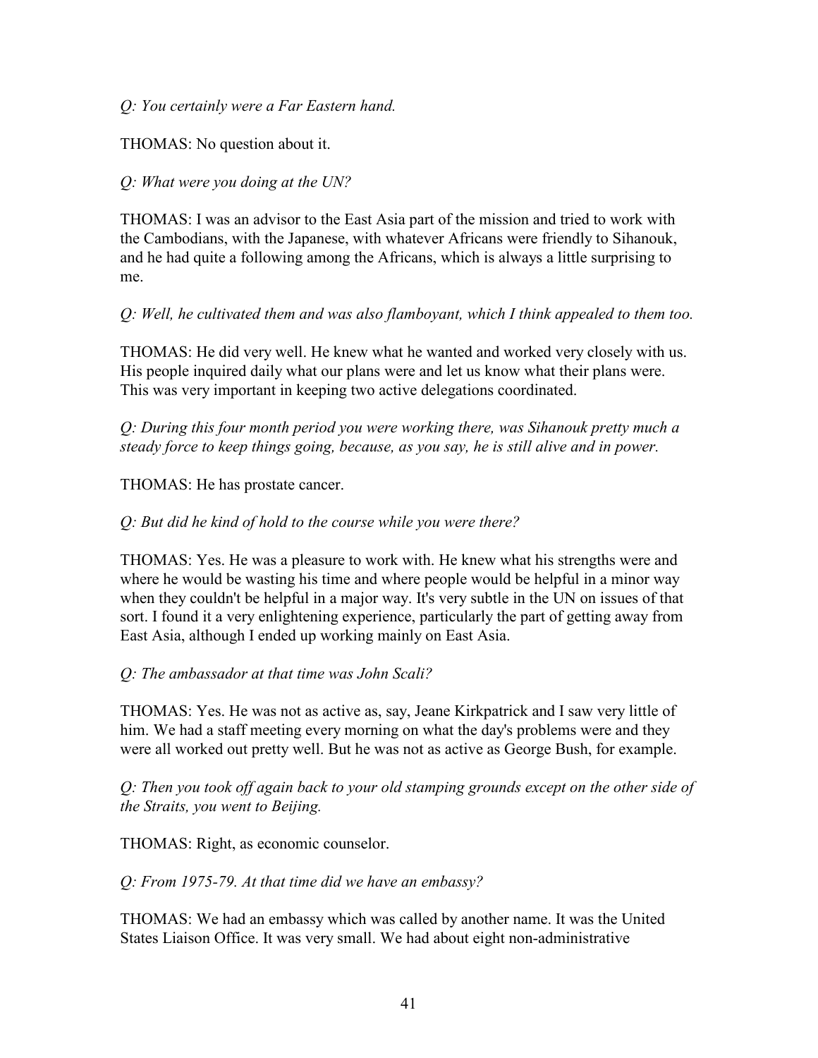*Q: You certainly were a Far Eastern hand.*

THOMAS: No question about it.

*Q: What were you doing at the UN?*

THOMAS: I was an advisor to the East Asia part of the mission and tried to work with the Cambodians, with the Japanese, with whatever Africans were friendly to Sihanouk, and he had quite a following among the Africans, which is always a little surprising to me.

*Q: Well, he cultivated them and was also flamboyant, which I think appealed to them too.*

THOMAS: He did very well. He knew what he wanted and worked very closely with us. His people inquired daily what our plans were and let us know what their plans were. This was very important in keeping two active delegations coordinated.

*Q: During this four month period you were working there, was Sihanouk pretty much a steady force to keep things going, because, as you say, he is still alive and in power.*

THOMAS: He has prostate cancer.

*Q: But did he kind of hold to the course while you were there?*

THOMAS: Yes. He was a pleasure to work with. He knew what his strengths were and where he would be wasting his time and where people would be helpful in a minor way when they couldn't be helpful in a major way. It's very subtle in the UN on issues of that sort. I found it a very enlightening experience, particularly the part of getting away from East Asia, although I ended up working mainly on East Asia.

*Q: The ambassador at that time was John Scali?*

THOMAS: Yes. He was not as active as, say, Jeane Kirkpatrick and I saw very little of him. We had a staff meeting every morning on what the day's problems were and they were all worked out pretty well. But he was not as active as George Bush, for example.

*Q: Then you took off again back to your old stamping grounds except on the other side of the Straits, you went to Beijing.*

THOMAS: Right, as economic counselor.

*Q: From 1975-79. At that time did we have an embassy?*

THOMAS: We had an embassy which was called by another name. It was the United States Liaison Office. It was very small. We had about eight non-administrative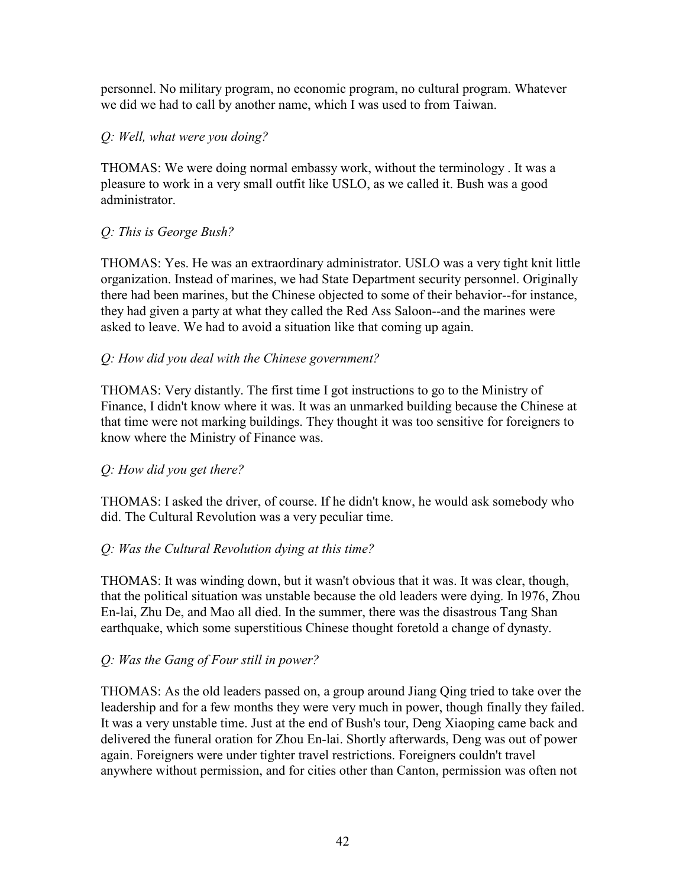personnel. No military program, no economic program, no cultural program. Whatever we did we had to call by another name, which I was used to from Taiwan.

*Q: Well, what were you doing?*

THOMAS: We were doing normal embassy work, without the terminology . It was a pleasure to work in a very small outfit like USLO, as we called it. Bush was a good administrator.

*Q: This is George Bush?*

THOMAS: Yes. He was an extraordinary administrator. USLO was a very tight knit little organization. Instead of marines, we had State Department security personnel. Originally there had been marines, but the Chinese objected to some of their behavior--for instance, they had given a party at what they called the Red Ass Saloon--and the marines were asked to leave. We had to avoid a situation like that coming up again.

*Q: How did you deal with the Chinese government?*

THOMAS: Very distantly. The first time I got instructions to go to the Ministry of Finance, I didn't know where it was. It was an unmarked building because the Chinese at that time were not marking buildings. They thought it was too sensitive for foreigners to know where the Ministry of Finance was.

*Q: How did you get there?*

THOMAS: I asked the driver, of course. If he didn't know, he would ask somebody who did. The Cultural Revolution was a very peculiar time.

*Q: Was the Cultural Revolution dying at this time?*

THOMAS: It was winding down, but it wasn't obvious that it was. It was clear, though, that the political situation was unstable because the old leaders were dying. In l976, Zhou En-lai, Zhu De, and Mao all died. In the summer, there was the disastrous Tang Shan earthquake, which some superstitious Chinese thought foretold a change of dynasty.

*Q: Was the Gang of Four still in power?*

THOMAS: As the old leaders passed on, a group around Jiang Qing tried to take over the leadership and for a few months they were very much in power, though finally they failed. It was a very unstable time. Just at the end of Bush's tour, Deng Xiaoping came back and delivered the funeral oration for Zhou En-lai. Shortly afterwards, Deng was out of power again. Foreigners were under tighter travel restrictions. Foreigners couldn't travel anywhere without permission, and for cities other than Canton, permission was often not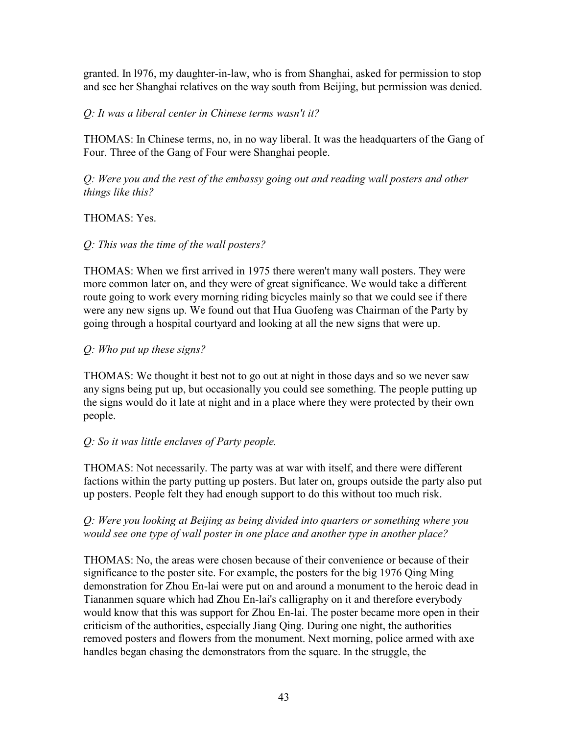granted. In l976, my daughter-in-law, who is from Shanghai, asked for permission to stop and see her Shanghai relatives on the way south from Beijing, but permission was denied.

*Q: It was a liberal center in Chinese terms wasn't it?*

THOMAS: In Chinese terms, no, in no way liberal. It was the headquarters of the Gang of Four. Three of the Gang of Four were Shanghai people.

*Q: Were you and the rest of the embassy going out and reading wall posters and other things like this?*

THOMAS: Yes.

*Q: This was the time of the wall posters?*

THOMAS: When we first arrived in 1975 there weren't many wall posters. They were more common later on, and they were of great significance. We would take a different route going to work every morning riding bicycles mainly so that we could see if there were any new signs up. We found out that Hua Guofeng was Chairman of the Party by going through a hospital courtyard and looking at all the new signs that were up.

*Q: Who put up these signs?*

THOMAS: We thought it best not to go out at night in those days and so we never saw any signs being put up, but occasionally you could see something. The people putting up the signs would do it late at night and in a place where they were protected by their own people.

*Q: So it was little enclaves of Party people.*

THOMAS: Not necessarily. The party was at war with itself, and there were different factions within the party putting up posters. But later on, groups outside the party also put up posters. People felt they had enough support to do this without too much risk.

*Q: Were you looking at Beijing as being divided into quarters or something where you would see one type of wall poster in one place and another type in another place?*

THOMAS: No, the areas were chosen because of their convenience or because of their significance to the poster site. For example, the posters for the big 1976 Qing Ming demonstration for Zhou En-lai were put on and around a monument to the heroic dead in Tiananmen square which had Zhou En-lai's calligraphy on it and therefore everybody would know that this was support for Zhou En-lai. The poster became more open in their criticism of the authorities, especially Jiang Qing. During one night, the authorities removed posters and flowers from the monument. Next morning, police armed with axe handles began chasing the demonstrators from the square. In the struggle, the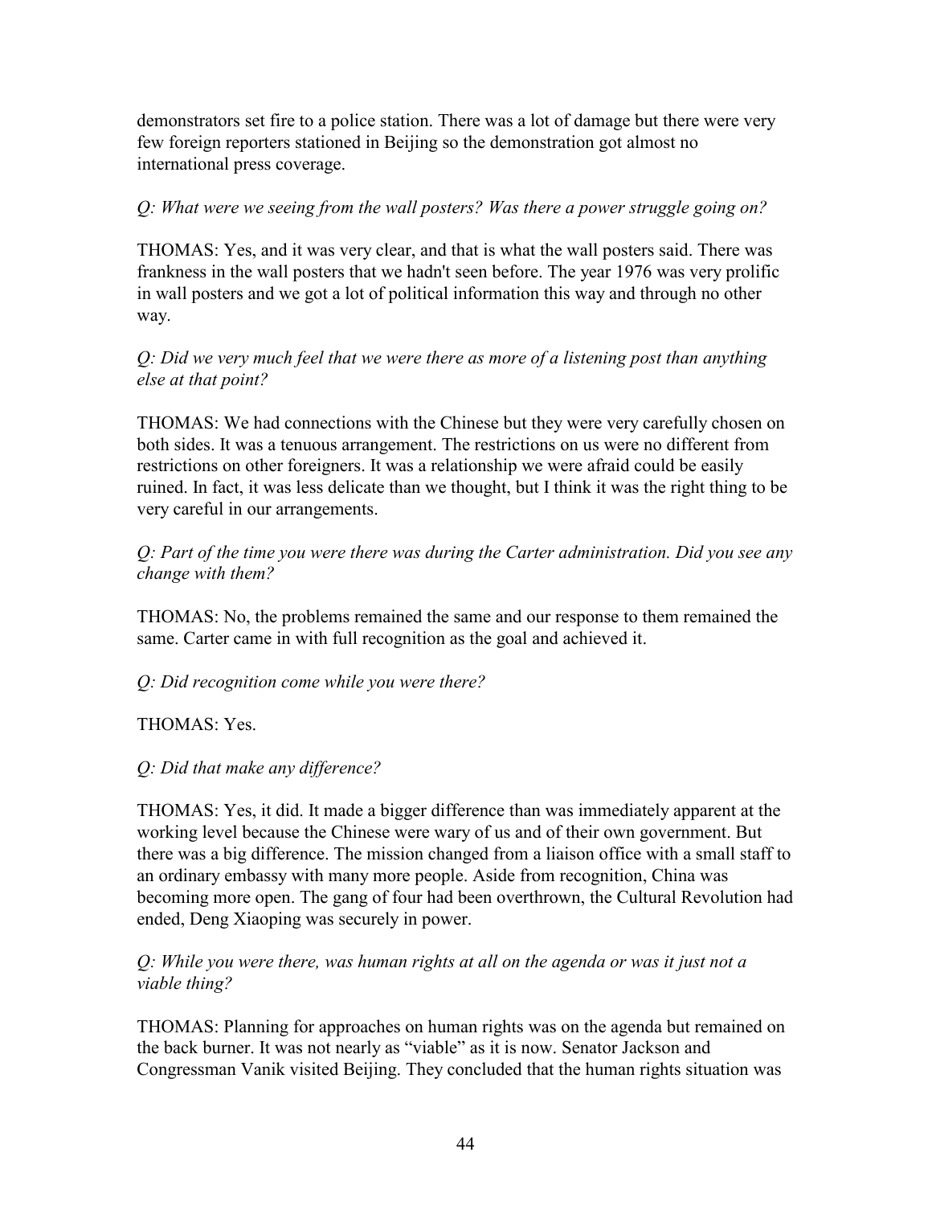demonstrators set fire to a police station. There was a lot of damage but there were very few foreign reporters stationed in Beijing so the demonstration got almost no international press coverage.

*Q: What were we seeing from the wall posters? Was there a power struggle going on?*

THOMAS: Yes, and it was very clear, and that is what the wall posters said. There was frankness in the wall posters that we hadn't seen before. The year 1976 was very prolific in wall posters and we got a lot of political information this way and through no other way.

*Q: Did we very much feel that we were there as more of a listening post than anything else at that point?*

THOMAS: We had connections with the Chinese but they were very carefully chosen on both sides. It was a tenuous arrangement. The restrictions on us were no different from restrictions on other foreigners. It was a relationship we were afraid could be easily ruined. In fact, it was less delicate than we thought, but I think it was the right thing to be very careful in our arrangements.

*Q: Part of the time you were there was during the Carter administration. Did you see any change with them?*

THOMAS: No, the problems remained the same and our response to them remained the same. Carter came in with full recognition as the goal and achieved it.

*Q: Did recognition come while you were there?*

THOMAS: Yes.

*Q: Did that make any difference?*

THOMAS: Yes, it did. It made a bigger difference than was immediately apparent at the working level because the Chinese were wary of us and of their own government. But there was a big difference. The mission changed from a liaison office with a small staff to an ordinary embassy with many more people. Aside from recognition, China was becoming more open. The gang of four had been overthrown, the Cultural Revolution had ended, Deng Xiaoping was securely in power.

*Q: While you were there, was human rights at all on the agenda or was it just not a viable thing?*

THOMAS: Planning for approaches on human rights was on the agenda but remained on the back burner. It was not nearly as "viable" as it is now. Senator Jackson and Congressman Vanik visited Beijing. They concluded that the human rights situation was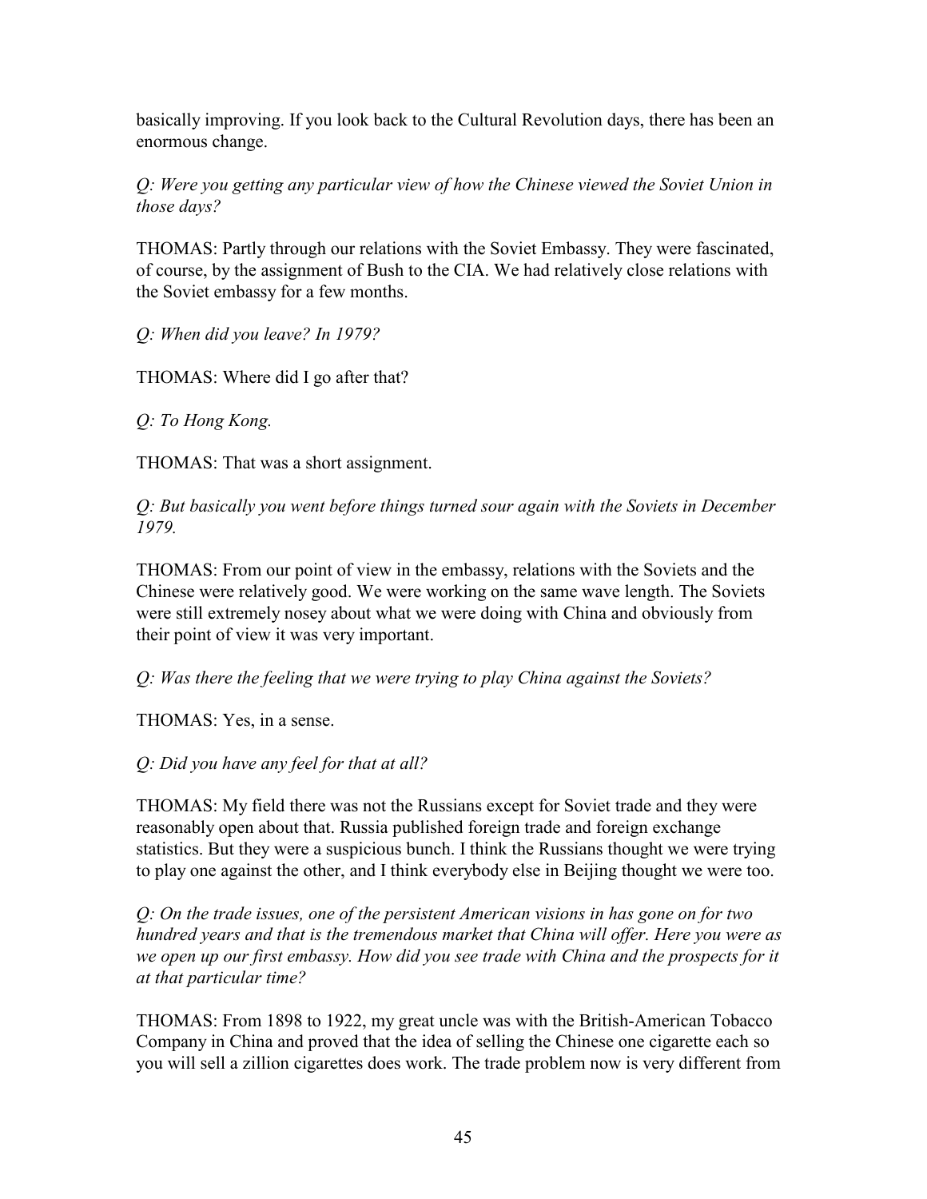basically improving. If you look back to the Cultural Revolution days, there has been an enormous change.

*Q: Were you getting any particular view of how the Chinese viewed the Soviet Union in those days?*

THOMAS: Partly through our relations with the Soviet Embassy. They were fascinated, of course, by the assignment of Bush to the CIA. We had relatively close relations with the Soviet embassy for a few months.

*Q: When did you leave? In 1979?*

THOMAS: Where did I go after that?

*Q: To Hong Kong.*

THOMAS: That was a short assignment.

*Q: But basically you went before things turned sour again with the Soviets in December 1979.*

THOMAS: From our point of view in the embassy, relations with the Soviets and the Chinese were relatively good. We were working on the same wave length. The Soviets were still extremely nosey about what we were doing with China and obviously from their point of view it was very important.

*Q: Was there the feeling that we were trying to play China against the Soviets?*

THOMAS: Yes, in a sense.

*Q: Did you have any feel for that at all?*

THOMAS: My field there was not the Russians except for Soviet trade and they were reasonably open about that. Russia published foreign trade and foreign exchange statistics. But they were a suspicious bunch. I think the Russians thought we were trying to play one against the other, and I think everybody else in Beijing thought we were too.

*Q: On the trade issues, one of the persistent American visions in has gone on for two hundred years and that is the tremendous market that China will offer. Here you were as we open up our first embassy. How did you see trade with China and the prospects for it at that particular time?*

THOMAS: From 1898 to 1922, my great uncle was with the British-American Tobacco Company in China and proved that the idea of selling the Chinese one cigarette each so you will sell a zillion cigarettes does work. The trade problem now is very different from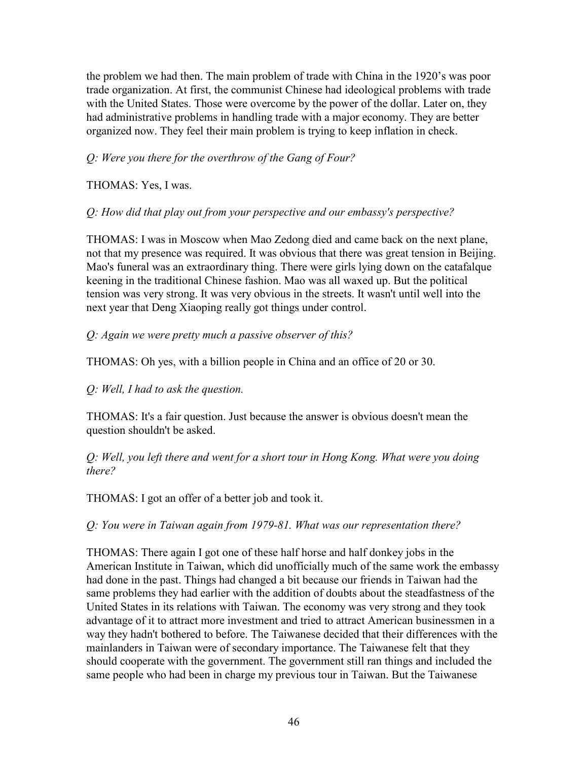the problem we had then. The main problem of trade with China in the 1920's was poor trade organization. At first, the communist Chinese had ideological problems with trade with the United States. Those were overcome by the power of the dollar. Later on, they had administrative problems in handling trade with a major economy. They are better organized now. They feel their main problem is trying to keep inflation in check.

*Q: Were you there for the overthrow of the Gang of Four?*

THOMAS: Yes, I was.

*Q: How did that play out from your perspective and our embassy's perspective?*

THOMAS: I was in Moscow when Mao Zedong died and came back on the next plane, not that my presence was required. It was obvious that there was great tension in Beijing. Mao's funeral was an extraordinary thing. There were girls lying down on the catafalque keening in the traditional Chinese fashion. Mao was all waxed up. But the political tension was very strong. It was very obvious in the streets. It wasn't until well into the next year that Deng Xiaoping really got things under control.

*Q: Again we were pretty much a passive observer of this?*

THOMAS: Oh yes, with a billion people in China and an office of 20 or 30.

*Q: Well, I had to ask the question.*

THOMAS: It's a fair question. Just because the answer is obvious doesn't mean the question shouldn't be asked.

*Q: Well, you left there and went for a short tour in Hong Kong. What were you doing there?*

THOMAS: I got an offer of a better job and took it.

*Q: You were in Taiwan again from 1979-81. What was our representation there?*

THOMAS: There again I got one of these half horse and half donkey jobs in the American Institute in Taiwan, which did unofficially much of the same work the embassy had done in the past. Things had changed a bit because our friends in Taiwan had the same problems they had earlier with the addition of doubts about the steadfastness of the United States in its relations with Taiwan. The economy was very strong and they took advantage of it to attract more investment and tried to attract American businessmen in a way they hadn't bothered to before. The Taiwanese decided that their differences with the mainlanders in Taiwan were of secondary importance. The Taiwanese felt that they should cooperate with the government. The government still ran things and included the same people who had been in charge my previous tour in Taiwan. But the Taiwanese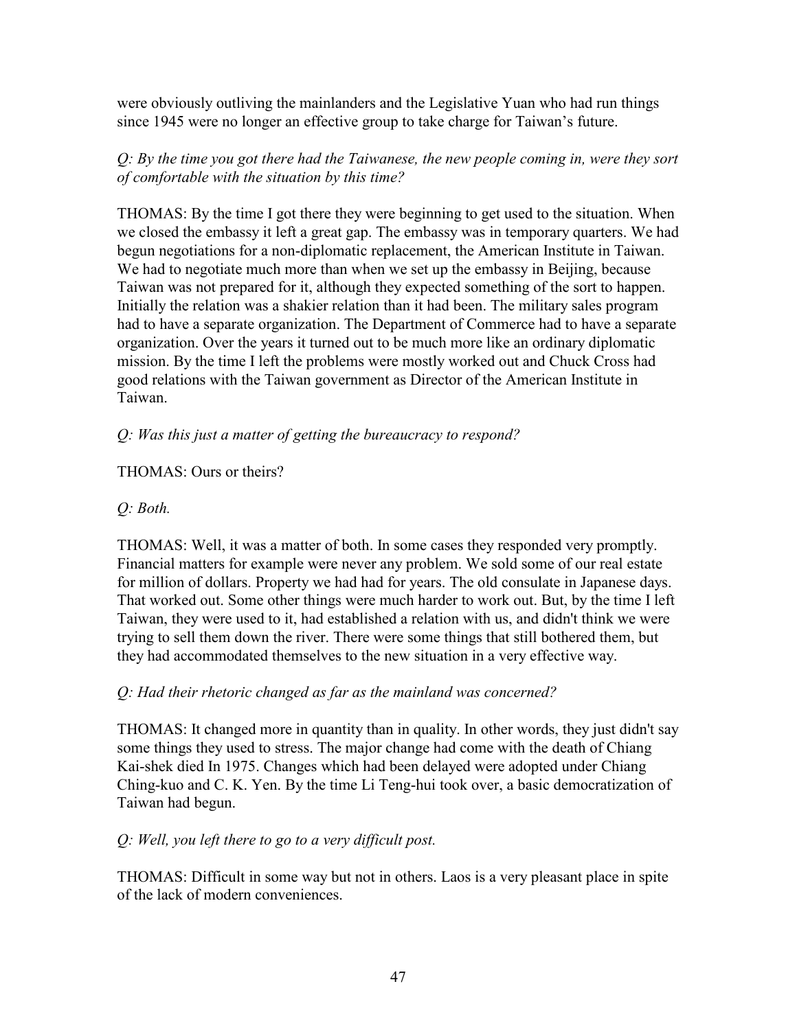were obviously outliving the mainlanders and the Legislative Yuan who had run things since 1945 were no longer an effective group to take charge for Taiwan's future.

*Q: By the time you got there had the Taiwanese, the new people coming in, were they sort of comfortable with the situation by this time?*

THOMAS: By the time I got there they were beginning to get used to the situation. When we closed the embassy it left a great gap. The embassy was in temporary quarters. We had begun negotiations for a non-diplomatic replacement, the American Institute in Taiwan. We had to negotiate much more than when we set up the embassy in Beijing, because Taiwan was not prepared for it, although they expected something of the sort to happen. Initially the relation was a shakier relation than it had been. The military sales program had to have a separate organization. The Department of Commerce had to have a separate organization. Over the years it turned out to be much more like an ordinary diplomatic mission. By the time I left the problems were mostly worked out and Chuck Cross had good relations with the Taiwan government as Director of the American Institute in Taiwan.

*Q: Was this just a matter of getting the bureaucracy to respond?*

THOMAS: Ours or theirs?

*Q: Both.*

THOMAS: Well, it was a matter of both. In some cases they responded very promptly. Financial matters for example were never any problem. We sold some of our real estate for million of dollars. Property we had had for years. The old consulate in Japanese days. That worked out. Some other things were much harder to work out. But, by the time I left Taiwan, they were used to it, had established a relation with us, and didn't think we were trying to sell them down the river. There were some things that still bothered them, but they had accommodated themselves to the new situation in a very effective way.

*Q: Had their rhetoric changed as far as the mainland was concerned?*

THOMAS: It changed more in quantity than in quality. In other words, they just didn't say some things they used to stress. The major change had come with the death of Chiang Kai-shek died In 1975. Changes which had been delayed were adopted under Chiang Ching-kuo and C. K. Yen. By the time Li Teng-hui took over, a basic democratization of Taiwan had begun.

*Q: Well, you left there to go to a very difficult post.*

THOMAS: Difficult in some way but not in others. Laos is a very pleasant place in spite of the lack of modern conveniences.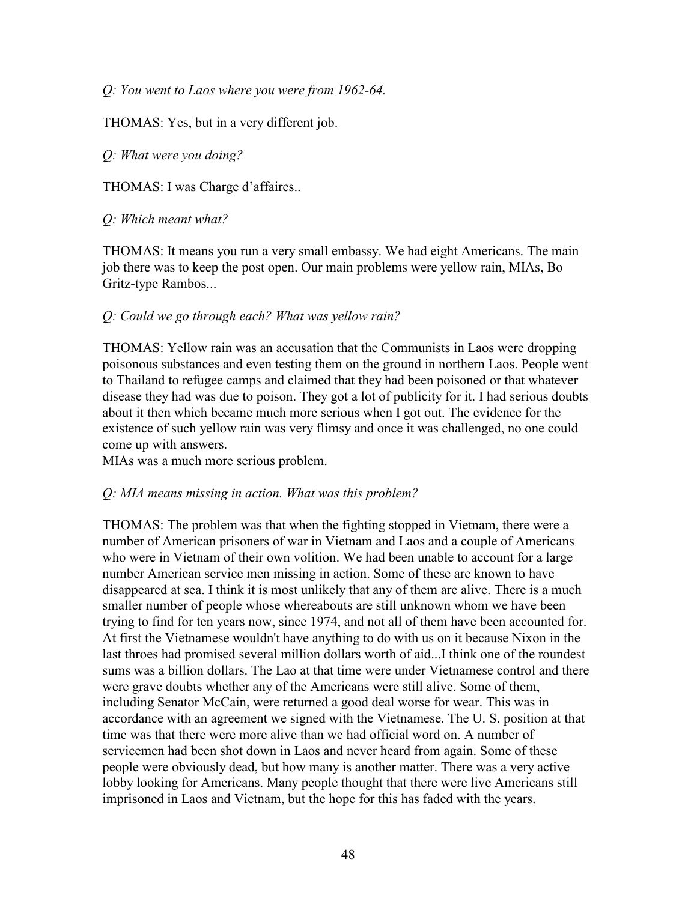*Q: You went to Laos where you were from 1962-64.*

THOMAS: Yes, but in a very different job.

*Q: What were you doing?*

THOMAS: I was Charge d'affaires..

*Q: Which meant what?*

THOMAS: It means you run a very small embassy. We had eight Americans. The main job there was to keep the post open. Our main problems were yellow rain, MIAs, Bo Gritz-type Rambos...

*Q: Could we go through each? What was yellow rain?*

THOMAS: Yellow rain was an accusation that the Communists in Laos were dropping poisonous substances and even testing them on the ground in northern Laos. People went to Thailand to refugee camps and claimed that they had been poisoned or that whatever disease they had was due to poison. They got a lot of publicity for it. I had serious doubts about it then which became much more serious when I got out. The evidence for the existence of such yellow rain was very flimsy and once it was challenged, no one could come up with answers.
MIAs was a much more serious problem.

*Q: MIA means missing in action. What was this problem?*

THOMAS: The problem was that when the fighting stopped in Vietnam, there were a number of American prisoners of war in Vietnam and Laos and a couple of Americans who were in Vietnam of their own volition. We had been unable to account for a large number American service men missing in action. Some of these are known to have disappeared at sea. I think it is most unlikely that any of them are alive. There is a much smaller number of people whose whereabouts are still unknown whom we have been trying to find for ten years now, since 1974, and not all of them have been accounted for. At first the Vietnamese wouldn't have anything to do with us on it because Nixon in the last throes had promised several million dollars worth of aid...I think one of the roundest sums was a billion dollars. The Lao at that time were under Vietnamese control and there were grave doubts whether any of the Americans were still alive. Some of them, including Senator McCain, were returned a good deal worse for wear. This was in accordance with an agreement we signed with the Vietnamese. The U. S. position at that time was that there were more alive than we had official word on. A number of servicemen had been shot down in Laos and never heard from again. Some of these people were obviously dead, but how many is another matter. There was a very active lobby looking for Americans. Many people thought that there were live Americans still imprisoned in Laos and Vietnam, but the hope for this has faded with the years.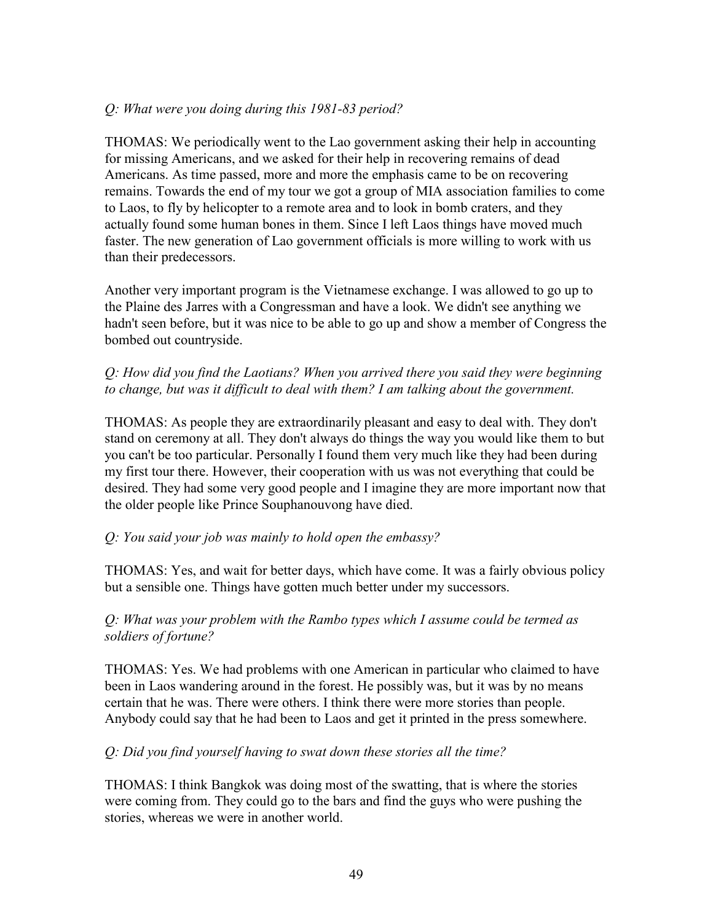*Q: What were you doing during this 1981-83 period?*

THOMAS: We periodically went to the Lao government asking their help in accounting for missing Americans, and we asked for their help in recovering remains of dead Americans. As time passed, more and more the emphasis came to be on recovering remains. Towards the end of my tour we got a group of MIA association families to come to Laos, to fly by helicopter to a remote area and to look in bomb craters, and they actually found some human bones in them. Since I left Laos things have moved much faster. The new generation of Lao government officials is more willing to work with us than their predecessors.

Another very important program is the Vietnamese exchange. I was allowed to go up to the Plaine des Jarres with a Congressman and have a look. We didn't see anything we hadn't seen before, but it was nice to be able to go up and show a member of Congress the bombed out countryside.

*Q: How did you find the Laotians? When you arrived there you said they were beginning to change, but was it difficult to deal with them? I am talking about the government.*

THOMAS: As people they are extraordinarily pleasant and easy to deal with. They don't stand on ceremony at all. They don't always do things the way you would like them to but you can't be too particular. Personally I found them very much like they had been during my first tour there. However, their cooperation with us was not everything that could be desired. They had some very good people and I imagine they are more important now that the older people like Prince Souphanouvong have died.

*Q: You said your job was mainly to hold open the embassy?*

THOMAS: Yes, and wait for better days, which have come. It was a fairly obvious policy but a sensible one. Things have gotten much better under my successors.

*Q: What was your problem with the Rambo types which I assume could be termed as soldiers of fortune?*

THOMAS: Yes. We had problems with one American in particular who claimed to have been in Laos wandering around in the forest. He possibly was, but it was by no means certain that he was. There were others. I think there were more stories than people. Anybody could say that he had been to Laos and get it printed in the press somewhere.

*Q: Did you find yourself having to swat down these stories all the time?*

THOMAS: I think Bangkok was doing most of the swatting, that is where the stories were coming from. They could go to the bars and find the guys who were pushing the stories, whereas we were in another world.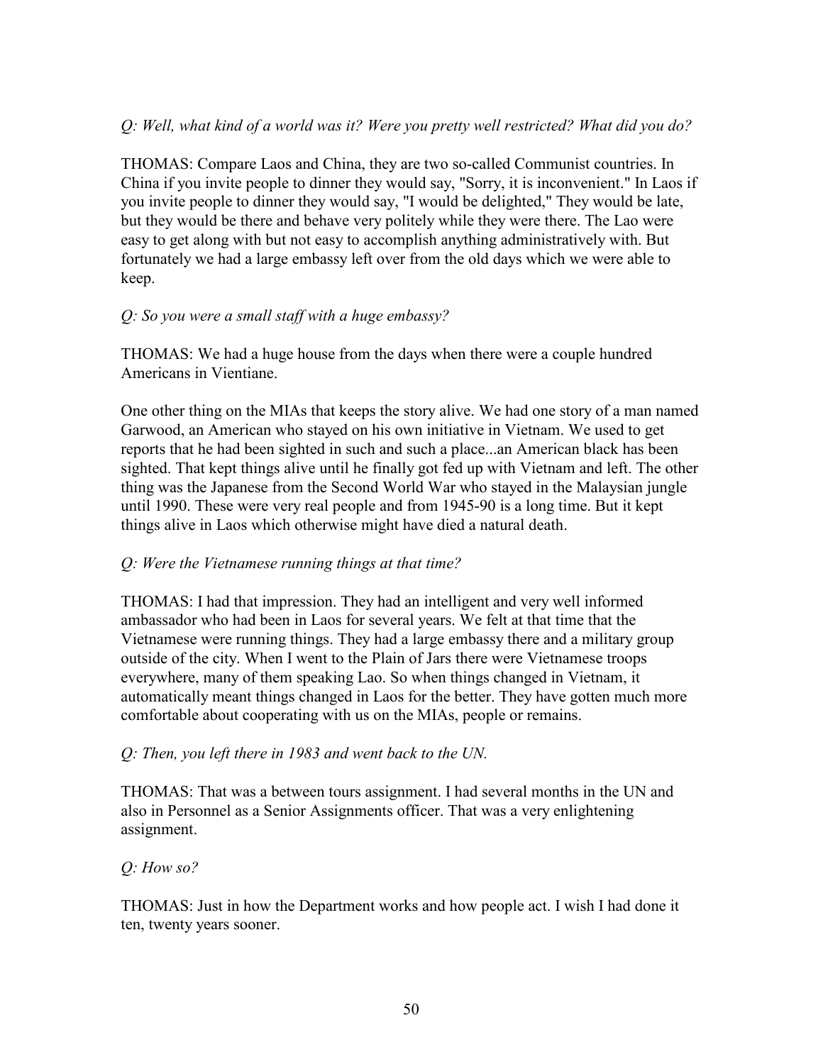*Q: Well, what kind of a world was it? Were you pretty well restricted? What did you do?*

THOMAS: Compare Laos and China, they are two so-called Communist countries. In China if you invite people to dinner they would say, "Sorry, it is inconvenient." In Laos if you invite people to dinner they would say, "I would be delighted," They would be late, but they would be there and behave very politely while they were there. The Lao were easy to get along with but not easy to accomplish anything administratively with. But fortunately we had a large embassy left over from the old days which we were able to keep.

*Q: So you were a small staff with a huge embassy?*

THOMAS: We had a huge house from the days when there were a couple hundred Americans in Vientiane.

One other thing on the MIAs that keeps the story alive. We had one story of a man named Garwood, an American who stayed on his own initiative in Vietnam. We used to get reports that he had been sighted in such and such a place...an American black has been sighted. That kept things alive until he finally got fed up with Vietnam and left. The other thing was the Japanese from the Second World War who stayed in the Malaysian jungle until 1990. These were very real people and from 1945-90 is a long time. But it kept things alive in Laos which otherwise might have died a natural death.

*Q: Were the Vietnamese running things at that time?*

THOMAS: I had that impression. They had an intelligent and very well informed ambassador who had been in Laos for several years. We felt at that time that the Vietnamese were running things. They had a large embassy there and a military group outside of the city. When I went to the Plain of Jars there were Vietnamese troops everywhere, many of them speaking Lao. So when things changed in Vietnam, it automatically meant things changed in Laos for the better. They have gotten much more comfortable about cooperating with us on the MIAs, people or remains.

*Q: Then, you left there in 1983 and went back to the UN.*

THOMAS: That was a between tours assignment. I had several months in the UN and also in Personnel as a Senior Assignments officer. That was a very enlightening assignment.

*Q: How so?*

THOMAS: Just in how the Department works and how people act. I wish I had done it ten, twenty years sooner.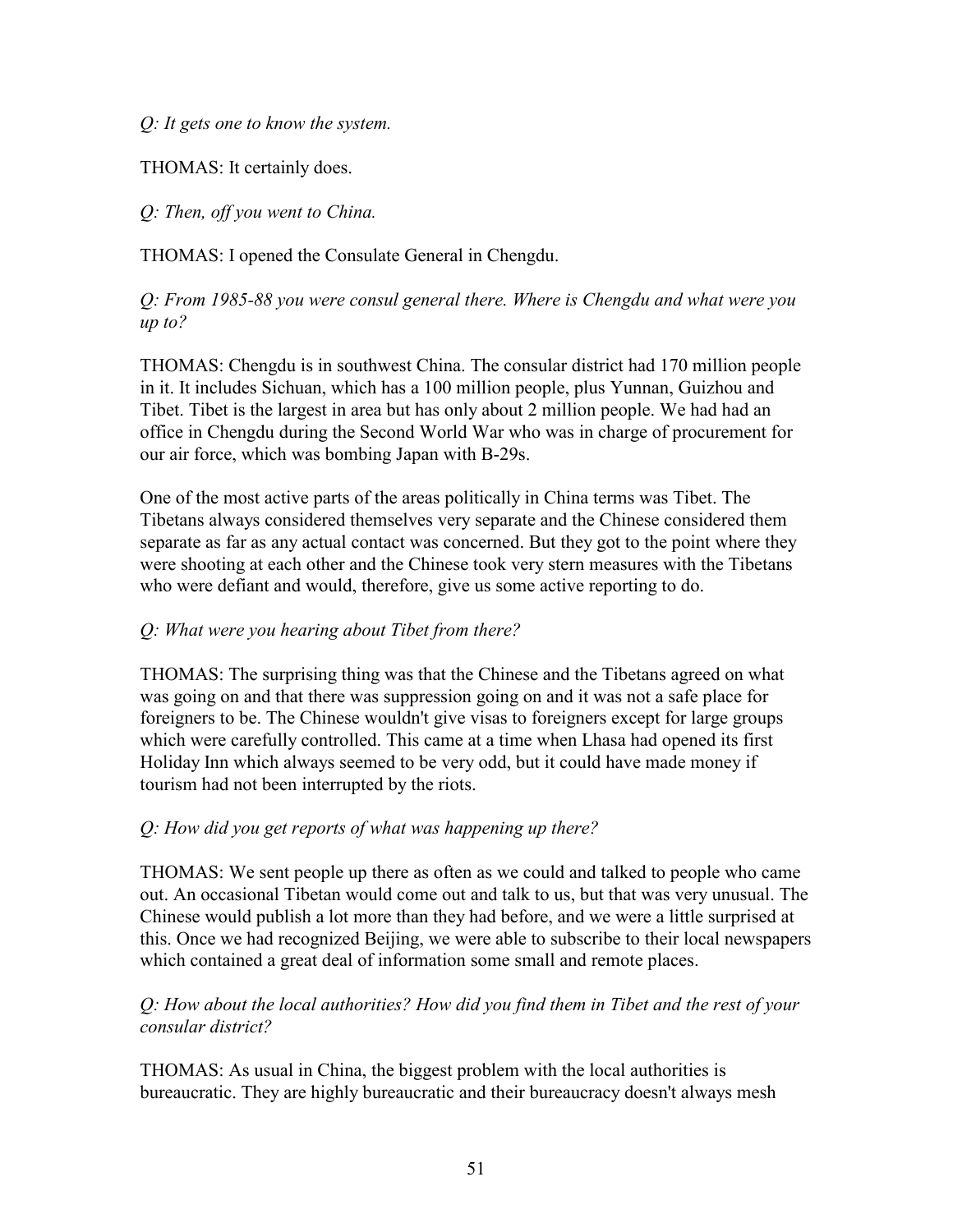*Q: It gets one to know the system.*

THOMAS: It certainly does.

*Q: Then, off you went to China.*

THOMAS: I opened the Consulate General in Chengdu.

*Q: From 1985-88 you were consul general there. Where is Chengdu and what were you up to?*

THOMAS: Chengdu is in southwest China. The consular district had 170 million people in it. It includes Sichuan, which has a 100 million people, plus Yunnan, Guizhou and Tibet. Tibet is the largest in area but has only about 2 million people. We had had an office in Chengdu during the Second World War who was in charge of procurement for our air force, which was bombing Japan with B-29s.

One of the most active parts of the areas politically in China terms was Tibet. The Tibetans always considered themselves very separate and the Chinese considered them separate as far as any actual contact was concerned. But they got to the point where they were shooting at each other and the Chinese took very stern measures with the Tibetans who were defiant and would, therefore, give us some active reporting to do.

*Q: What were you hearing about Tibet from there?*

THOMAS: The surprising thing was that the Chinese and the Tibetans agreed on what was going on and that there was suppression going on and it was not a safe place for foreigners to be. The Chinese wouldn't give visas to foreigners except for large groups which were carefully controlled. This came at a time when Lhasa had opened its first Holiday Inn which always seemed to be very odd, but it could have made money if tourism had not been interrupted by the riots.

*Q: How did you get reports of what was happening up there?*

THOMAS: We sent people up there as often as we could and talked to people who came out. An occasional Tibetan would come out and talk to us, but that was very unusual. The Chinese would publish a lot more than they had before, and we were a little surprised at this. Once we had recognized Beijing, we were able to subscribe to their local newspapers which contained a great deal of information some small and remote places.

*Q: How about the local authorities? How did you find them in Tibet and the rest of your consular district?*

THOMAS: As usual in China, the biggest problem with the local authorities is bureaucratic. They are highly bureaucratic and their bureaucracy doesn't always mesh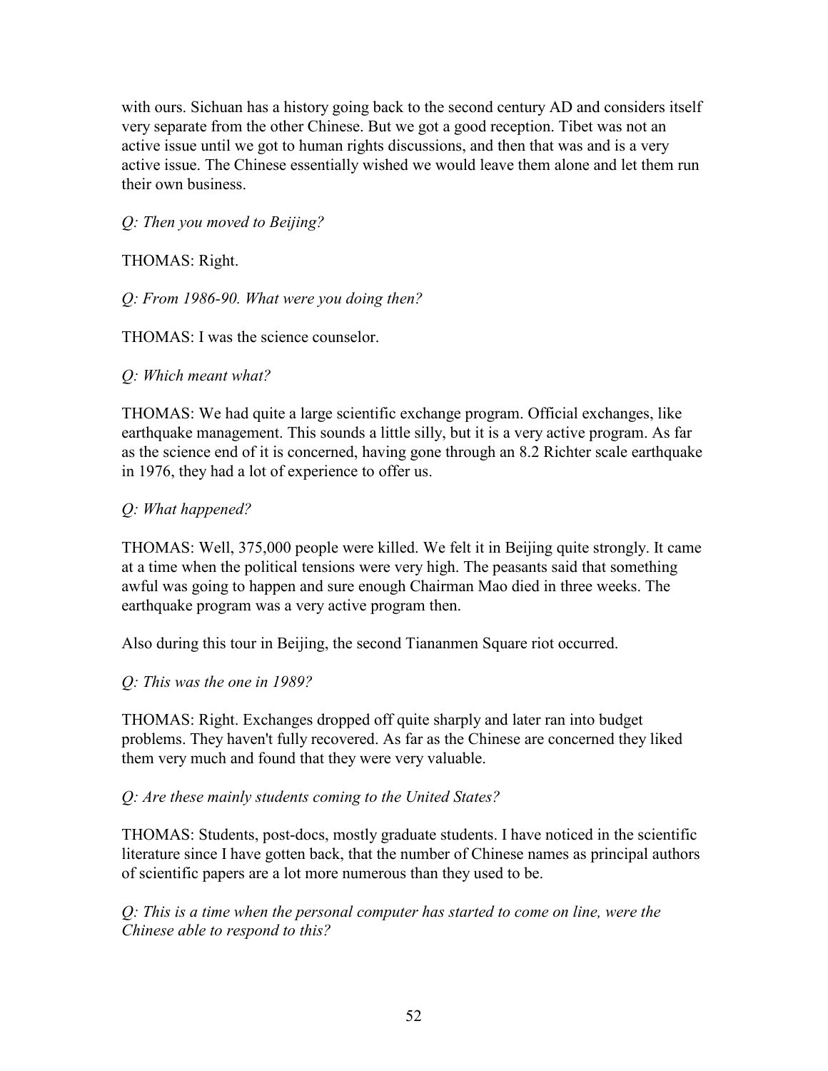with ours. Sichuan has a history going back to the second century AD and considers itself very separate from the other Chinese. But we got a good reception. Tibet was not an active issue until we got to human rights discussions, and then that was and is a very active issue. The Chinese essentially wished we would leave them alone and let them run their own business.

*Q: Then you moved to Beijing?*

THOMAS: Right.

*Q: From 1986-90. What were you doing then?*

THOMAS: I was the science counselor.

*Q: Which meant what?*

THOMAS: We had quite a large scientific exchange program. Official exchanges, like earthquake management. This sounds a little silly, but it is a very active program. As far as the science end of it is concerned, having gone through an 8.2 Richter scale earthquake in 1976, they had a lot of experience to offer us.

*Q: What happened?*

THOMAS: Well, 375,000 people were killed. We felt it in Beijing quite strongly. It came at a time when the political tensions were very high. The peasants said that something awful was going to happen and sure enough Chairman Mao died in three weeks. The earthquake program was a very active program then.

Also during this tour in Beijing, the second Tiananmen Square riot occurred.

*Q: This was the one in 1989?*

THOMAS: Right. Exchanges dropped off quite sharply and later ran into budget problems. They haven't fully recovered. As far as the Chinese are concerned they liked them very much and found that they were very valuable.

*Q: Are these mainly students coming to the United States?*

THOMAS: Students, post-docs, mostly graduate students. I have noticed in the scientific literature since I have gotten back, that the number of Chinese names as principal authors of scientific papers are a lot more numerous than they used to be.

*Q: This is a time when the personal computer has started to come on line, were the Chinese able to respond to this?*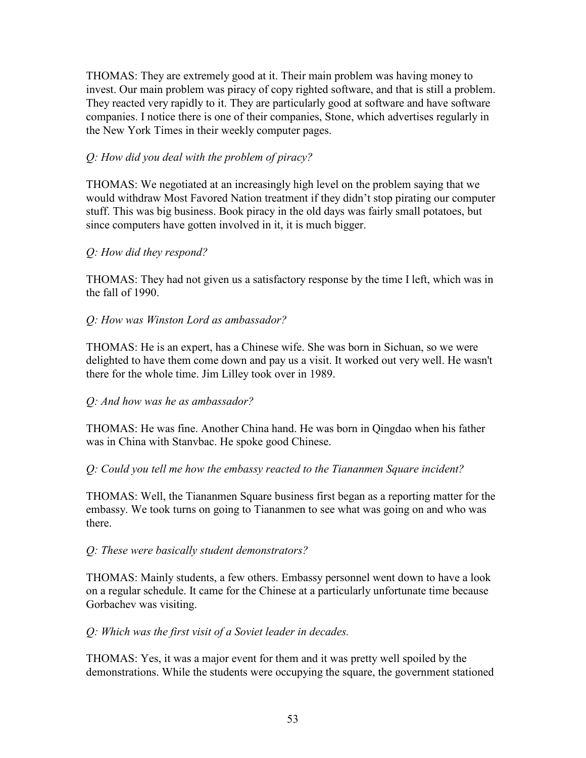THOMAS: They are extremely good at it. Their main problem was having money to invest. Our main problem was piracy of copy righted software, and that is still a problem. They reacted very rapidly to it. They are particularly good at software and have software companies. I notice there is one of their companies, Stone, which advertises regularly in the New York Times in their weekly computer pages.

*Q: How did you deal with the problem of piracy?*

THOMAS: We negotiated at an increasingly high level on the problem saying that we would withdraw Most Favored Nation treatment if they didn't stop pirating our computer stuff. This was big business. Book piracy in the old days was fairly small potatoes, but since computers have gotten involved in it, it is much bigger.

*Q: How did they respond?*

THOMAS: They had not given us a satisfactory response by the time I left, which was in the fall of 1990.

*Q: How was Winston Lord as ambassador?*

THOMAS: He is an expert, has a Chinese wife. She was born in Sichuan, so we were delighted to have them come down and pay us a visit. It worked out very well. He wasn't there for the whole time. Jim Lilley took over in 1989.

*Q: And how was he as ambassador?*

THOMAS: He was fine. Another China hand. He was born in Qingdao when his father was in China with Stanvbac. He spoke good Chinese.

*Q: Could you tell me how the embassy reacted to the Tiananmen Square incident?*

THOMAS: Well, the Tiananmen Square business first began as a reporting matter for the embassy. We took turns on going to Tiananmen to see what was going on and who was there.

*Q: These were basically student demonstrators?*

THOMAS: Mainly students, a few others. Embassy personnel went down to have a look on a regular schedule. It came for the Chinese at a particularly unfortunate time because Gorbachev was visiting.

*Q: Which was the first visit of a Soviet leader in decades.*

THOMAS: Yes, it was a major event for them and it was pretty well spoiled by the demonstrations. While the students were occupying the square, the government stationed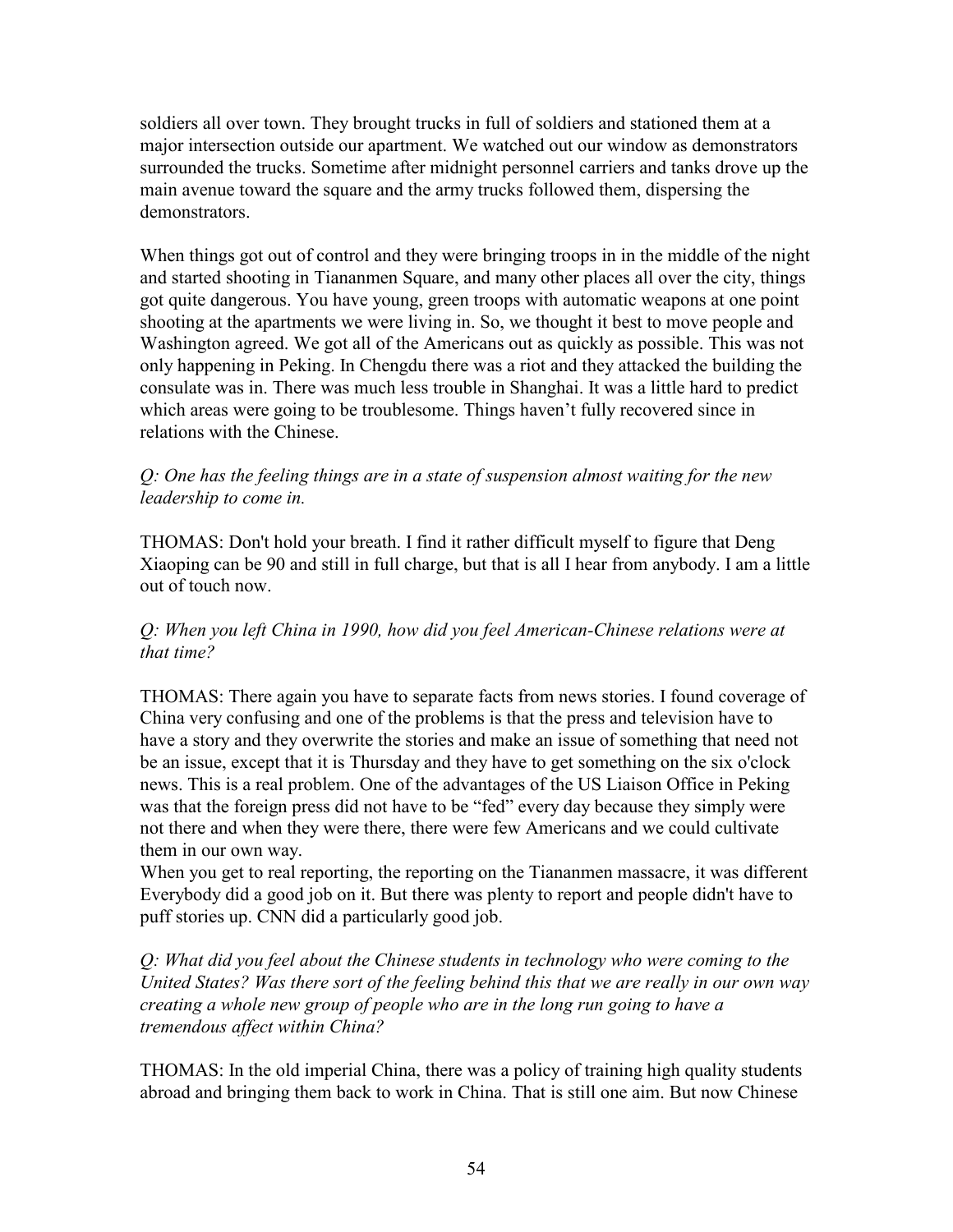soldiers all over town. They brought trucks in full of soldiers and stationed them at a major intersection outside our apartment. We watched out our window as demonstrators surrounded the trucks. Sometime after midnight personnel carriers and tanks drove up the main avenue toward the square and the army trucks followed them, dispersing the demonstrators.

When things got out of control and they were bringing troops in in the middle of the night and started shooting in Tiananmen Square, and many other places all over the city, things got quite dangerous. You have young, green troops with automatic weapons at one point shooting at the apartments we were living in. So, we thought it best to move people and Washington agreed. We got all of the Americans out as quickly as possible. This was not only happening in Peking. In Chengdu there was a riot and they attacked the building the consulate was in. There was much less trouble in Shanghai. It was a little hard to predict which areas were going to be troublesome. Things haven't fully recovered since in relations with the Chinese.

*Q: One has the feeling things are in a state of suspension almost waiting for the new leadership to come in.*

THOMAS: Don't hold your breath. I find it rather difficult myself to figure that Deng Xiaoping can be 90 and still in full charge, but that is all I hear from anybody. I am a little out of touch now.

*Q: When you left China in 1990, how did you feel American-Chinese relations were at that time?*

THOMAS: There again you have to separate facts from news stories. I found coverage of China very confusing and one of the problems is that the press and television have to have a story and they overwrite the stories and make an issue of something that need not be an issue, except that it is Thursday and they have to get something on the six o'clock news. This is a real problem. One of the advantages of the US Liaison Office in Peking was that the foreign press did not have to be "fed" every day because they simply were not there and when they were there, there were few Americans and we could cultivate them in our own way.
When you get to real reporting, the reporting on the Tiananmen massacre, it was different Everybody did a good job on it. But there was plenty to report and people didn't have to puff stories up. CNN did a particularly good job.

*Q: What did you feel about the Chinese students in technology who were coming to the United States? Was there sort of the feeling behind this that we are really in our own way creating a whole new group of people who are in the long run going to have a tremendous affect within China?*

THOMAS: In the old imperial China, there was a policy of training high quality students abroad and bringing them back to work in China. That is still one aim. But now Chinese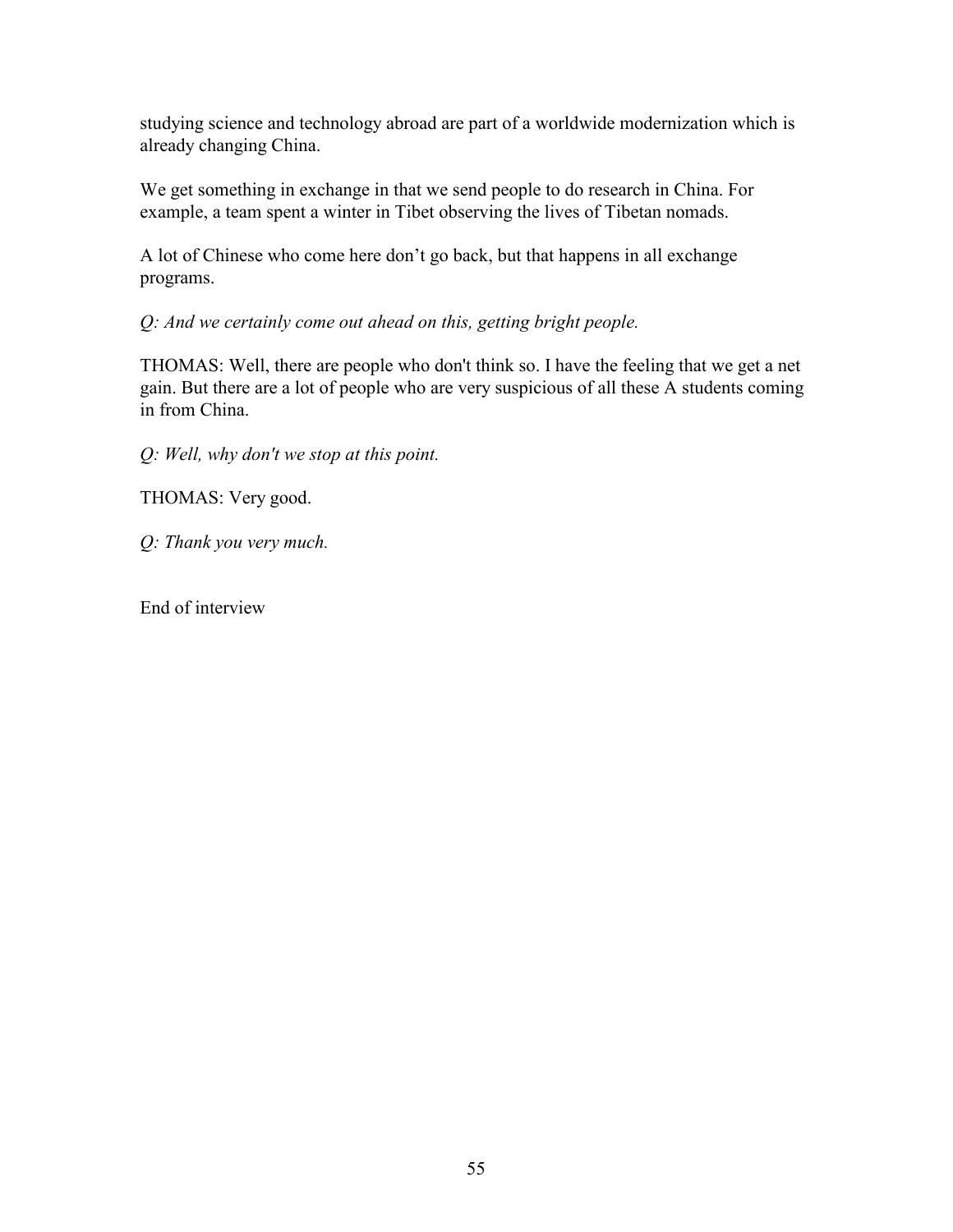studying science and technology abroad are part of a worldwide modernization which is already changing China.

We get something in exchange in that we send people to do research in China. For example, a team spent a winter in Tibet observing the lives of Tibetan nomads.

A lot of Chinese who come here don't go back, but that happens in all exchange programs.

*Q: And we certainly come out ahead on this, getting bright people.*

THOMAS: Well, there are people who don't think so. I have the feeling that we get a net gain. But there are a lot of people who are very suspicious of all these A students coming in from China.

*Q: Well, why don't we stop at this point.*

THOMAS: Very good.

*Q: Thank you very much.*

End of interview